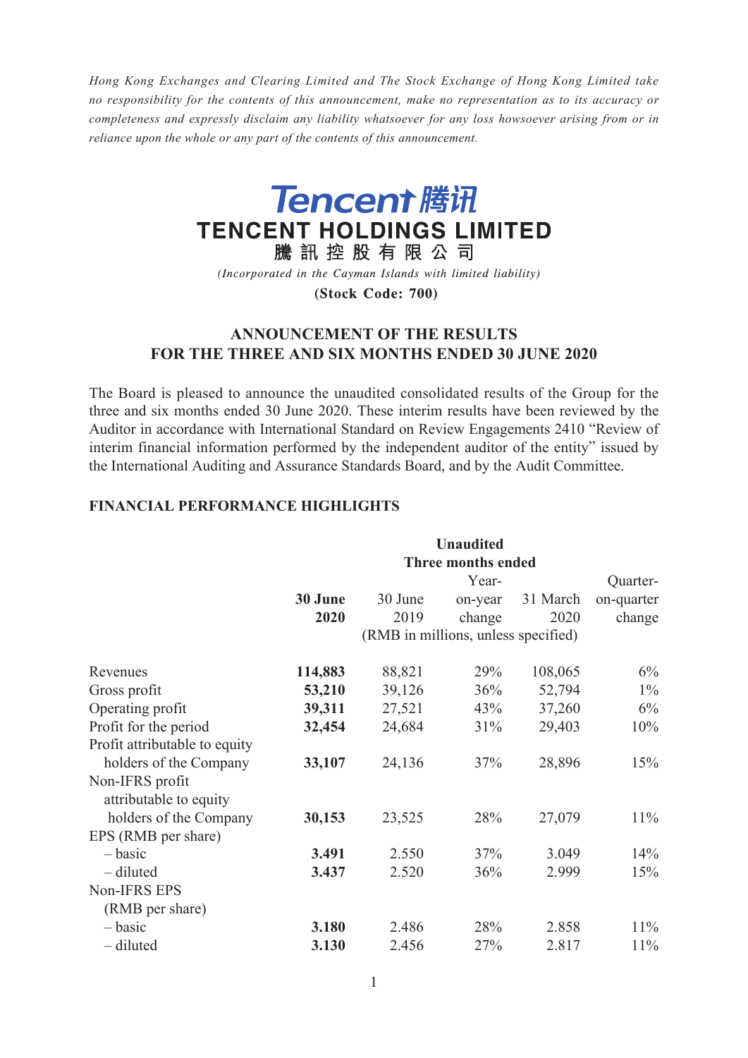*Hong Kong Exchanges and Clearing Limited and The Stock Exchange of Hong Kong Limited take no responsibility for the contents of this announcement, make no representation as to its accuracy or completeness and expressly disclaim any liability whatsoever for any loss howsoever arising from or in reliance upon the whole or any part of the contents of this announcement.*

# Tencent 腾讯

# TENCENT HOLDINGS LIMITED

**騰 訊 控 股 有 限 公 司**

*(Incorporated in the Cayman Islands with limited liability)*

**(Stock Code: 700)**

## ANNOUNCEMENT OF THE RESULTS FOR THE THREE AND SIX MONTHS ENDED 30 JUNE 2020

The Board is pleased to announce the unaudited consolidated results of the Group for the three and six months ended 30 June 2020. These interim results have been reviewed by the Auditor in accordance with International Standard on Review Engagements 2410 "Review of interim financial information performed by the independent auditor of the entity" issued by the International Auditing and Assurance Standards Board, and by the Audit Committee.

### FINANCIAL PERFORMANCE HIGHLIGHTS

| | **Unaudited Three months ended** | | | | |
|---|---|---|---|---|---|
| | **30 June 2020** | 30 June 2019 | Year-on-year change | 31 March 2020 | Quarter-on-quarter change |
| | (RMB in millions, unless specified) | | | | |
| Revenues | **114,883** | 88,821 | 29% | 108,065 | 6% |
| Gross profit | **53,210** | 39,126 | 36% | 52,794 | 1% |
| Operating profit | **39,311** | 27,521 | 43% | 37,260 | 6% |
| Profit for the period | **32,454** | 24,684 | 31% | 29,403 | 10% |
| Profit attributable to equity holders of the Company | **33,107** | 24,136 | 37% | 28,896 | 15% |
| Non-IFRS profit attributable to equity holders of the Company | **30,153** | 23,525 | 28% | 27,079 | 11% |
| EPS (RMB per share) | | | | | |
| – basic | **3.491** | 2.550 | 37% | 3.049 | 14% |
| – diluted | **3.437** | 2.520 | 36% | 2.999 | 15% |
| Non-IFRS EPS (RMB per share) | | | | | |
| – basic | **3.180** | 2.486 | 28% | 2.858 | 11% |
| – diluted | **3.130** | 2.456 | 27% | 2.817 | 11% |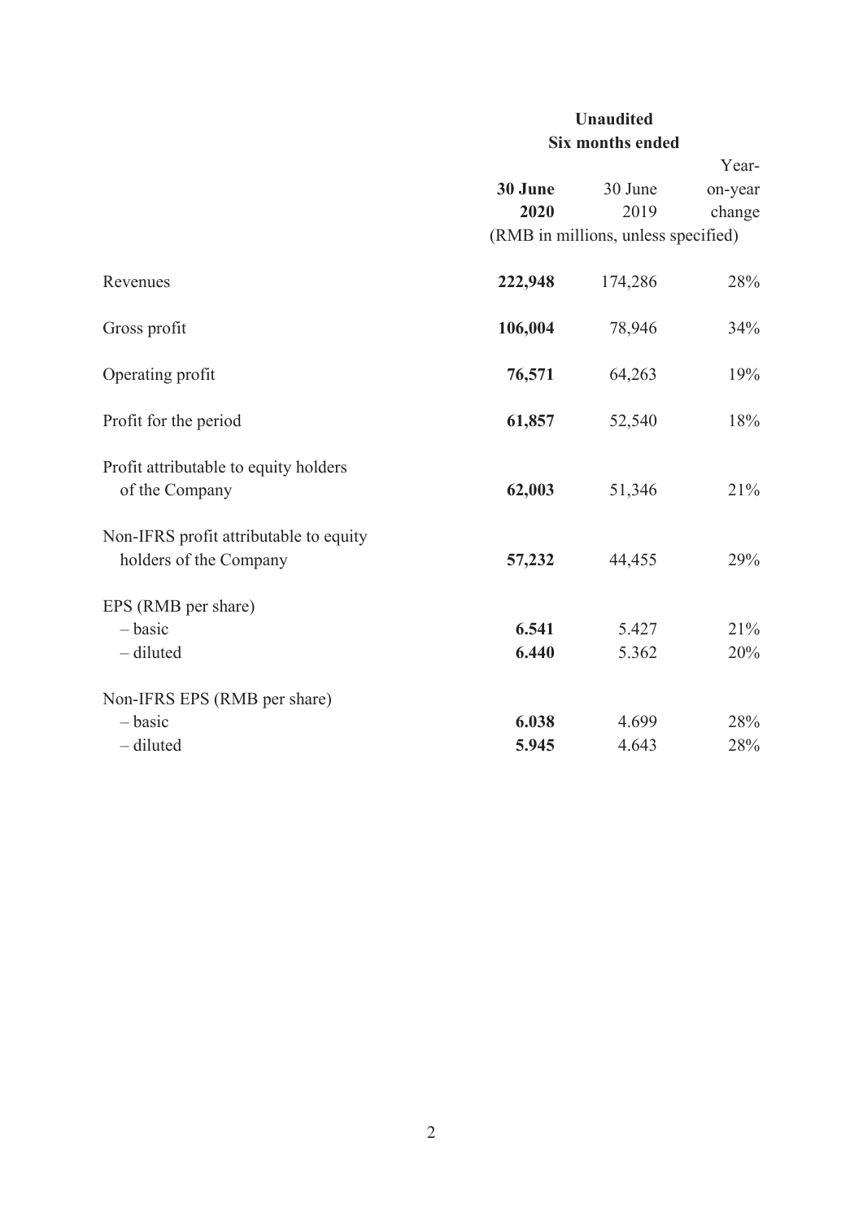| | Unaudited | | |
|---|---|---|---|
| | Six months ended | | |
| | **30 June 2020** | 30 June 2019 | Year-on-year change |
| | (RMB in millions, unless specified) | | |
| Revenues | **222,948** | 174,286 | 28% |
| Gross profit | **106,004** | 78,946 | 34% |
| Operating profit | **76,571** | 64,263 | 19% |
| Profit for the period | **61,857** | 52,540 | 18% |
| Profit attributable to equity holders of the Company | **62,003** | 51,346 | 21% |
| Non-IFRS profit attributable to equity holders of the Company | **57,232** | 44,455 | 29% |
| EPS (RMB per share) | | | |
| – basic | **6.541** | 5.427 | 21% |
| – diluted | **6.440** | 5.362 | 20% |
| Non-IFRS EPS (RMB per share) | | | |
| – basic | **6.038** | 4.699 | 28% |
| – diluted | **5.945** | 4.643 | 28% |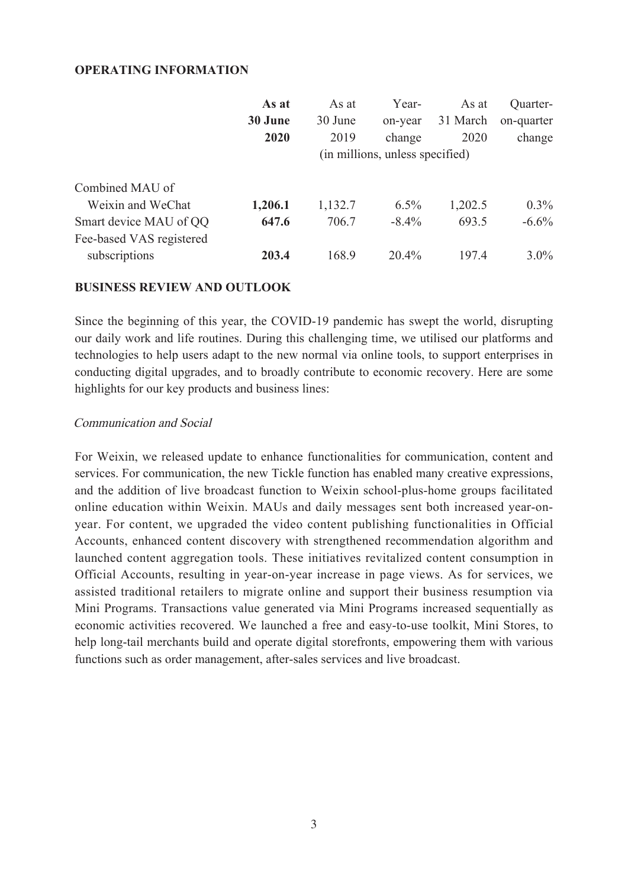## OPERATING INFORMATION

| | **As at 30 June 2020** | As at 30 June 2019 | Year-on-year change | As at 31 March 2020 | Quarter-on-quarter change |
|---|---|---|---|---|---|
| | (in millions, unless specified) | | | | |
| Combined MAU of Weixin and WeChat | **1,206.1** | 1,132.7 | 6.5% | 1,202.5 | 0.3% |
| Smart device MAU of QQ | **647.6** | 706.7 | -8.4% | 693.5 | -6.6% |
| Fee-based VAS registered subscriptions | **203.4** | 168.9 | 20.4% | 197.4 | 3.0% |

## BUSINESS REVIEW AND OUTLOOK

Since the beginning of this year, the COVID-19 pandemic has swept the world, disrupting our daily work and life routines. During this challenging time, we utilised our platforms and technologies to help users adapt to the new normal via online tools, to support enterprises in conducting digital upgrades, and to broadly contribute to economic recovery. Here are some highlights for our key products and business lines:

*Communication and Social*

For Weixin, we released update to enhance functionalities for communication, content and services. For communication, the new Tickle function has enabled many creative expressions, and the addition of live broadcast function to Weixin school-plus-home groups facilitated online education within Weixin. MAUs and daily messages sent both increased year-on-year. For content, we upgraded the video content publishing functionalities in Official Accounts, enhanced content discovery with strengthened recommendation algorithm and launched content aggregation tools. These initiatives revitalized content consumption in Official Accounts, resulting in year-on-year increase in page views. As for services, we assisted traditional retailers to migrate online and support their business resumption via Mini Programs. Transactions value generated via Mini Programs increased sequentially as economic activities recovered. We launched a free and easy-to-use toolkit, Mini Stores, to help long-tail merchants build and operate digital storefronts, empowering them with various functions such as order management, after-sales services and live broadcast.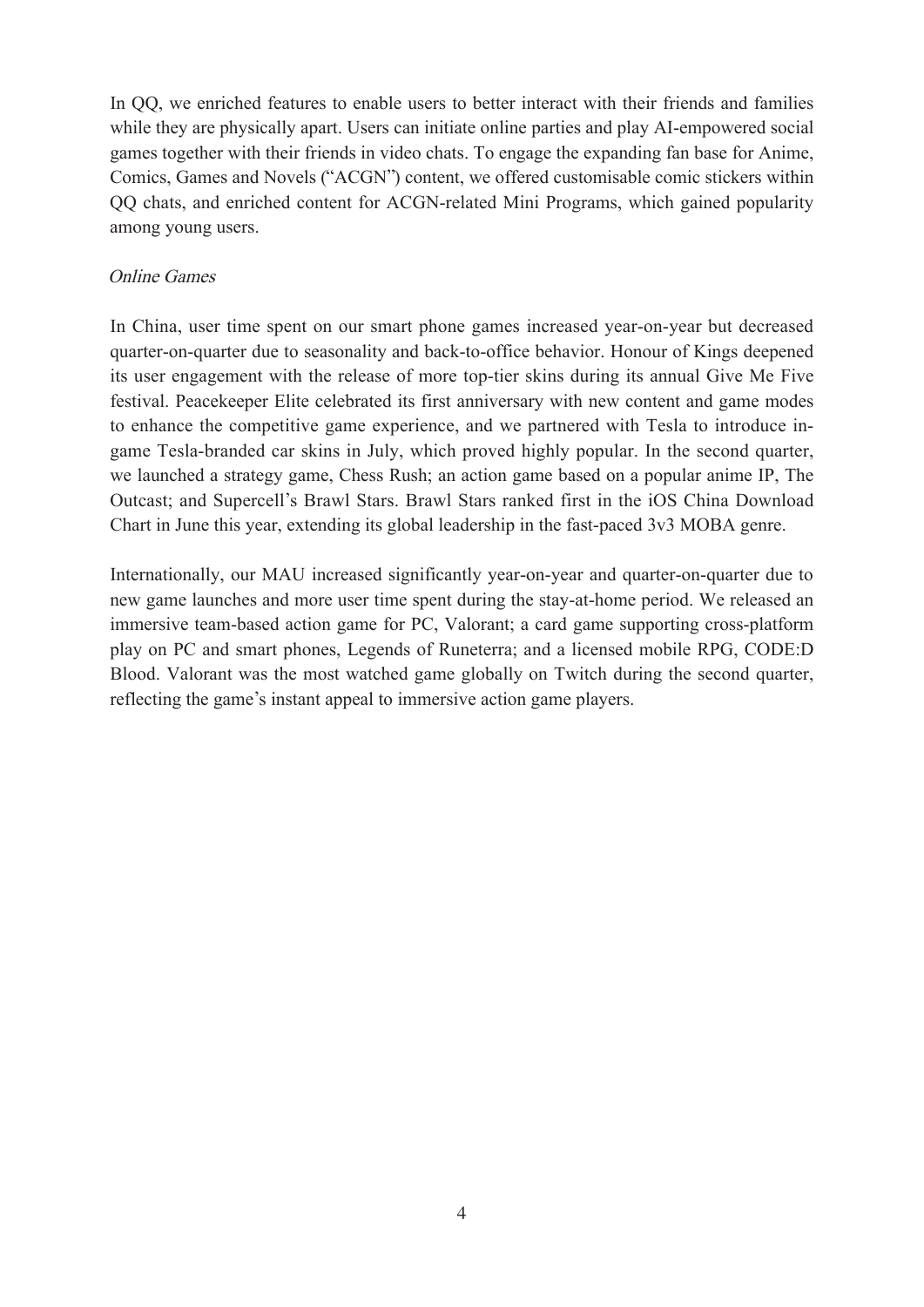In QQ, we enriched features to enable users to better interact with their friends and families while they are physically apart. Users can initiate online parties and play AI-empowered social games together with their friends in video chats. To engage the expanding fan base for Anime, Comics, Games and Novels ("ACGN") content, we offered customisable comic stickers within QQ chats, and enriched content for ACGN-related Mini Programs, which gained popularity among young users.

*Online Games*

In China, user time spent on our smart phone games increased year-on-year but decreased quarter-on-quarter due to seasonality and back-to-office behavior. Honour of Kings deepened its user engagement with the release of more top-tier skins during its annual Give Me Five festival. Peacekeeper Elite celebrated its first anniversary with new content and game modes to enhance the competitive game experience, and we partnered with Tesla to introduce in-game Tesla-branded car skins in July, which proved highly popular. In the second quarter, we launched a strategy game, Chess Rush; an action game based on a popular anime IP, The Outcast; and Supercell's Brawl Stars. Brawl Stars ranked first in the iOS China Download Chart in June this year, extending its global leadership in the fast-paced 3v3 MOBA genre.

Internationally, our MAU increased significantly year-on-year and quarter-on-quarter due to new game launches and more user time spent during the stay-at-home period. We released an immersive team-based action game for PC, Valorant; a card game supporting cross-platform play on PC and smart phones, Legends of Runeterra; and a licensed mobile RPG, CODE:D Blood. Valorant was the most watched game globally on Twitch during the second quarter, reflecting the game's instant appeal to immersive action game players.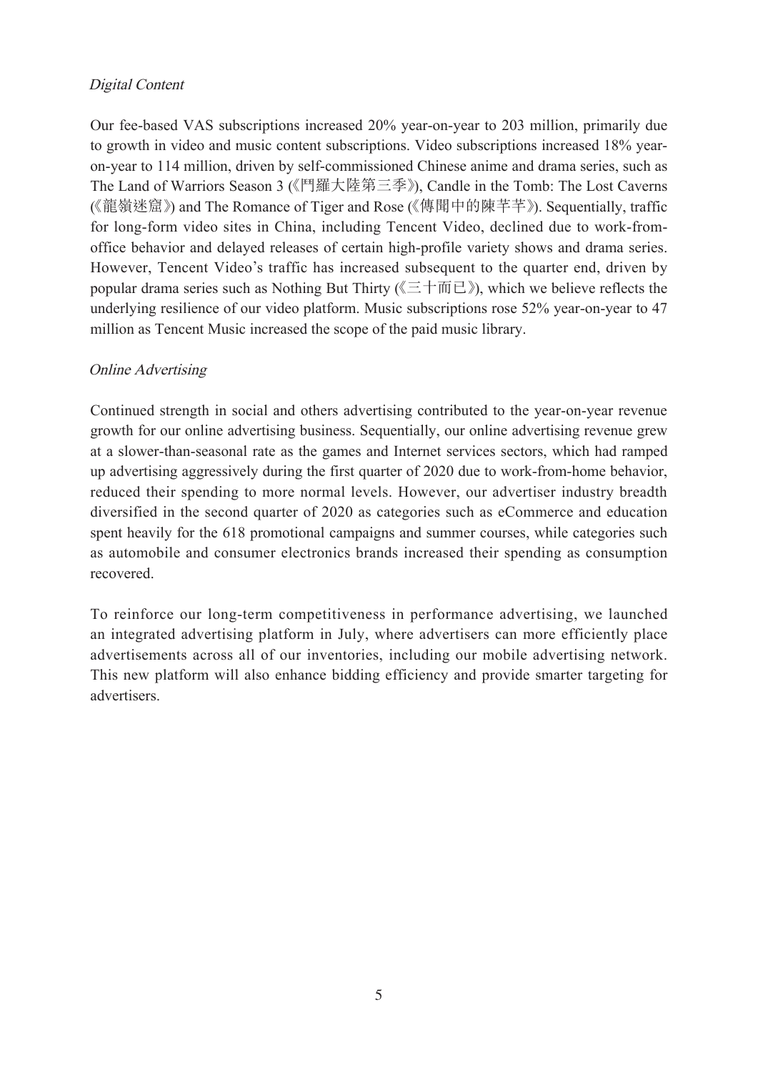*Digital Content*

Our fee-based VAS subscriptions increased 20% year-on-year to 203 million, primarily due to growth in video and music content subscriptions. Video subscriptions increased 18% year-on-year to 114 million, driven by self-commissioned Chinese anime and drama series, such as The Land of Warriors Season 3 (《鬥羅大陸第三季》), Candle in the Tomb: The Lost Caverns (《龍嶺迷窟》) and The Romance of Tiger and Rose (《傳聞中的陳芊芊》). Sequentially, traffic for long-form video sites in China, including Tencent Video, declined due to work-from-office behavior and delayed releases of certain high-profile variety shows and drama series. However, Tencent Video's traffic has increased subsequent to the quarter end, driven by popular drama series such as Nothing But Thirty (《三十而已》), which we believe reflects the underlying resilience of our video platform. Music subscriptions rose 52% year-on-year to 47 million as Tencent Music increased the scope of the paid music library.

*Online Advertising*

Continued strength in social and others advertising contributed to the year-on-year revenue growth for our online advertising business. Sequentially, our online advertising revenue grew at a slower-than-seasonal rate as the games and Internet services sectors, which had ramped up advertising aggressively during the first quarter of 2020 due to work-from-home behavior, reduced their spending to more normal levels. However, our advertiser industry breadth diversified in the second quarter of 2020 as categories such as eCommerce and education spent heavily for the 618 promotional campaigns and summer courses, while categories such as automobile and consumer electronics brands increased their spending as consumption recovered.

To reinforce our long-term competitiveness in performance advertising, we launched an integrated advertising platform in July, where advertisers can more efficiently place advertisements across all of our inventories, including our mobile advertising network. This new platform will also enhance bidding efficiency and provide smarter targeting for advertisers.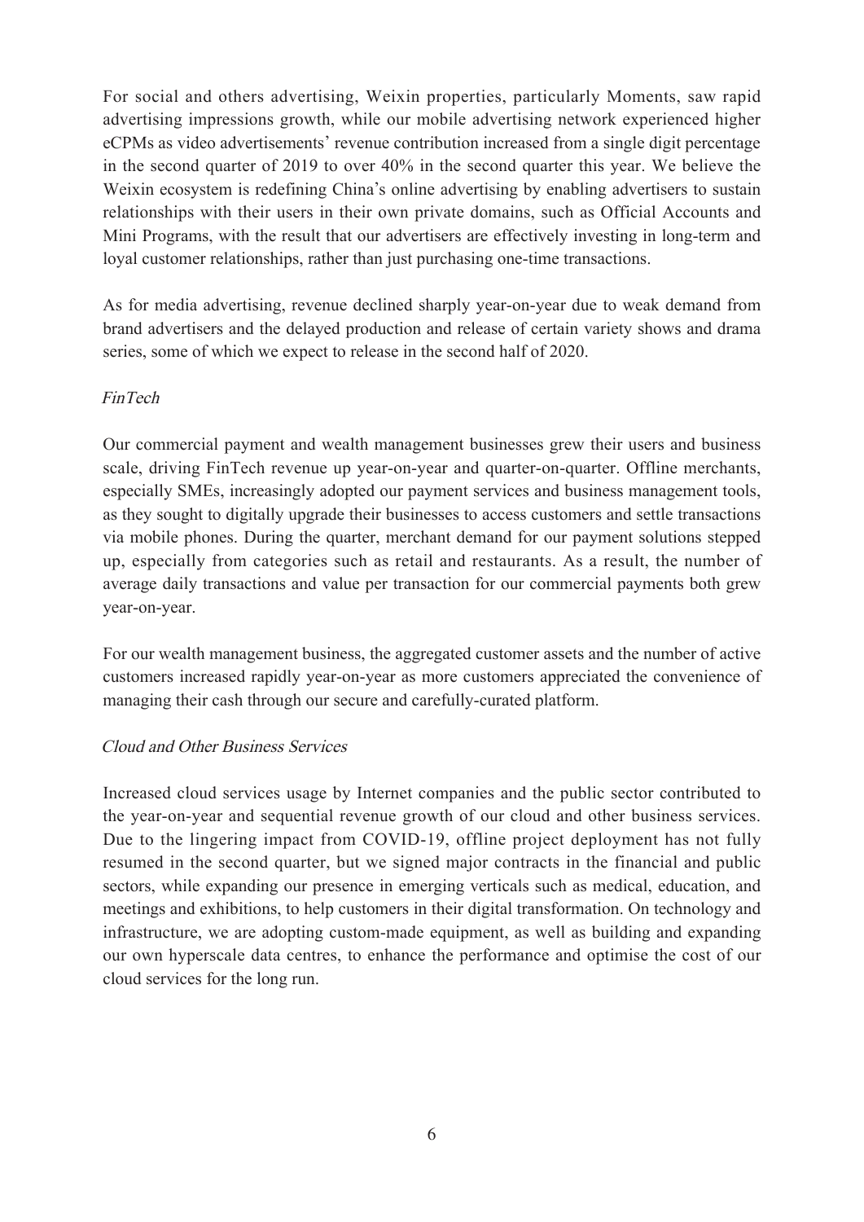For social and others advertising, Weixin properties, particularly Moments, saw rapid advertising impressions growth, while our mobile advertising network experienced higher eCPMs as video advertisements' revenue contribution increased from a single digit percentage in the second quarter of 2019 to over 40% in the second quarter this year. We believe the Weixin ecosystem is redefining China's online advertising by enabling advertisers to sustain relationships with their users in their own private domains, such as Official Accounts and Mini Programs, with the result that our advertisers are effectively investing in long-term and loyal customer relationships, rather than just purchasing one-time transactions.

As for media advertising, revenue declined sharply year-on-year due to weak demand from brand advertisers and the delayed production and release of certain variety shows and drama series, some of which we expect to release in the second half of 2020.

*FinTech*

Our commercial payment and wealth management businesses grew their users and business scale, driving FinTech revenue up year-on-year and quarter-on-quarter. Offline merchants, especially SMEs, increasingly adopted our payment services and business management tools, as they sought to digitally upgrade their businesses to access customers and settle transactions via mobile phones. During the quarter, merchant demand for our payment solutions stepped up, especially from categories such as retail and restaurants. As a result, the number of average daily transactions and value per transaction for our commercial payments both grew year-on-year.

For our wealth management business, the aggregated customer assets and the number of active customers increased rapidly year-on-year as more customers appreciated the convenience of managing their cash through our secure and carefully-curated platform.

*Cloud and Other Business Services*

Increased cloud services usage by Internet companies and the public sector contributed to the year-on-year and sequential revenue growth of our cloud and other business services. Due to the lingering impact from COVID-19, offline project deployment has not fully resumed in the second quarter, but we signed major contracts in the financial and public sectors, while expanding our presence in emerging verticals such as medical, education, and meetings and exhibitions, to help customers in their digital transformation. On technology and infrastructure, we are adopting custom-made equipment, as well as building and expanding our own hyperscale data centres, to enhance the performance and optimise the cost of our cloud services for the long run.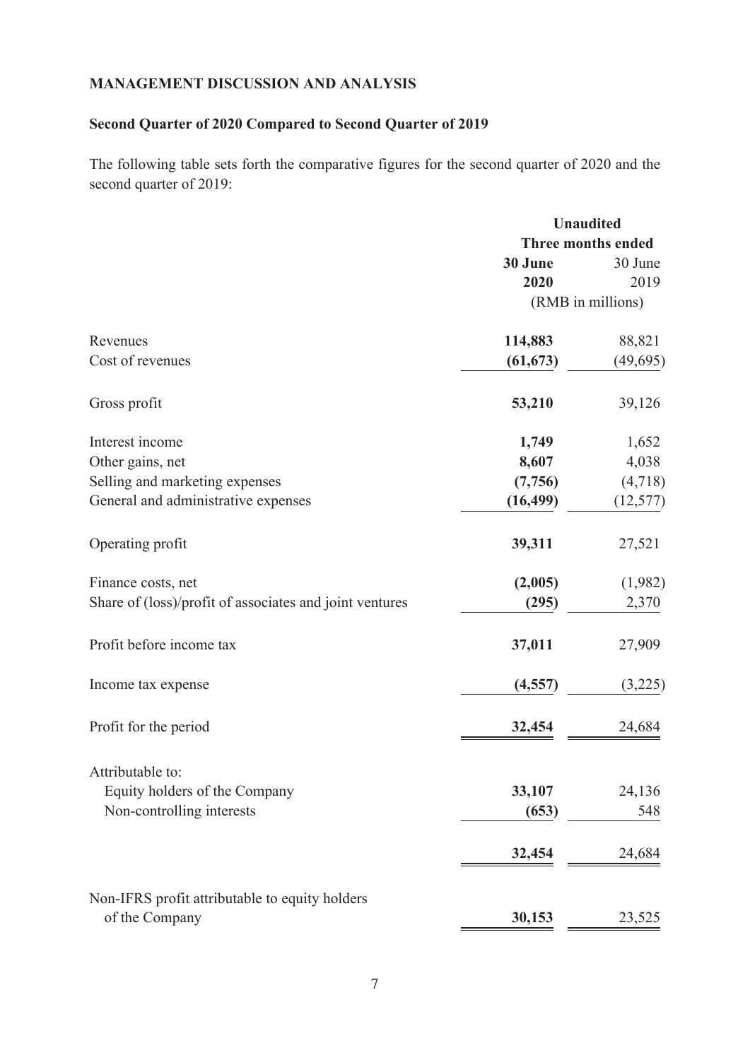**MANAGEMENT DISCUSSION AND ANALYSIS**

**Second Quarter of 2020 Compared to Second Quarter of 2019**

The following table sets forth the comparative figures for the second quarter of 2020 and the second quarter of 2019:

| | **Unaudited** | |
|---|---|---|
| | **Three months ended** | |
| | **30 June 2020** | 30 June 2019 |
| | (RMB in millions) | |
| Revenues | **114,883** | 88,821 |
| Cost of revenues | **(61,673)** | (49,695) |
| Gross profit | **53,210** | 39,126 |
| Interest income | **1,749** | 1,652 |
| Other gains, net | **8,607** | 4,038 |
| Selling and marketing expenses | **(7,756)** | (4,718) |
| General and administrative expenses | **(16,499)** | (12,577) |
| Operating profit | **39,311** | 27,521 |
| Finance costs, net | **(2,005)** | (1,982) |
| Share of (loss)/profit of associates and joint ventures | **(295)** | 2,370 |
| Profit before income tax | **37,011** | 27,909 |
| Income tax expense | **(4,557)** | (3,225) |
| Profit for the period | **32,454** | 24,684 |
| Attributable to: | | |
| Equity holders of the Company | **33,107** | 24,136 |
| Non-controlling interests | **(653)** | 548 |
| | **32,454** | 24,684 |
| Non-IFRS profit attributable to equity holders of the Company | **30,153** | 23,525 |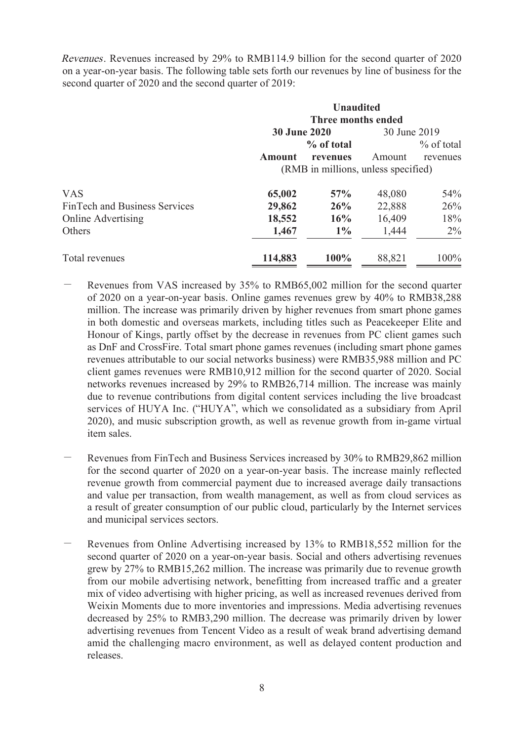*Revenues*. Revenues increased by 29% to RMB114.9 billion for the second quarter of 2020 on a year-on-year basis. The following table sets forth our revenues by line of business for the second quarter of 2020 and the second quarter of 2019:

| | Unaudited | | | |
|---|---|---|---|---|
| | Three months ended | | | |
| | **30 June 2020** | | 30 June 2019 | |
| | **Amount** | **% of total revenues** | Amount | % of total revenues |
| | (RMB in millions, unless specified) | | | |
| VAS | **65,002** | **57%** | 48,080 | 54% |
| FinTech and Business Services | **29,862** | **26%** | 22,888 | 26% |
| Online Advertising | **18,552** | **16%** | 16,409 | 18% |
| Others | **1,467** | **1%** | 1,444 | 2% |
| Total revenues | **114,883** | **100%** | 88,821 | 100% |

- Revenues from VAS increased by 35% to RMB65,002 million for the second quarter of 2020 on a year-on-year basis. Online games revenues grew by 40% to RMB38,288 million. The increase was primarily driven by higher revenues from smart phone games in both domestic and overseas markets, including titles such as Peacekeeper Elite and Honour of Kings, partly offset by the decrease in revenues from PC client games such as DnF and CrossFire. Total smart phone games revenues (including smart phone games revenues attributable to our social networks business) were RMB35,988 million and PC client games revenues were RMB10,912 million for the second quarter of 2020. Social networks revenues increased by 29% to RMB26,714 million. The increase was mainly due to revenue contributions from digital content services including the live broadcast services of HUYA Inc. ("HUYA", which we consolidated as a subsidiary from April 2020), and music subscription growth, as well as revenue growth from in-game virtual item sales.

- Revenues from FinTech and Business Services increased by 30% to RMB29,862 million for the second quarter of 2020 on a year-on-year basis. The increase mainly reflected revenue growth from commercial payment due to increased average daily transactions and value per transaction, from wealth management, as well as from cloud services as a result of greater consumption of our public cloud, particularly by the Internet services and municipal services sectors.

- Revenues from Online Advertising increased by 13% to RMB18,552 million for the second quarter of 2020 on a year-on-year basis. Social and others advertising revenues grew by 27% to RMB15,262 million. The increase was primarily due to revenue growth from our mobile advertising network, benefitting from increased traffic and a greater mix of video advertising with higher pricing, as well as increased revenues derived from Weixin Moments due to more inventories and impressions. Media advertising revenues decreased by 25% to RMB3,290 million. The decrease was primarily driven by lower advertising revenues from Tencent Video as a result of weak brand advertising demand amid the challenging macro environment, as well as delayed content production and releases.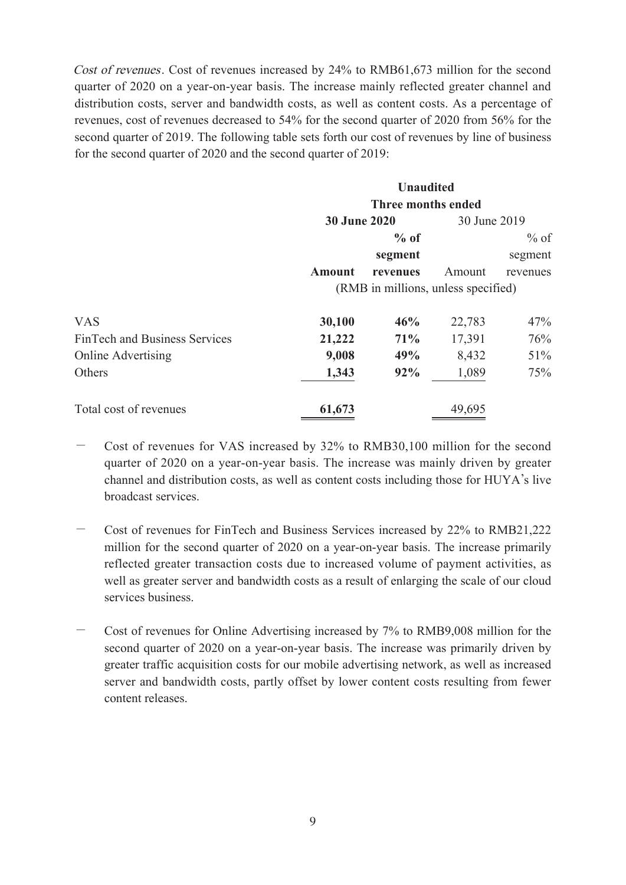*Cost of revenues*. Cost of revenues increased by 24% to RMB61,673 million for the second quarter of 2020 on a year-on-year basis. The increase mainly reflected greater channel and distribution costs, server and bandwidth costs, as well as content costs. As a percentage of revenues, cost of revenues decreased to 54% for the second quarter of 2020 from 56% for the second quarter of 2019. The following table sets forth our cost of revenues by line of business for the second quarter of 2020 and the second quarter of 2019:

| | Unaudited | | | |
|---|---|---|---|---|
| | Three months ended | | | |
| | **30 June 2020** | | 30 June 2019 | |
| | **Amount** | **% of segment revenues** | Amount | % of segment revenues |
| | (RMB in millions, unless specified) | | | |
| VAS | **30,100** | **46%** | 22,783 | 47% |
| FinTech and Business Services | **21,222** | **71%** | 17,391 | 76% |
| Online Advertising | **9,008** | **49%** | 8,432 | 51% |
| Others | **1,343** | **92%** | 1,089 | 75% |
| Total cost of revenues | **61,673** | | 49,695 | |

- Cost of revenues for VAS increased by 32% to RMB30,100 million for the second quarter of 2020 on a year-on-year basis. The increase was mainly driven by greater channel and distribution costs, as well as content costs including those for HUYA's live broadcast services.

- Cost of revenues for FinTech and Business Services increased by 22% to RMB21,222 million for the second quarter of 2020 on a year-on-year basis. The increase primarily reflected greater transaction costs due to increased volume of payment activities, as well as greater server and bandwidth costs as a result of enlarging the scale of our cloud services business.

- Cost of revenues for Online Advertising increased by 7% to RMB9,008 million for the second quarter of 2020 on a year-on-year basis. The increase was primarily driven by greater traffic acquisition costs for our mobile advertising network, as well as increased server and bandwidth costs, partly offset by lower content costs resulting from fewer content releases.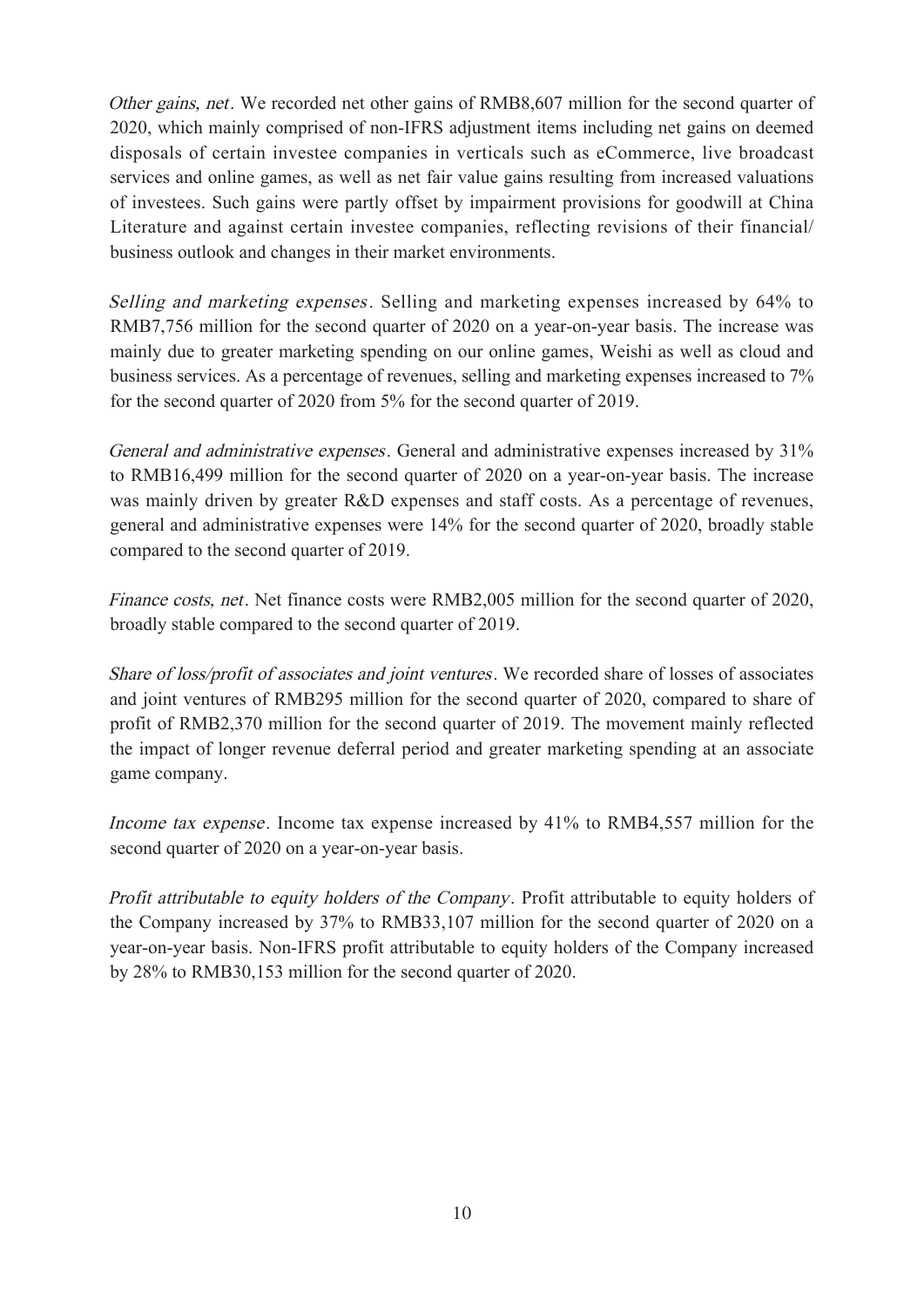*Other gains, net*. We recorded net other gains of RMB8,607 million for the second quarter of 2020, which mainly comprised of non-IFRS adjustment items including net gains on deemed disposals of certain investee companies in verticals such as eCommerce, live broadcast services and online games, as well as net fair value gains resulting from increased valuations of investees. Such gains were partly offset by impairment provisions for goodwill at China Literature and against certain investee companies, reflecting revisions of their financial/ business outlook and changes in their market environments.

*Selling and marketing expenses*. Selling and marketing expenses increased by 64% to RMB7,756 million for the second quarter of 2020 on a year-on-year basis. The increase was mainly due to greater marketing spending on our online games, Weishi as well as cloud and business services. As a percentage of revenues, selling and marketing expenses increased to 7% for the second quarter of 2020 from 5% for the second quarter of 2019.

*General and administrative expenses*. General and administrative expenses increased by 31% to RMB16,499 million for the second quarter of 2020 on a year-on-year basis. The increase was mainly driven by greater R&D expenses and staff costs. As a percentage of revenues, general and administrative expenses were 14% for the second quarter of 2020, broadly stable compared to the second quarter of 2019.

*Finance costs, net*. Net finance costs were RMB2,005 million for the second quarter of 2020, broadly stable compared to the second quarter of 2019.

*Share of loss/profit of associates and joint ventures*. We recorded share of losses of associates and joint ventures of RMB295 million for the second quarter of 2020, compared to share of profit of RMB2,370 million for the second quarter of 2019. The movement mainly reflected the impact of longer revenue deferral period and greater marketing spending at an associate game company.

*Income tax expense*. Income tax expense increased by 41% to RMB4,557 million for the second quarter of 2020 on a year-on-year basis.

*Profit attributable to equity holders of the Company*. Profit attributable to equity holders of the Company increased by 37% to RMB33,107 million for the second quarter of 2020 on a year-on-year basis. Non-IFRS profit attributable to equity holders of the Company increased by 28% to RMB30,153 million for the second quarter of 2020.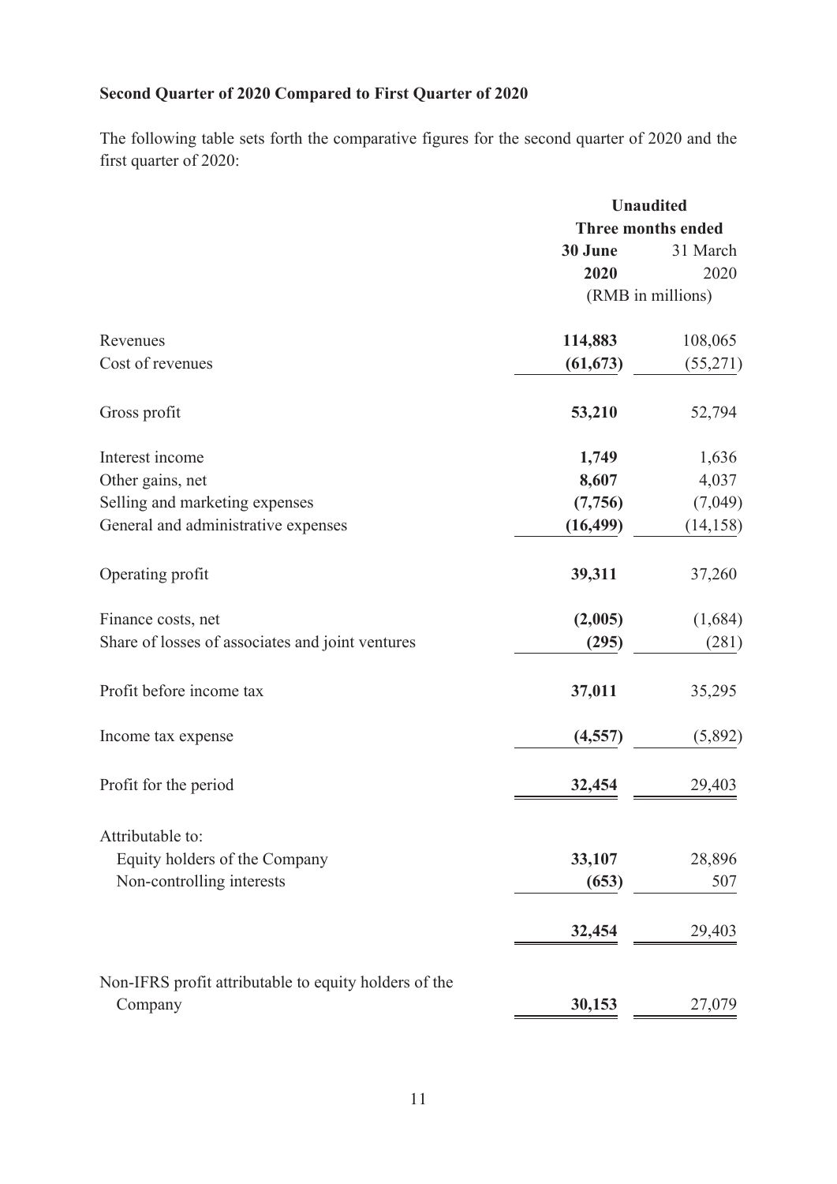**Second Quarter of 2020 Compared to First Quarter of 2020**

The following table sets forth the comparative figures for the second quarter of 2020 and the first quarter of 2020:

| | Unaudited | |
|---|---|---|
| | Three months ended | |
| | **30 June 2020** | 31 March 2020 |
| | (RMB in millions) | |
| Revenues | **114,883** | 108,065 |
| Cost of revenues | **(61,673)** | (55,271) |
| Gross profit | **53,210** | 52,794 |
| Interest income | **1,749** | 1,636 |
| Other gains, net | **8,607** | 4,037 |
| Selling and marketing expenses | **(7,756)** | (7,049) |
| General and administrative expenses | **(16,499)** | (14,158) |
| Operating profit | **39,311** | 37,260 |
| Finance costs, net | **(2,005)** | (1,684) |
| Share of losses of associates and joint ventures | **(295)** | (281) |
| Profit before income tax | **37,011** | 35,295 |
| Income tax expense | **(4,557)** | (5,892) |
| Profit for the period | **32,454** | 29,403 |
| Attributable to: | | |
| Equity holders of the Company | **33,107** | 28,896 |
| Non-controlling interests | **(653)** | 507 |
| | **32,454** | 29,403 |
| Non-IFRS profit attributable to equity holders of the Company | **30,153** | 27,079 |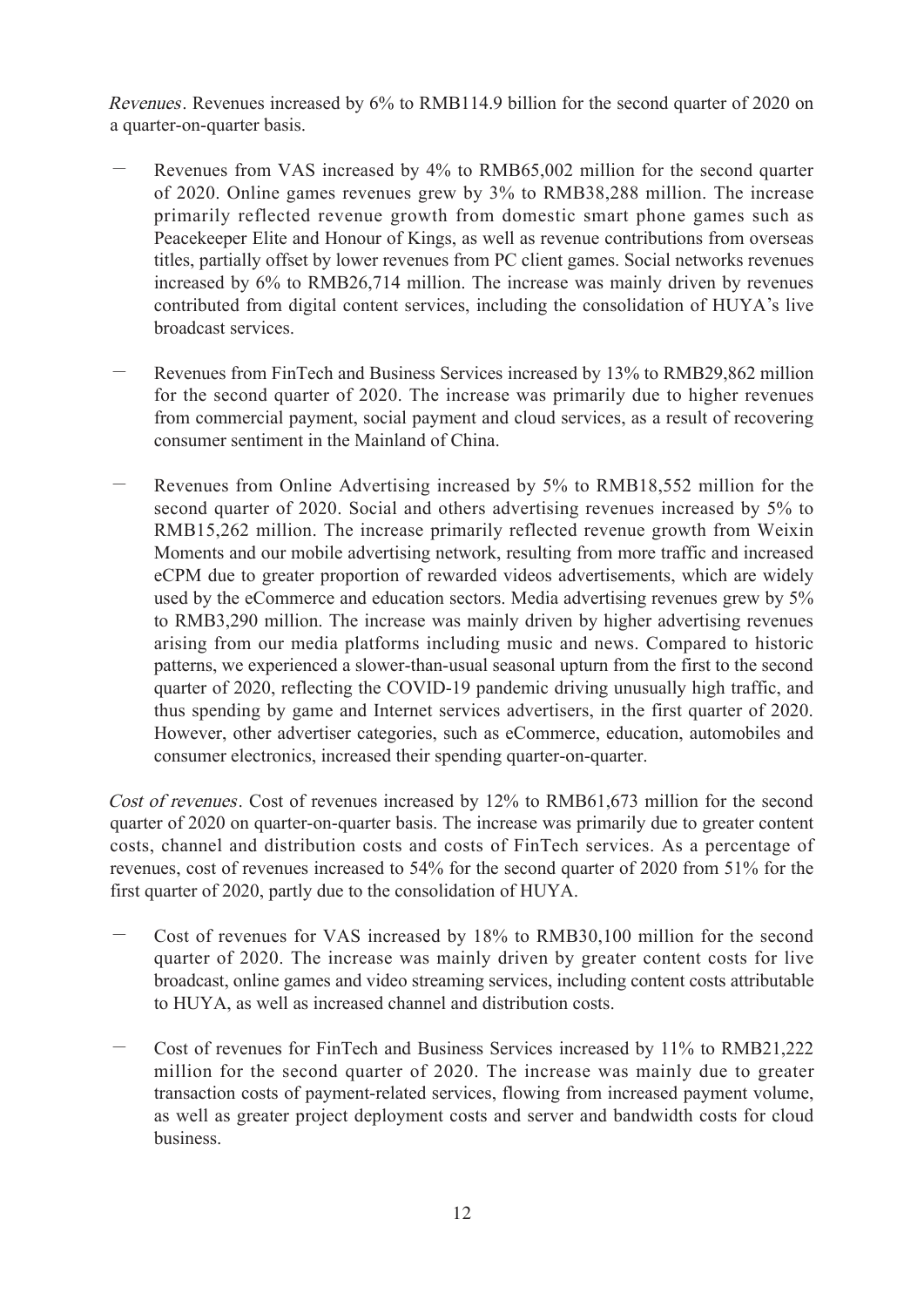*Revenues*. Revenues increased by 6% to RMB114.9 billion for the second quarter of 2020 on a quarter-on-quarter basis.

- Revenues from VAS increased by 4% to RMB65,002 million for the second quarter of 2020. Online games revenues grew by 3% to RMB38,288 million. The increase primarily reflected revenue growth from domestic smart phone games such as Peacekeeper Elite and Honour of Kings, as well as revenue contributions from overseas titles, partially offset by lower revenues from PC client games. Social networks revenues increased by 6% to RMB26,714 million. The increase was mainly driven by revenues contributed from digital content services, including the consolidation of HUYA's live broadcast services.

- Revenues from FinTech and Business Services increased by 13% to RMB29,862 million for the second quarter of 2020. The increase was primarily due to higher revenues from commercial payment, social payment and cloud services, as a result of recovering consumer sentiment in the Mainland of China.

- Revenues from Online Advertising increased by 5% to RMB18,552 million for the second quarter of 2020. Social and others advertising revenues increased by 5% to RMB15,262 million. The increase primarily reflected revenue growth from Weixin Moments and our mobile advertising network, resulting from more traffic and increased eCPM due to greater proportion of rewarded videos advertisements, which are widely used by the eCommerce and education sectors. Media advertising revenues grew by 5% to RMB3,290 million. The increase was mainly driven by higher advertising revenues arising from our media platforms including music and news. Compared to historic patterns, we experienced a slower-than-usual seasonal upturn from the first to the second quarter of 2020, reflecting the COVID-19 pandemic driving unusually high traffic, and thus spending by game and Internet services advertisers, in the first quarter of 2020. However, other advertiser categories, such as eCommerce, education, automobiles and consumer electronics, increased their spending quarter-on-quarter.

*Cost of revenues*. Cost of revenues increased by 12% to RMB61,673 million for the second quarter of 2020 on quarter-on-quarter basis. The increase was primarily due to greater content costs, channel and distribution costs and costs of FinTech services. As a percentage of revenues, cost of revenues increased to 54% for the second quarter of 2020 from 51% for the first quarter of 2020, partly due to the consolidation of HUYA.

- Cost of revenues for VAS increased by 18% to RMB30,100 million for the second quarter of 2020. The increase was mainly driven by greater content costs for live broadcast, online games and video streaming services, including content costs attributable to HUYA, as well as increased channel and distribution costs.

- Cost of revenues for FinTech and Business Services increased by 11% to RMB21,222 million for the second quarter of 2020. The increase was mainly due to greater transaction costs of payment-related services, flowing from increased payment volume, as well as greater project deployment costs and server and bandwidth costs for cloud business.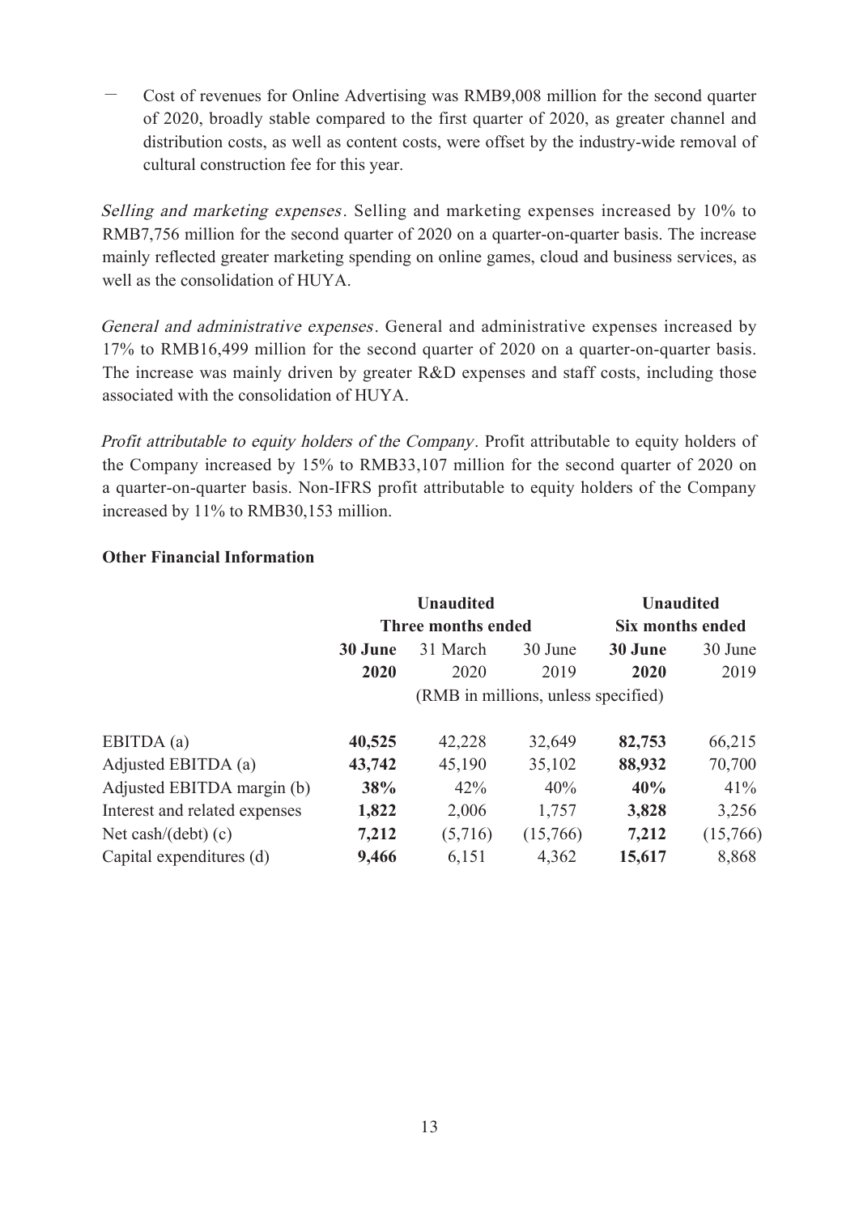- Cost of revenues for Online Advertising was RMB9,008 million for the second quarter of 2020, broadly stable compared to the first quarter of 2020, as greater channel and distribution costs, as well as content costs, were offset by the industry-wide removal of cultural construction fee for this year.

*Selling and marketing expenses*. Selling and marketing expenses increased by 10% to RMB7,756 million for the second quarter of 2020 on a quarter-on-quarter basis. The increase mainly reflected greater marketing spending on online games, cloud and business services, as well as the consolidation of HUYA.

*General and administrative expenses*. General and administrative expenses increased by 17% to RMB16,499 million for the second quarter of 2020 on a quarter-on-quarter basis. The increase was mainly driven by greater R&D expenses and staff costs, including those associated with the consolidation of HUYA.

*Profit attributable to equity holders of the Company*. Profit attributable to equity holders of the Company increased by 15% to RMB33,107 million for the second quarter of 2020 on a quarter-on-quarter basis. Non-IFRS profit attributable to equity holders of the Company increased by 11% to RMB30,153 million.

**Other Financial Information**

| | Unaudited Three months ended | | | Unaudited Six months ended | |
|---|---|---|---|---|---|
| | **30 June 2020** | 31 March 2020 | 30 June 2019 | **30 June 2020** | 30 June 2019 |
| | (RMB in millions, unless specified) | | | | |
| EBITDA (a) | **40,525** | 42,228 | 32,649 | **82,753** | 66,215 |
| Adjusted EBITDA (a) | **43,742** | 45,190 | 35,102 | **88,932** | 70,700 |
| Adjusted EBITDA margin (b) | **38%** | 42% | 40% | **40%** | 41% |
| Interest and related expenses | **1,822** | 2,006 | 1,757 | **3,828** | 3,256 |
| Net cash/(debt) (c) | **7,212** | (5,716) | (15,766) | **7,212** | (15,766) |
| Capital expenditures (d) | **9,466** | 6,151 | 4,362 | **15,617** | 8,868 |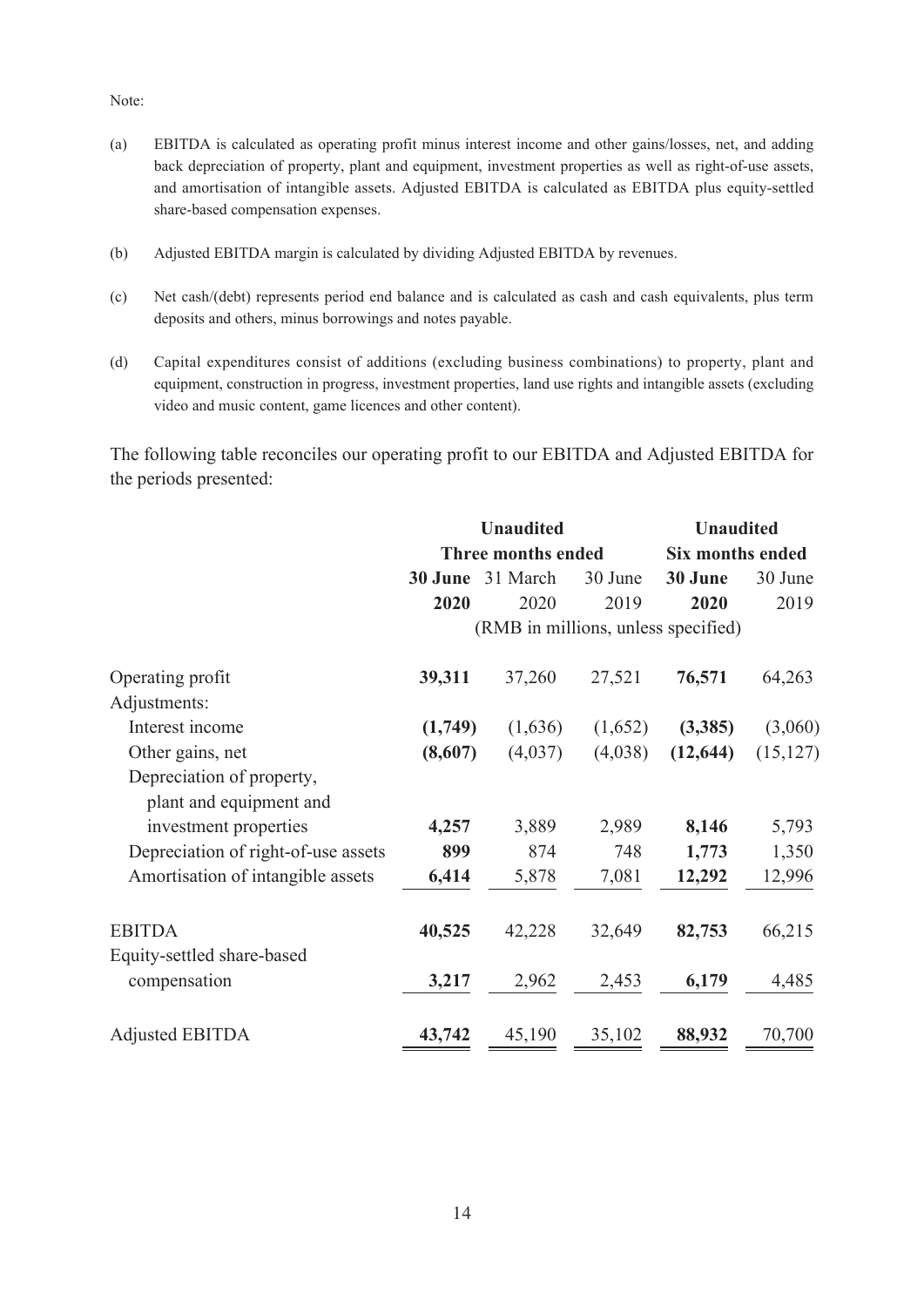Note:

(a) EBITDA is calculated as operating profit minus interest income and other gains/losses, net, and adding back depreciation of property, plant and equipment, investment properties as well as right-of-use assets, and amortisation of intangible assets. Adjusted EBITDA is calculated as EBITDA plus equity-settled share-based compensation expenses.

(b) Adjusted EBITDA margin is calculated by dividing Adjusted EBITDA by revenues.

(c) Net cash/(debt) represents period end balance and is calculated as cash and cash equivalents, plus term deposits and others, minus borrowings and notes payable.

(d) Capital expenditures consist of additions (excluding business combinations) to property, plant and equipment, construction in progress, investment properties, land use rights and intangible assets (excluding video and music content, game licences and other content).

The following table reconciles our operating profit to our EBITDA and Adjusted EBITDA for the periods presented:

| | Unaudited | | | Unaudited | |
|---|---|---|---|---|---|
| | Three months ended | | | Six months ended | |
| | **30 June 2020** | 31 March 2020 | 30 June 2019 | **30 June 2020** | 30 June 2019 |
| | (RMB in millions, unless specified) | | | | |
| Operating profit | **39,311** | 37,260 | 27,521 | **76,571** | 64,263 |
| Adjustments: | | | | | |
| Interest income | **(1,749)** | (1,636) | (1,652) | **(3,385)** | (3,060) |
| Other gains, net | **(8,607)** | (4,037) | (4,038) | **(12,644)** | (15,127) |
| Depreciation of property, plant and equipment and investment properties | **4,257** | 3,889 | 2,989 | **8,146** | 5,793 |
| Depreciation of right-of-use assets | **899** | 874 | 748 | **1,773** | 1,350 |
| Amortisation of intangible assets | **6,414** | 5,878 | 7,081 | **12,292** | 12,996 |
| EBITDA | **40,525** | 42,228 | 32,649 | **82,753** | 66,215 |
| Equity-settled share-based compensation | **3,217** | 2,962 | 2,453 | **6,179** | 4,485 |
| Adjusted EBITDA | **43,742** | 45,190 | 35,102 | **88,932** | 70,700 |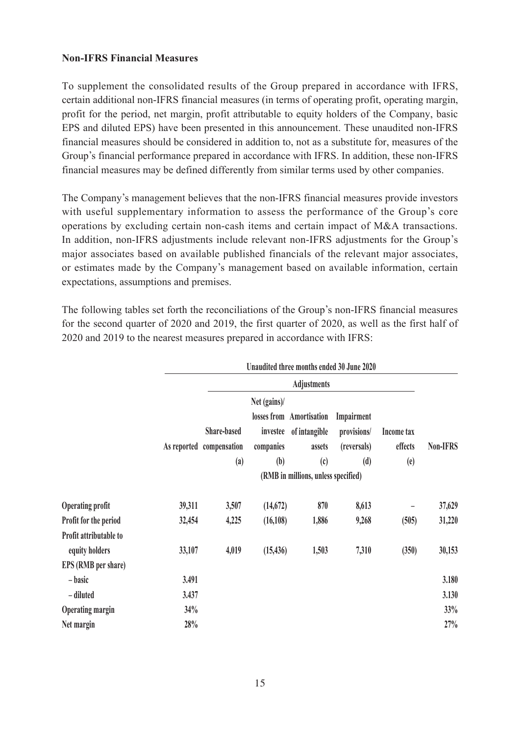**Non-IFRS Financial Measures**

To supplement the consolidated results of the Group prepared in accordance with IFRS, certain additional non-IFRS financial measures (in terms of operating profit, operating margin, profit for the period, net margin, profit attributable to equity holders of the Company, basic EPS and diluted EPS) have been presented in this announcement. These unaudited non-IFRS financial measures should be considered in addition to, not as a substitute for, measures of the Group's financial performance prepared in accordance with IFRS. In addition, these non-IFRS financial measures may be defined differently from similar terms used by other companies.

The Company's management believes that the non-IFRS financial measures provide investors with useful supplementary information to assess the performance of the Group's core operations by excluding certain non-cash items and certain impact of M&A transactions. In addition, non-IFRS adjustments include relevant non-IFRS adjustments for the Group's major associates based on available published financials of the relevant major associates, or estimates made by the Company's management based on available information, certain expectations, assumptions and premises.

The following tables set forth the reconciliations of the Group's non-IFRS financial measures for the second quarter of 2020 and 2019, the first quarter of 2020, as well as the first half of 2020 and 2019 to the nearest measures prepared in accordance with IFRS:

| | Unaudited three months ended 30 June 2020 | | | | | | |
|---|---|---|---|---|---|---|---|
| | | Adjustments | | | | | |
| | As reported | Share-based compensation (a) | Net (gains)/ losses from investee companies (b) | Amortisation of intangible assets (c) | Impairment provisions/ (reversals) (d) | Income tax effects (e) | Non-IFRS |
| | (RMB in millions, unless specified) | | | | | | |
| **Operating profit** | 39,311 | 3,507 | (14,672) | 870 | 8,613 | – | 37,629 |
| **Profit for the period** | 32,454 | 4,225 | (16,108) | 1,886 | 9,268 | (505) | 31,220 |
| **Profit attributable to equity holders** | 33,107 | 4,019 | (15,436) | 1,503 | 7,310 | (350) | 30,153 |
| **EPS (RMB per share)** | | | | | | | |
| – basic | 3.491 | | | | | | 3.180 |
| – diluted | 3.437 | | | | | | 3.130 |
| **Operating margin** | 34% | | | | | | 33% |
| **Net margin** | 28% | | | | | | 27% |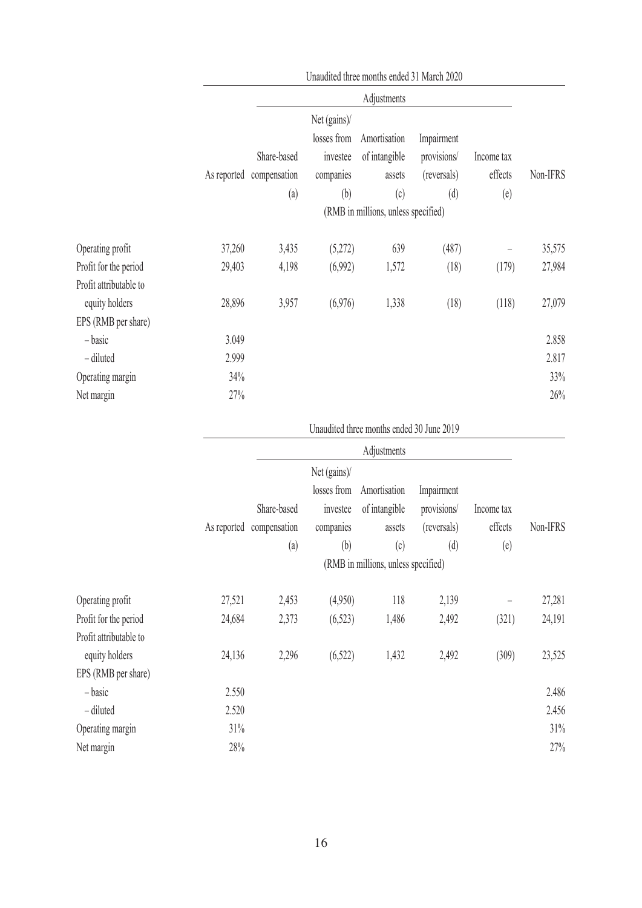| | Unaudited three months ended 31 March 2020 | | | | | | |
|---|---|---|---|---|---|---|---|
| | | Adjustments | | | | | |
| | As reported | Share-based compensation (a) | Net (gains)/ losses from investee companies (b) | Amortisation of intangible assets (c) | Impairment provisions/ (reversals) (d) | Income tax effects (e) | Non-IFRS |
| | (RMB in millions, unless specified) | | | | | | |
| Operating profit | 37,260 | 3,435 | (5,272) | 639 | (487) | – | 35,575 |
| Profit for the period | 29,403 | 4,198 | (6,992) | 1,572 | (18) | (179) | 27,984 |
| Profit attributable to equity holders | 28,896 | 3,957 | (6,976) | 1,338 | (18) | (118) | 27,079 |
| EPS (RMB per share) | | | | | | | |
| – basic | 3.049 | | | | | | 2.858 |
| – diluted | 2.999 | | | | | | 2.817 |
| Operating margin | 34% | | | | | | 33% |
| Net margin | 27% | | | | | | 26% |

| | Unaudited three months ended 30 June 2019 | | | | | | |
|---|---|---|---|---|---|---|---|
| | | Adjustments | | | | | |
| | As reported | Share-based compensation (a) | Net (gains)/ losses from investee companies (b) | Amortisation of intangible assets (c) | Impairment provisions/ (reversals) (d) | Income tax effects (e) | Non-IFRS |
| | (RMB in millions, unless specified) | | | | | | |
| Operating profit | 27,521 | 2,453 | (4,950) | 118 | 2,139 | – | 27,281 |
| Profit for the period | 24,684 | 2,373 | (6,523) | 1,486 | 2,492 | (321) | 24,191 |
| Profit attributable to equity holders | 24,136 | 2,296 | (6,522) | 1,432 | 2,492 | (309) | 23,525 |
| EPS (RMB per share) | | | | | | | |
| – basic | 2.550 | | | | | | 2.486 |
| – diluted | 2.520 | | | | | | 2.456 |
| Operating margin | 31% | | | | | | 31% |
| Net margin | 28% | | | | | | 27% |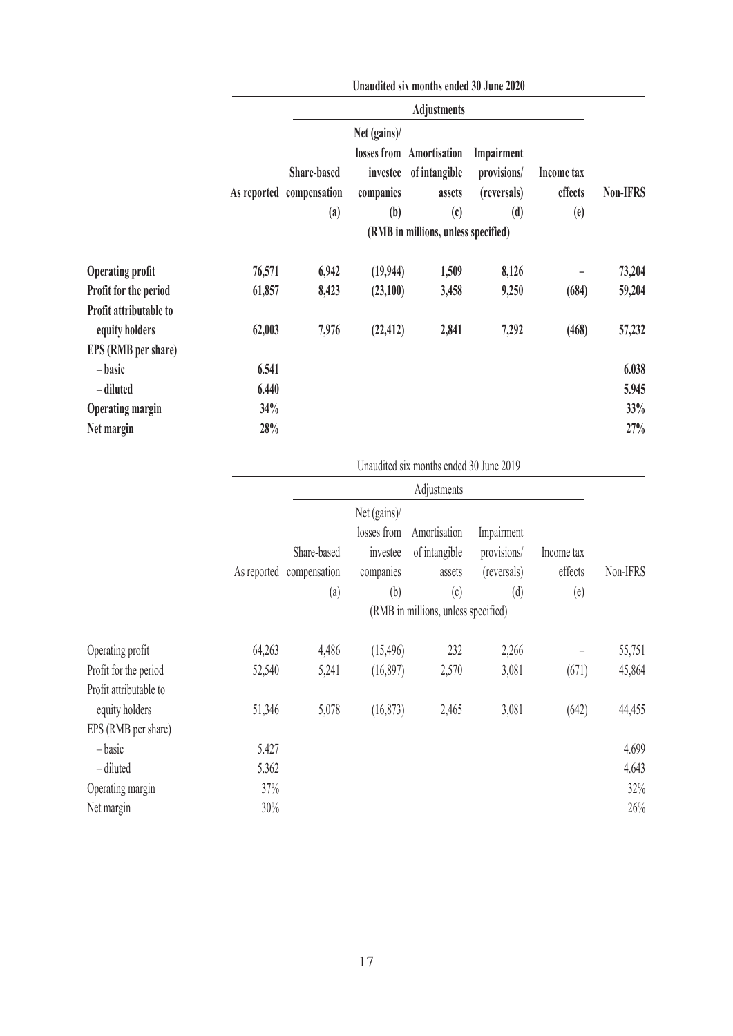| | Unaudited six months ended 30 June 2020 | | | | | | |
|---|---|---|---|---|---|---|---|
| | | Adjustments | | | | | |
| | As reported | Share-based compensation (a) | Net (gains)/ losses from investee companies (b) | Amortisation of intangible assets (c) | Impairment provisions/ (reversals) (d) | Income tax effects (e) | Non-IFRS |
| | | (RMB in millions, unless specified) | | | | | |
| **Operating profit** | **76,571** | **6,942** | **(19,944)** | **1,509** | **8,126** | **–** | **73,204** |
| **Profit for the period** | **61,857** | **8,423** | **(23,100)** | **3,458** | **9,250** | **(684)** | **59,204** |
| **Profit attributable to equity holders** | **62,003** | **7,976** | **(22,412)** | **2,841** | **7,292** | **(468)** | **57,232** |
| **EPS (RMB per share)** | | | | | | | |
| **– basic** | **6.541** | | | | | | **6.038** |
| **– diluted** | **6.440** | | | | | | **5.945** |
| **Operating margin** | **34%** | | | | | | **33%** |
| **Net margin** | **28%** | | | | | | **27%** |

| | Unaudited six months ended 30 June 2019 | | | | | | |
|---|---|---|---|---|---|---|---|
| | | Adjustments | | | | | |
| | As reported | Share-based compensation (a) | Net (gains)/ losses from investee companies (b) | Amortisation of intangible assets (c) | Impairment provisions/ (reversals) (d) | Income tax effects (e) | Non-IFRS |
| | | (RMB in millions, unless specified) | | | | | |
| Operating profit | 64,263 | 4,486 | (15,496) | 232 | 2,266 | – | 55,751 |
| Profit for the period | 52,540 | 5,241 | (16,897) | 2,570 | 3,081 | (671) | 45,864 |
| Profit attributable to equity holders | 51,346 | 5,078 | (16,873) | 2,465 | 3,081 | (642) | 44,455 |
| EPS (RMB per share) | | | | | | | |
| – basic | 5.427 | | | | | | 4.699 |
| – diluted | 5.362 | | | | | | 4.643 |
| Operating margin | 37% | | | | | | 32% |
| Net margin | 30% | | | | | | 26% |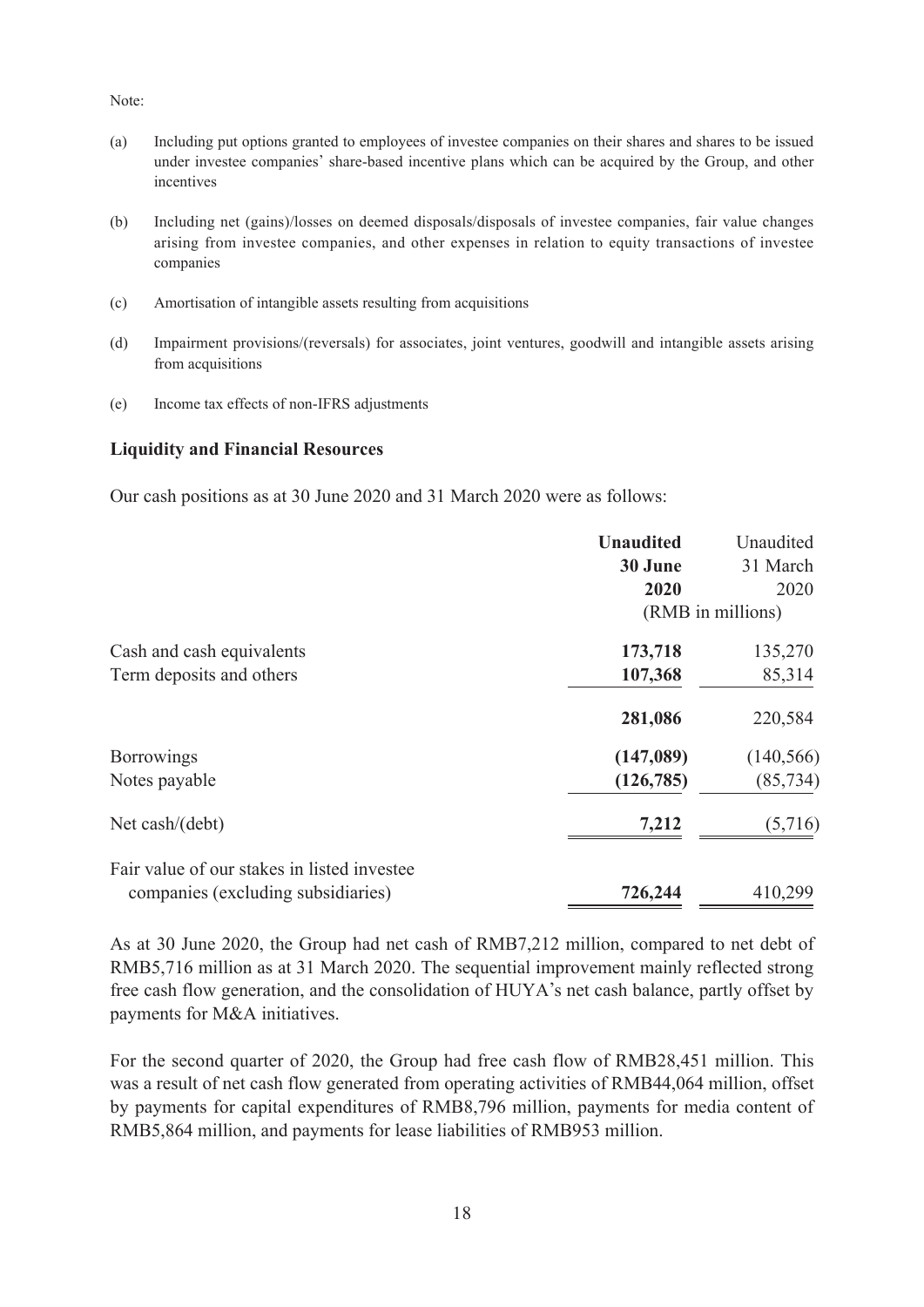Note:

(a) Including put options granted to employees of investee companies on their shares and shares to be issued under investee companies' share-based incentive plans which can be acquired by the Group, and other incentives

(b) Including net (gains)/losses on deemed disposals/disposals of investee companies, fair value changes arising from investee companies, and other expenses in relation to equity transactions of investee companies

(c) Amortisation of intangible assets resulting from acquisitions

(d) Impairment provisions/(reversals) for associates, joint ventures, goodwill and intangible assets arising from acquisitions

(e) Income tax effects of non-IFRS adjustments

**Liquidity and Financial Resources**

Our cash positions as at 30 June 2020 and 31 March 2020 were as follows:

| | **Unaudited 30 June 2020** | Unaudited 31 March 2020 |
|---|---|---|
| | (RMB in millions) | |
| Cash and cash equivalents | **173,718** | 135,270 |
| Term deposits and others | **107,368** | 85,314 |
| | **281,086** | 220,584 |
| Borrowings | **(147,089)** | (140,566) |
| Notes payable | **(126,785)** | (85,734) |
| Net cash/(debt) | **7,212** | (5,716) |
| Fair value of our stakes in listed investee companies (excluding subsidiaries) | **726,244** | 410,299 |

As at 30 June 2020, the Group had net cash of RMB7,212 million, compared to net debt of RMB5,716 million as at 31 March 2020. The sequential improvement mainly reflected strong free cash flow generation, and the consolidation of HUYA's net cash balance, partly offset by payments for M&A initiatives.

For the second quarter of 2020, the Group had free cash flow of RMB28,451 million. This was a result of net cash flow generated from operating activities of RMB44,064 million, offset by payments for capital expenditures of RMB8,796 million, payments for media content of RMB5,864 million, and payments for lease liabilities of RMB953 million.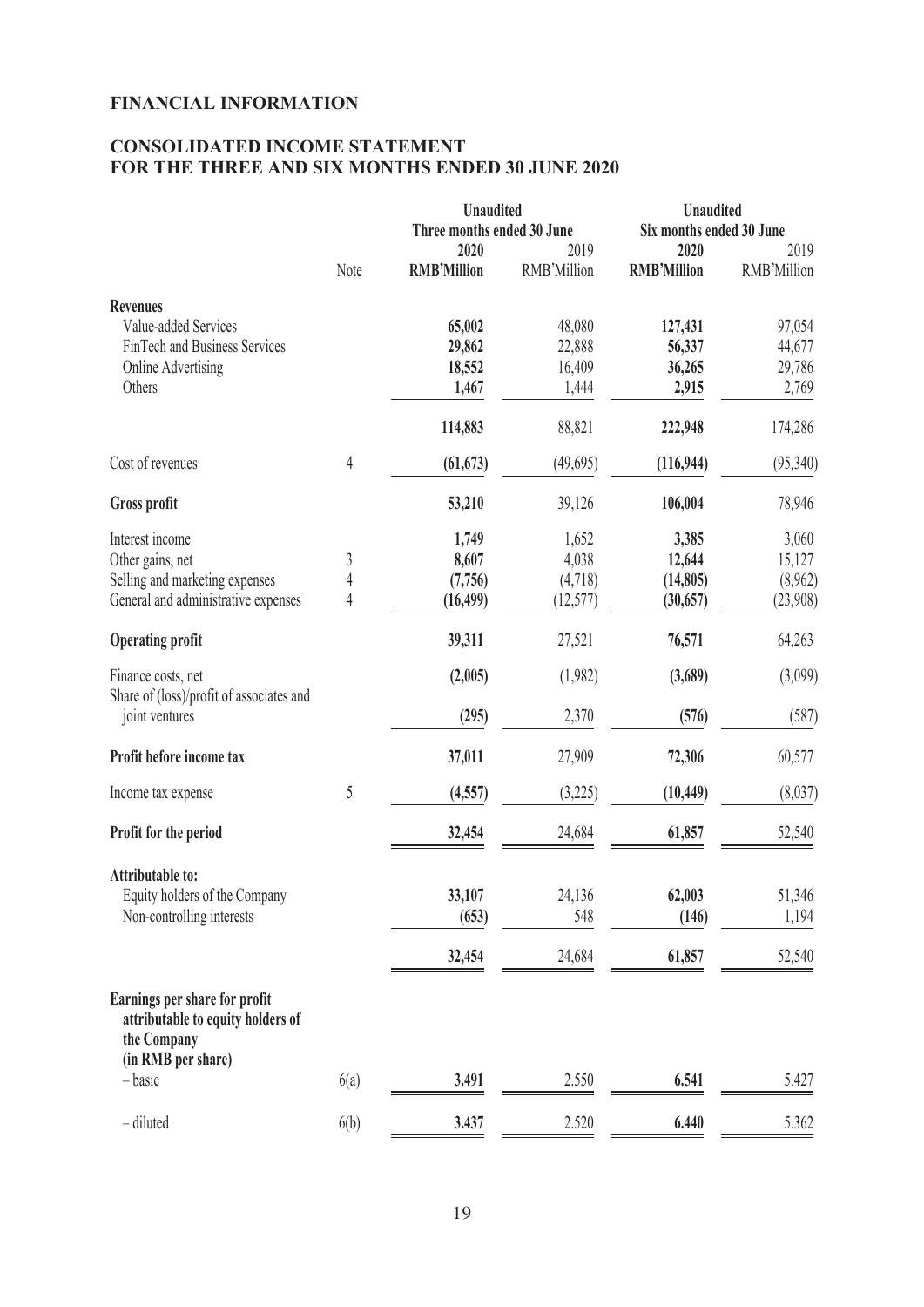## FINANCIAL INFORMATION

## CONSOLIDATED INCOME STATEMENT FOR THE THREE AND SIX MONTHS ENDED 30 JUNE 2020

| | Note | Unaudited Three months ended 30 June | | Unaudited Six months ended 30 June | |
|---|---|---|---|---|---|
| | | **2020** | 2019 | **2020** | 2019 |
| | | **RMB'Million** | RMB'Million | **RMB'Million** | RMB'Million |
| **Revenues** | | | | | |
| Value-added Services | | **65,002** | 48,080 | **127,431** | 97,054 |
| FinTech and Business Services | | **29,862** | 22,888 | **56,337** | 44,677 |
| Online Advertising | | **18,552** | 16,409 | **36,265** | 29,786 |
| Others | | **1,467** | 1,444 | **2,915** | 2,769 |
| | | **114,883** | 88,821 | **222,948** | 174,286 |
| Cost of revenues | 4 | **(61,673)** | (49,695) | **(116,944)** | (95,340) |
| **Gross profit** | | **53,210** | 39,126 | **106,004** | 78,946 |
| Interest income | | **1,749** | 1,652 | **3,385** | 3,060 |
| Other gains, net | 3 | **8,607** | 4,038 | **12,644** | 15,127 |
| Selling and marketing expenses | 4 | **(7,756)** | (4,718) | **(14,805)** | (8,962) |
| General and administrative expenses | 4 | **(16,499)** | (12,577) | **(30,657)** | (23,908) |
| **Operating profit** | | **39,311** | 27,521 | **76,571** | 64,263 |
| Finance costs, net | | **(2,005)** | (1,982) | **(3,689)** | (3,099) |
| Share of (loss)/profit of associates and joint ventures | | **(295)** | 2,370 | **(576)** | (587) |
| **Profit before income tax** | | **37,011** | 27,909 | **72,306** | 60,577 |
| Income tax expense | 5 | **(4,557)** | (3,225) | **(10,449)** | (8,037) |
| **Profit for the period** | | **32,454** | 24,684 | **61,857** | 52,540 |
| **Attributable to:** | | | | | |
| Equity holders of the Company | | **33,107** | 24,136 | **62,003** | 51,346 |
| Non-controlling interests | | **(653)** | 548 | **(146)** | 1,194 |
| | | **32,454** | 24,684 | **61,857** | 52,540 |
| **Earnings per share for profit attributable to equity holders of the Company (in RMB per share)** | | | | | |
| – basic | 6(a) | **3.491** | 2.550 | **6.541** | 5.427 |
| – diluted | 6(b) | **3.437** | 2.520 | **6.440** | 5.362 |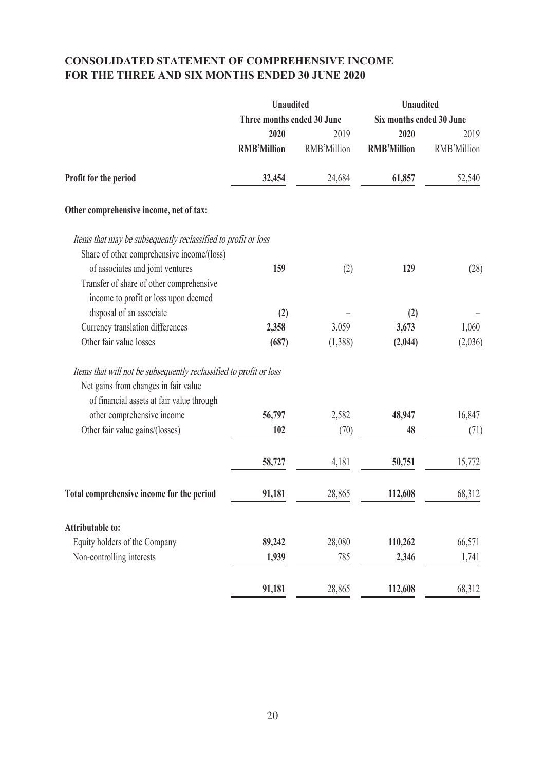## CONSOLIDATED STATEMENT OF COMPREHENSIVE INCOME
## FOR THE THREE AND SIX MONTHS ENDED 30 JUNE 2020

| | Unaudited | | Unaudited | |
|---|---|---|---|---|
| | Three months ended 30 June | | Six months ended 30 June | |
| | **2020** | 2019 | **2020** | 2019 |
| | **RMB'Million** | RMB'Million | **RMB'Million** | RMB'Million |
| **Profit for the period** | **32,454** | 24,684 | **61,857** | 52,540 |
| **Other comprehensive income, net of tax:** | | | | |
| *Items that may be subsequently reclassified to profit or loss* | | | | |
| Share of other comprehensive income/(loss) of associates and joint ventures | **159** | (2) | **129** | (28) |
| Transfer of share of other comprehensive income to profit or loss upon deemed disposal of an associate | **(2)** | – | **(2)** | – |
| Currency translation differences | **2,358** | 3,059 | **3,673** | 1,060 |
| Other fair value losses | **(687)** | (1,388) | **(2,044)** | (2,036) |
| *Items that will not be subsequently reclassified to profit or loss* | | | | |
| Net gains from changes in fair value of financial assets at fair value through other comprehensive income | **56,797** | 2,582 | **48,947** | 16,847 |
| Other fair value gains/(losses) | **102** | (70) | **48** | (71) |
| | **58,727** | 4,181 | **50,751** | 15,772 |
| **Total comprehensive income for the period** | **91,181** | 28,865 | **112,608** | 68,312 |
| **Attributable to:** | | | | |
| Equity holders of the Company | **89,242** | 28,080 | **110,262** | 66,571 |
| Non-controlling interests | **1,939** | 785 | **2,346** | 1,741 |
| | **91,181** | 28,865 | **112,608** | 68,312 |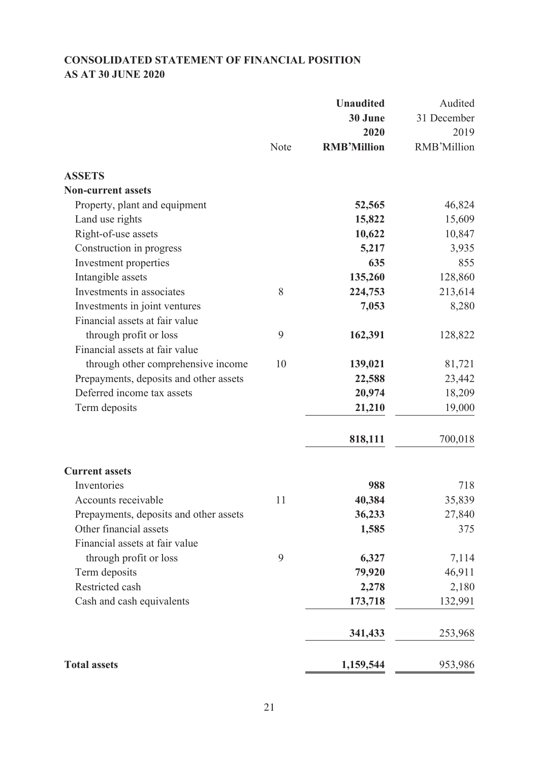**CONSOLIDATED STATEMENT OF FINANCIAL POSITION**
**AS AT 30 JUNE 2020**

| | Note | **Unaudited 30 June 2020 RMB'Million** | Audited 31 December 2019 RMB'Million |
|---|---|---|---|
| **ASSETS** | | | |
| **Non-current assets** | | | |
| Property, plant and equipment | | **52,565** | 46,824 |
| Land use rights | | **15,822** | 15,609 |
| Right-of-use assets | | **10,622** | 10,847 |
| Construction in progress | | **5,217** | 3,935 |
| Investment properties | | **635** | 855 |
| Intangible assets | | **135,260** | 128,860 |
| Investments in associates | 8 | **224,753** | 213,614 |
| Investments in joint ventures | | **7,053** | 8,280 |
| Financial assets at fair value through profit or loss | 9 | **162,391** | 128,822 |
| Financial assets at fair value through other comprehensive income | 10 | **139,021** | 81,721 |
| Prepayments, deposits and other assets | | **22,588** | 23,442 |
| Deferred income tax assets | | **20,974** | 18,209 |
| Term deposits | | **21,210** | 19,000 |
| | | **818,111** | 700,018 |
| **Current assets** | | | |
| Inventories | | **988** | 718 |
| Accounts receivable | 11 | **40,384** | 35,839 |
| Prepayments, deposits and other assets | | **36,233** | 27,840 |
| Other financial assets | | **1,585** | 375 |
| Financial assets at fair value through profit or loss | 9 | **6,327** | 7,114 |
| Term deposits | | **79,920** | 46,911 |
| Restricted cash | | **2,278** | 2,180 |
| Cash and cash equivalents | | **173,718** | 132,991 |
| | | **341,433** | 253,968 |
| **Total assets** | | **1,159,544** | 953,986 |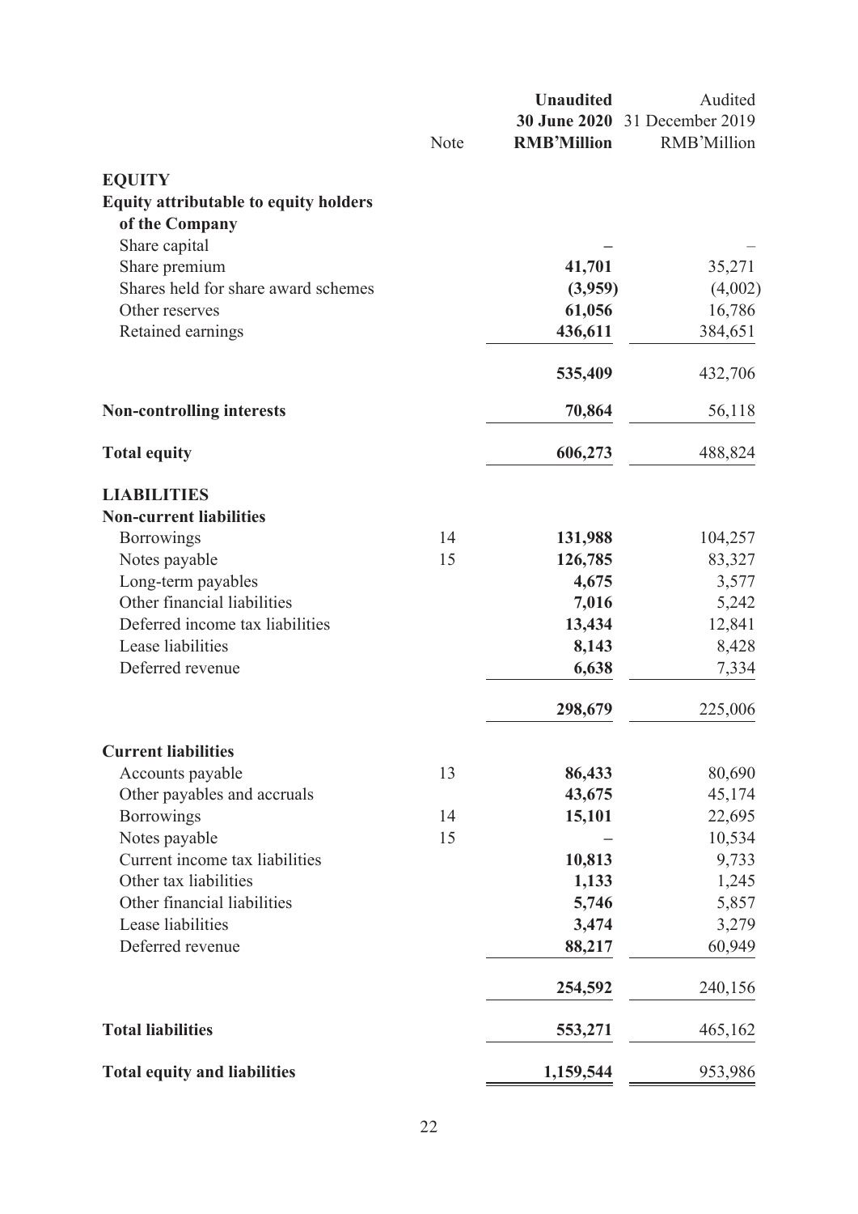| | Note | **Unaudited 30 June 2020 RMB'Million** | Audited 31 December 2019 RMB'Million |
|---|---|---|---|
| **EQUITY** | | | |
| **Equity attributable to equity holders of the Company** | | | |
| Share capital | | **–** | – |
| Share premium | | **41,701** | 35,271 |
| Shares held for share award schemes | | **(3,959)** | (4,002) |
| Other reserves | | **61,056** | 16,786 |
| Retained earnings | | **436,611** | 384,651 |
| | | **535,409** | 432,706 |
| **Non-controlling interests** | | **70,864** | 56,118 |
| **Total equity** | | **606,273** | 488,824 |
| **LIABILITIES** | | | |
| **Non-current liabilities** | | | |
| Borrowings | 14 | **131,988** | 104,257 |
| Notes payable | 15 | **126,785** | 83,327 |
| Long-term payables | | **4,675** | 3,577 |
| Other financial liabilities | | **7,016** | 5,242 |
| Deferred income tax liabilities | | **13,434** | 12,841 |
| Lease liabilities | | **8,143** | 8,428 |
| Deferred revenue | | **6,638** | 7,334 |
| | | **298,679** | 225,006 |
| **Current liabilities** | | | |
| Accounts payable | 13 | **86,433** | 80,690 |
| Other payables and accruals | | **43,675** | 45,174 |
| Borrowings | 14 | **15,101** | 22,695 |
| Notes payable | 15 | **–** | 10,534 |
| Current income tax liabilities | | **10,813** | 9,733 |
| Other tax liabilities | | **1,133** | 1,245 |
| Other financial liabilities | | **5,746** | 5,857 |
| Lease liabilities | | **3,474** | 3,279 |
| Deferred revenue | | **88,217** | 60,949 |
| | | **254,592** | 240,156 |
| **Total liabilities** | | **553,271** | 465,162 |
| **Total equity and liabilities** | | **1,159,544** | 953,986 |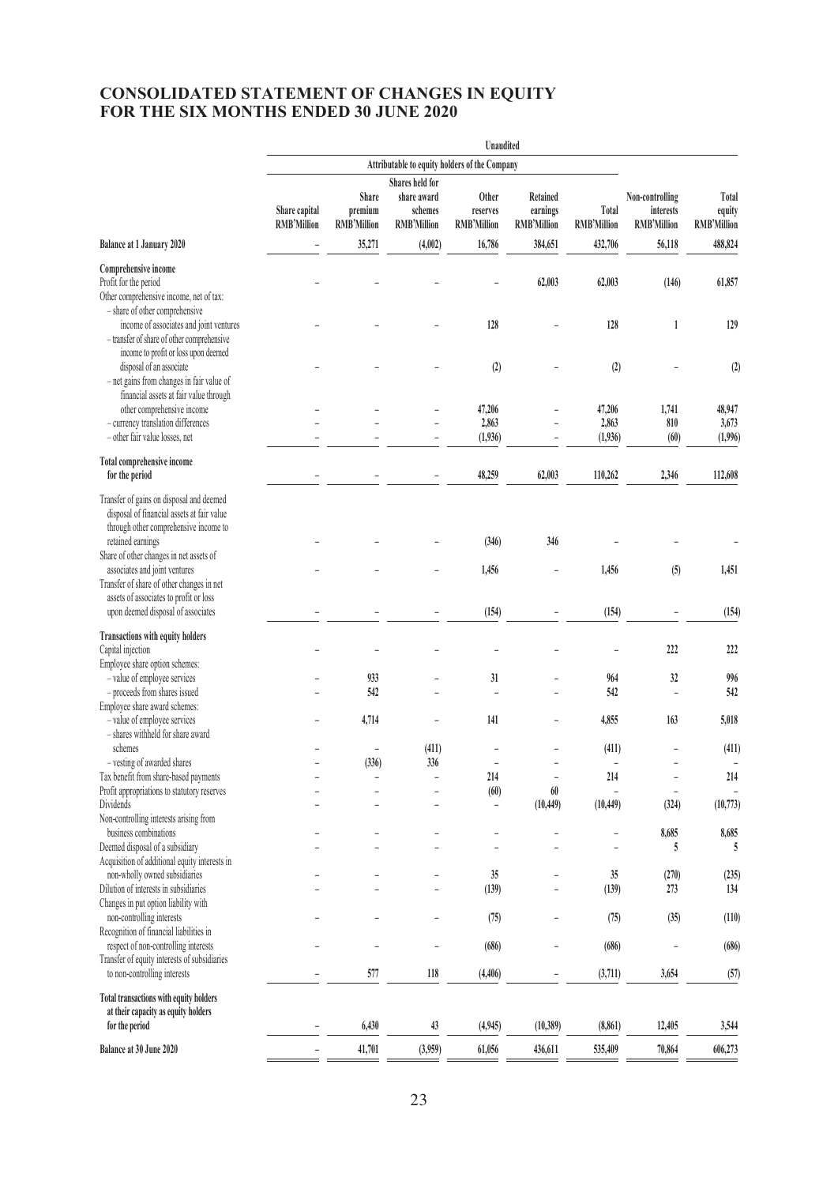# CONSOLIDATED STATEMENT OF CHANGES IN EQUITY FOR THE SIX MONTHS ENDED 30 JUNE 2020

| | Unaudited | | | | | | | |
|---|---|---|---|---|---|---|---|---|
| | Attributable to equity holders of the Company | | | | | | | |
| | Share capital RMB'Million | Share premium RMB'Million | Shares held for share award schemes RMB'Million | Other reserves RMB'Million | Retained earnings RMB'Million | Total RMB'Million | Non-controlling interests RMB'Million | Total equity RMB'Million |
| **Balance at 1 January 2020** | – | 35,271 | (4,002) | 16,786 | 384,651 | 432,706 | 56,118 | 488,824 |
| **Comprehensive income** | | | | | | | | |
| Profit for the period | – | – | – | – | 62,003 | 62,003 | (146) | 61,857 |
| Other comprehensive income, net of tax: | | | | | | | | |
| – share of other comprehensive income of associates and joint ventures | – | – | – | 128 | – | 128 | 1 | 129 |
| – transfer of share of other comprehensive income to profit or loss upon deemed disposal of an associate | – | – | – | (2) | – | (2) | – | (2) |
| – net gains from changes in fair value of financial assets at fair value through other comprehensive income | – | – | – | 47,206 | – | 47,206 | 1,741 | 48,947 |
| – currency translation differences | – | – | – | 2,863 | – | 2,863 | 810 | 3,673 |
| – other fair value losses, net | – | – | – | (1,936) | – | (1,936) | (60) | (1,996) |
| **Total comprehensive income for the period** | – | – | – | 48,259 | 62,003 | 110,262 | 2,346 | 112,608 |
| Transfer of gains on disposal and deemed disposal of financial assets at fair value through other comprehensive income to retained earnings | – | – | – | (346) | 346 | – | – | – |
| Share of other changes in net assets of associates and joint ventures | – | – | – | 1,456 | – | 1,456 | (5) | 1,451 |
| Transfer of share of other changes in net assets of associates to profit or loss upon deemed disposal of associates | – | – | – | (154) | – | (154) | – | (154) |
| **Transactions with equity holders** | | | | | | | | |
| Capital injection | – | – | – | – | – | – | 222 | 222 |
| Employee share option schemes: | | | | | | | | |
| – value of employee services | – | 933 | – | 31 | – | 964 | 32 | 996 |
| – proceeds from shares issued | – | 542 | – | – | – | 542 | – | 542 |
| Employee share award schemes: | | | | | | | | |
| – value of employee services | – | 4,714 | – | 141 | – | 4,855 | 163 | 5,018 |
| – shares withheld for share award schemes | – | – | (411) | – | – | (411) | – | (411) |
| – vesting of awarded shares | – | (336) | 336 | – | – | – | – | – |
| Tax benefit from share-based payments | – | – | – | 214 | – | 214 | – | 214 |
| Profit appropriations to statutory reserves | – | – | – | (60) | 60 | – | – | – |
| Dividends | – | – | – | – | (10,449) | (10,449) | (324) | (10,773) |
| Non-controlling interests arising from business combinations | – | – | – | – | – | – | 8,685 | 8,685 |
| Deemed disposal of a subsidiary | – | – | – | – | – | – | 5 | 5 |
| Acquisition of additional equity interests in non-wholly owned subsidiaries | – | – | – | 35 | – | 35 | (270) | (235) |
| Dilution of interests in subsidiaries | – | – | – | (139) | – | (139) | 273 | 134 |
| Changes in put option liability with non-controlling interests | – | – | – | (75) | – | (75) | (35) | (110) |
| Recognition of financial liabilities in respect of non-controlling interests | – | – | – | (686) | – | (686) | – | (686) |
| Transfer of equity interests of subsidiaries to non-controlling interests | – | 577 | 118 | (4,406) | – | (3,711) | 3,654 | (57) |
| **Total transactions with equity holders at their capacity as equity holders for the period** | – | 6,430 | 43 | (4,945) | (10,389) | (8,861) | 12,405 | 3,544 |
| **Balance at 30 June 2020** | – | 41,701 | (3,959) | 61,056 | 436,611 | 535,409 | 70,864 | 606,273 |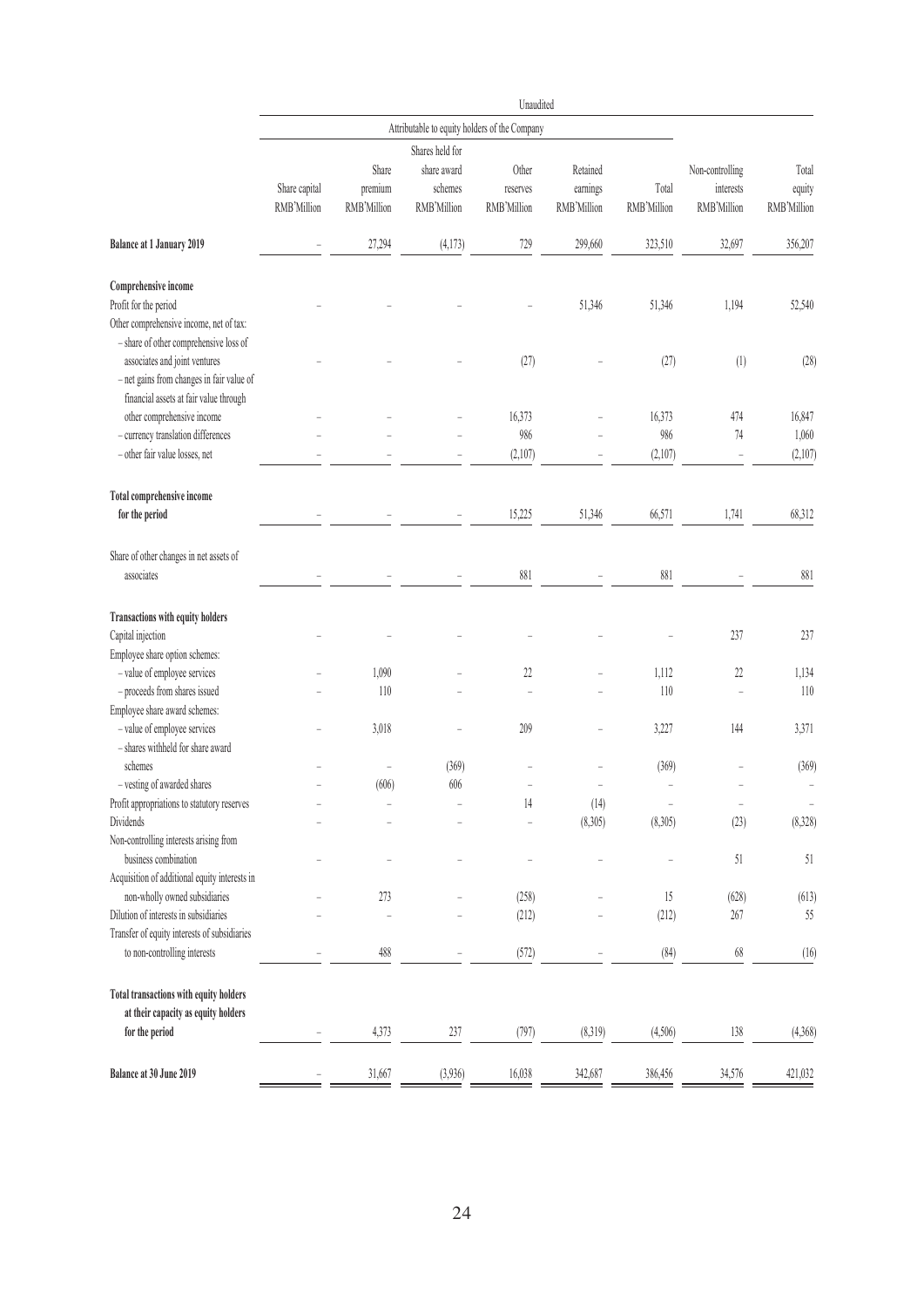| | Unaudited | | | | | | | |
|---|---|---|---|---|---|---|---|---|
| | Attributable to equity holders of the Company | | | | | | | |
| | Share capital RMB'Million | Share premium RMB'Million | Shares held for share award schemes RMB'Million | Other reserves RMB'Million | Retained earnings RMB'Million | Total RMB'Million | Non-controlling interests RMB'Million | Total equity RMB'Million |
| **Balance at 1 January 2019** | – | 27,294 | (4,173) | 729 | 299,660 | 323,510 | 32,697 | 356,207 |
| **Comprehensive income** | | | | | | | | |
| Profit for the period | – | – | – | – | 51,346 | 51,346 | 1,194 | 52,540 |
| Other comprehensive income, net of tax: | | | | | | | | |
| – share of other comprehensive loss of associates and joint ventures | – | – | – | (27) | – | (27) | (1) | (28) |
| – net gains from changes in fair value of financial assets at fair value through other comprehensive income | – | – | – | 16,373 | – | 16,373 | 474 | 16,847 |
| – currency translation differences | – | – | – | 986 | – | 986 | 74 | 1,060 |
| – other fair value losses, net | – | – | – | (2,107) | – | (2,107) | – | (2,107) |
| **Total comprehensive income for the period** | – | – | – | 15,225 | 51,346 | 66,571 | 1,741 | 68,312 |
| Share of other changes in net assets of associates | – | – | – | 881 | – | 881 | – | 881 |
| **Transactions with equity holders** | | | | | | | | |
| Capital injection | – | – | – | – | – | – | 237 | 237 |
| Employee share option schemes: | | | | | | | | |
| – value of employee services | – | 1,090 | – | 22 | – | 1,112 | 22 | 1,134 |
| – proceeds from shares issued | – | 110 | – | – | – | 110 | – | 110 |
| Employee share award schemes: | | | | | | | | |
| – value of employee services | – | 3,018 | – | 209 | – | 3,227 | 144 | 3,371 |
| – shares withheld for share award schemes | – | – | (369) | – | – | (369) | – | (369) |
| – vesting of awarded shares | – | (606) | 606 | – | – | – | – | – |
| Profit appropriations to statutory reserves | – | – | – | 14 | (14) | – | – | – |
| Dividends | – | – | – | – | (8,305) | (8,305) | (23) | (8,328) |
| Non-controlling interests arising from business combination | – | – | – | – | – | – | 51 | 51 |
| Acquisition of additional equity interests in non-wholly owned subsidiaries | – | 273 | – | (258) | – | 15 | (628) | (613) |
| Dilution of interests in subsidiaries | – | – | – | (212) | – | (212) | 267 | 55 |
| Transfer of equity interests of subsidiaries to non-controlling interests | – | 488 | – | (572) | – | (84) | 68 | (16) |
| **Total transactions with equity holders at their capacity as equity holders for the period** | – | 4,373 | 237 | (797) | (8,319) | (4,506) | 138 | (4,368) |
| **Balance at 30 June 2019** | – | 31,667 | (3,936) | 16,038 | 342,687 | 386,456 | 34,576 | 421,032 |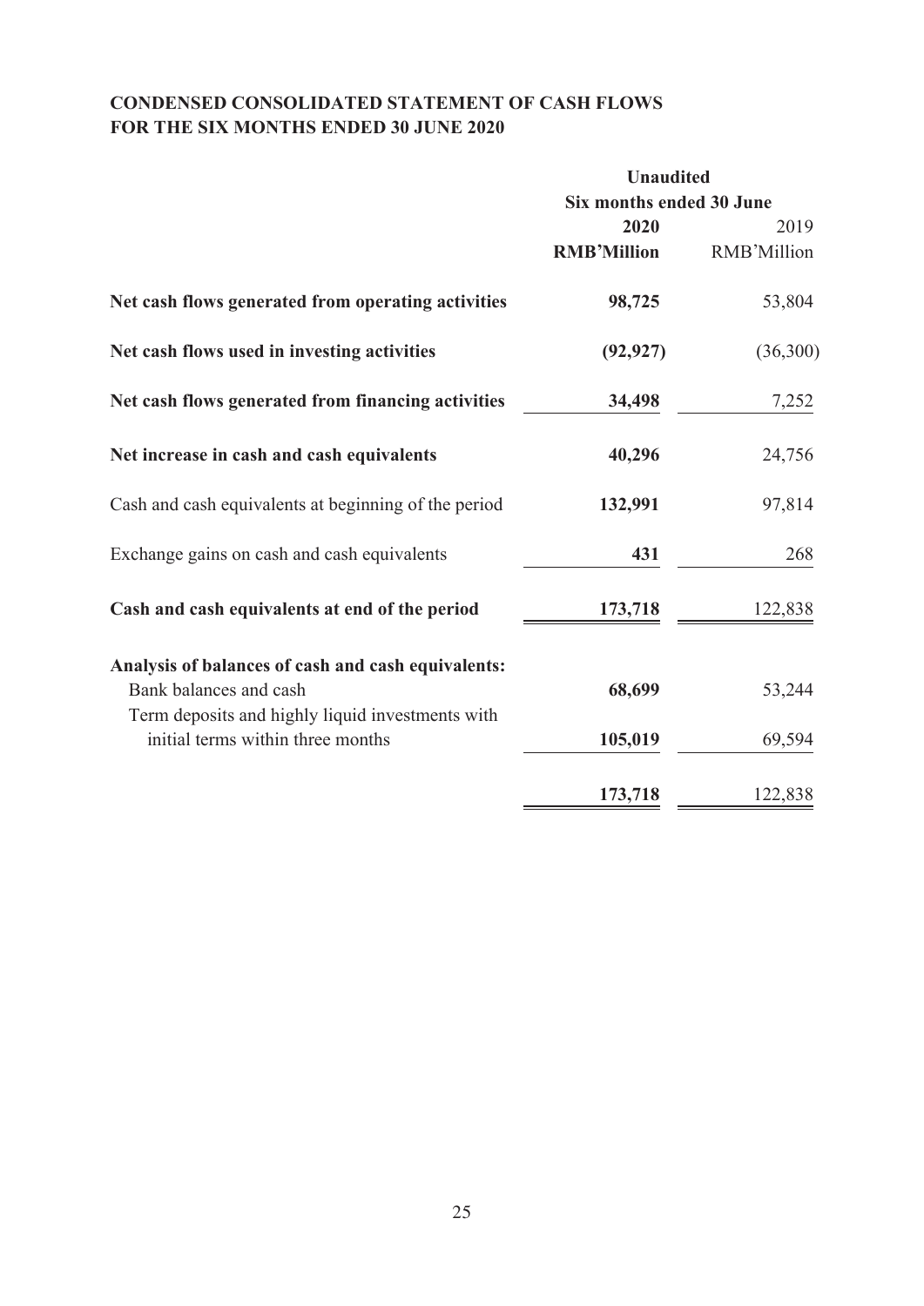**CONDENSED CONSOLIDATED STATEMENT OF CASH FLOWS**
**FOR THE SIX MONTHS ENDED 30 JUNE 2020**

| | Unaudited | |
|---|---|---|
| | Six months ended 30 June | |
| | **2020** | 2019 |
| | **RMB'Million** | RMB'Million |
| **Net cash flows generated from operating activities** | **98,725** | 53,804 |
| **Net cash flows used in investing activities** | **(92,927)** | (36,300) |
| **Net cash flows generated from financing activities** | **34,498** | 7,252 |
| **Net increase in cash and cash equivalents** | **40,296** | 24,756 |
| Cash and cash equivalents at beginning of the period | **132,991** | 97,814 |
| Exchange gains on cash and cash equivalents | **431** | 268 |
| **Cash and cash equivalents at end of the period** | **173,718** | 122,838 |
| **Analysis of balances of cash and cash equivalents:** | | |
| Bank balances and cash | **68,699** | 53,244 |
| Term deposits and highly liquid investments with initial terms within three months | **105,019** | 69,594 |
| | **173,718** | 122,838 |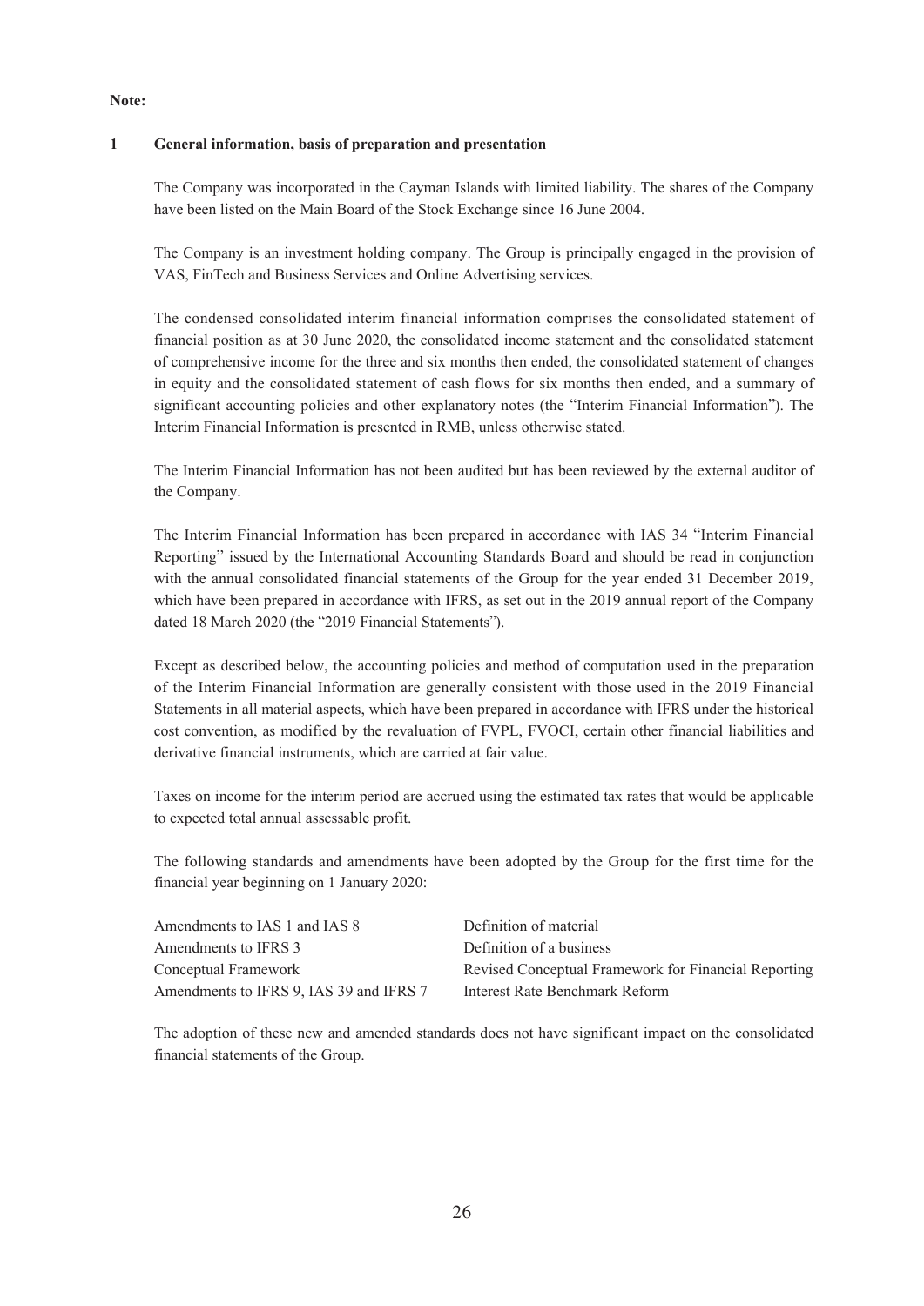**Note:**

## 1 General information, basis of preparation and presentation

The Company was incorporated in the Cayman Islands with limited liability. The shares of the Company have been listed on the Main Board of the Stock Exchange since 16 June 2004.

The Company is an investment holding company. The Group is principally engaged in the provision of VAS, FinTech and Business Services and Online Advertising services.

The condensed consolidated interim financial information comprises the consolidated statement of financial position as at 30 June 2020, the consolidated income statement and the consolidated statement of comprehensive income for the three and six months then ended, the consolidated statement of changes in equity and the consolidated statement of cash flows for six months then ended, and a summary of significant accounting policies and other explanatory notes (the "Interim Financial Information"). The Interim Financial Information is presented in RMB, unless otherwise stated.

The Interim Financial Information has not been audited but has been reviewed by the external auditor of the Company.

The Interim Financial Information has been prepared in accordance with IAS 34 "Interim Financial Reporting" issued by the International Accounting Standards Board and should be read in conjunction with the annual consolidated financial statements of the Group for the year ended 31 December 2019, which have been prepared in accordance with IFRS, as set out in the 2019 annual report of the Company dated 18 March 2020 (the "2019 Financial Statements").

Except as described below, the accounting policies and method of computation used in the preparation of the Interim Financial Information are generally consistent with those used in the 2019 Financial Statements in all material aspects, which have been prepared in accordance with IFRS under the historical cost convention, as modified by the revaluation of FVPL, FVOCI, certain other financial liabilities and derivative financial instruments, which are carried at fair value.

Taxes on income for the interim period are accrued using the estimated tax rates that would be applicable to expected total annual assessable profit.

The following standards and amendments have been adopted by the Group for the first time for the financial year beginning on 1 January 2020:

| | |
|---|---|
| Amendments to IAS 1 and IAS 8 | Definition of material |
| Amendments to IFRS 3 | Definition of a business |
| Conceptual Framework | Revised Conceptual Framework for Financial Reporting |
| Amendments to IFRS 9, IAS 39 and IFRS 7 | Interest Rate Benchmark Reform |

The adoption of these new and amended standards does not have significant impact on the consolidated financial statements of the Group.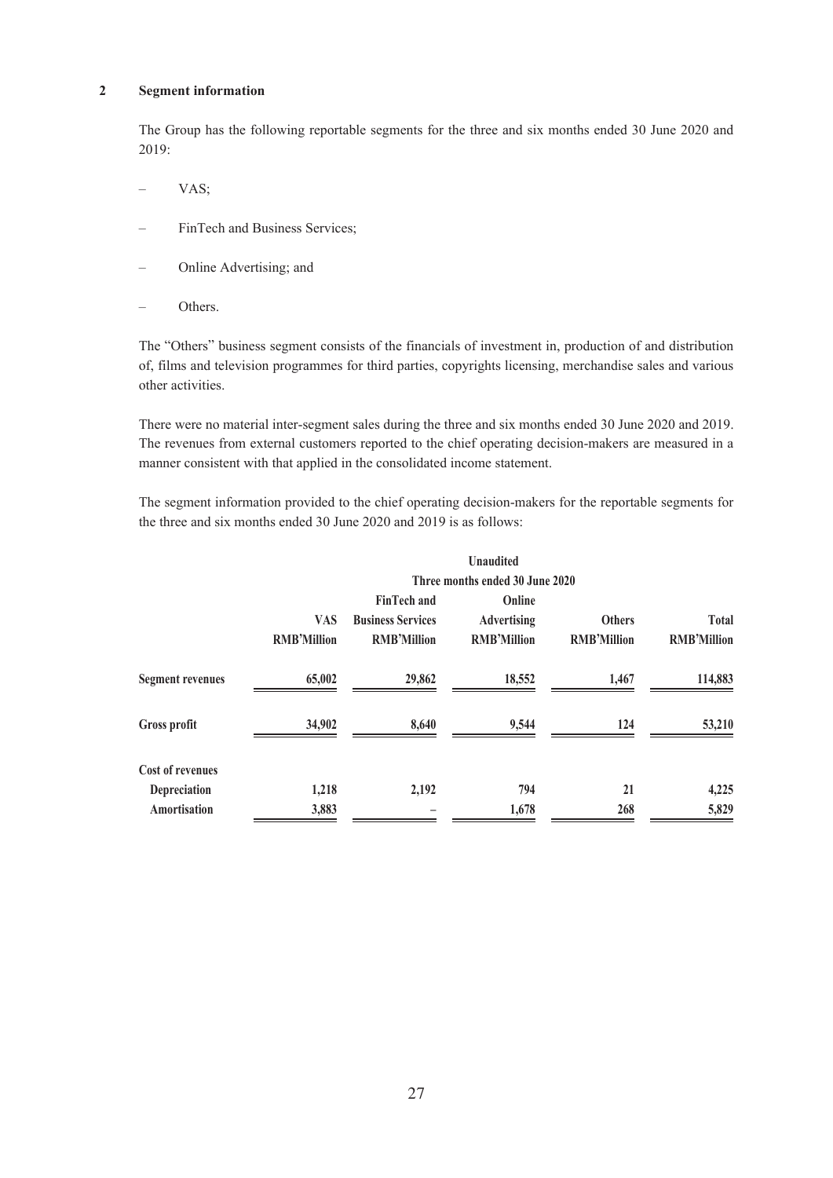## 2 Segment information

The Group has the following reportable segments for the three and six months ended 30 June 2020 and 2019:

- VAS;
- FinTech and Business Services;
- Online Advertising; and
- Others.

The "Others" business segment consists of the financials of investment in, production of and distribution of, films and television programmes for third parties, copyrights licensing, merchandise sales and various other activities.

There were no material inter-segment sales during the three and six months ended 30 June 2020 and 2019. The revenues from external customers reported to the chief operating decision-makers are measured in a manner consistent with that applied in the consolidated income statement.

The segment information provided to the chief operating decision-makers for the reportable segments for the three and six months ended 30 June 2020 and 2019 is as follows:

| | Unaudited | | | | |
|---|---|---|---|---|---|
| | Three months ended 30 June 2020 | | | | |
| | VAS | FinTech and Business Services | Online Advertising | Others | Total |
| | RMB'Million | RMB'Million | RMB'Million | RMB'Million | RMB'Million |
| **Segment revenues** | 65,002 | 29,862 | 18,552 | 1,467 | 114,883 |
| **Gross profit** | 34,902 | 8,640 | 9,544 | 124 | 53,210 |
| **Cost of revenues** | | | | | |
| Depreciation | 1,218 | 2,192 | 794 | 21 | 4,225 |
| Amortisation | 3,883 | – | 1,678 | 268 | 5,829 |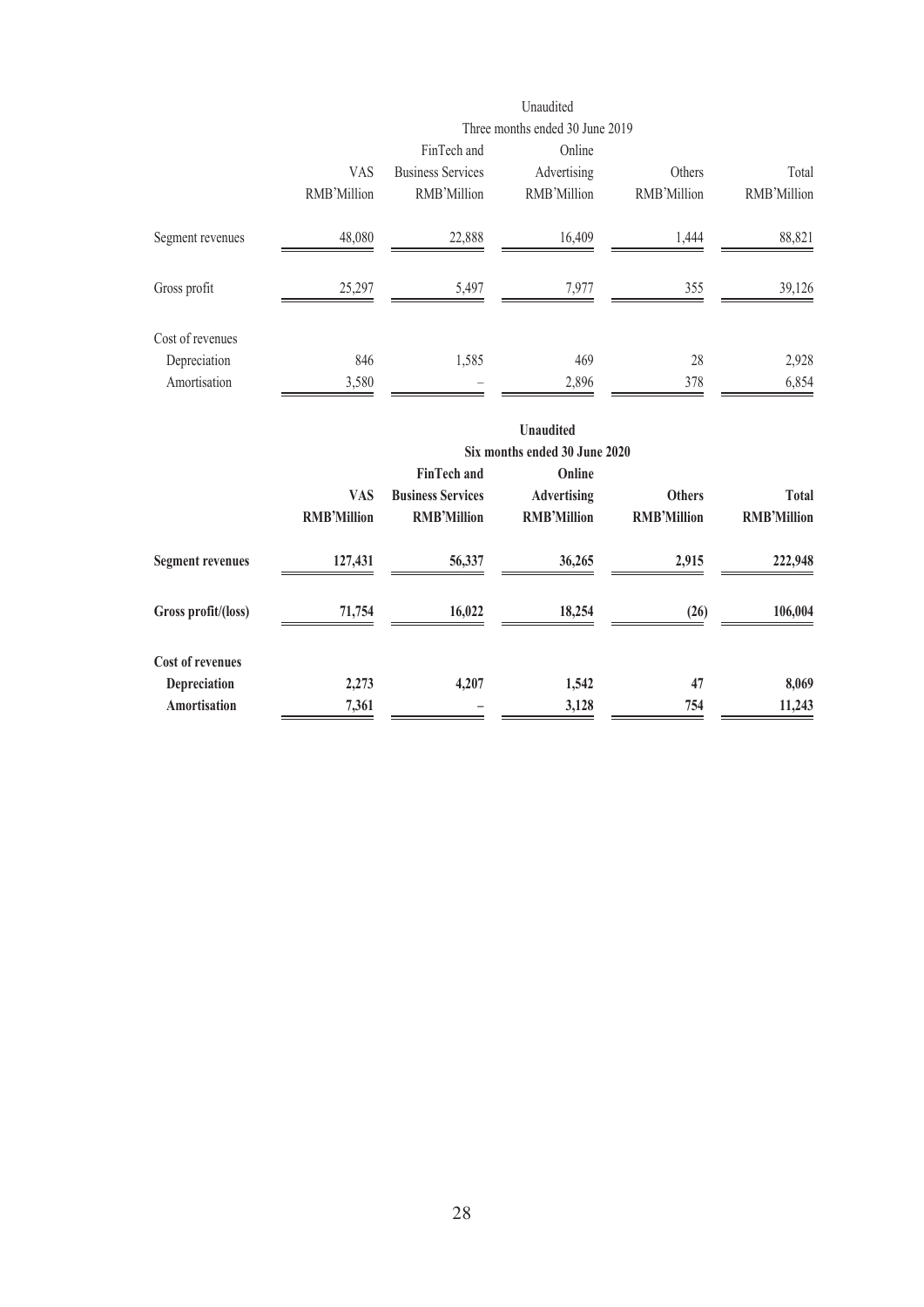| | Unaudited | | | | |
|---|---|---|---|---|---|
| | Three months ended 30 June 2019 | | | | |
| | VAS | FinTech and Business Services | Online Advertising | Others | Total |
| | RMB'Million | RMB'Million | RMB'Million | RMB'Million | RMB'Million |
| Segment revenues | 48,080 | 22,888 | 16,409 | 1,444 | 88,821 |
| Gross profit | 25,297 | 5,497 | 7,977 | 355 | 39,126 |
| Cost of revenues | | | | | |
| Depreciation | 846 | 1,585 | 469 | 28 | 2,928 |
| Amortisation | 3,580 | – | 2,896 | 378 | 6,854 |

| | **Unaudited** | | | | |
|---|---|---|---|---|---|
| | **Six months ended 30 June 2020** | | | | |
| | **VAS** | **FinTech and Business Services** | **Online Advertising** | **Others** | **Total** |
| | **RMB'Million** | **RMB'Million** | **RMB'Million** | **RMB'Million** | **RMB'Million** |
| **Segment revenues** | **127,431** | **56,337** | **36,265** | **2,915** | **222,948** |
| **Gross profit/(loss)** | **71,754** | **16,022** | **18,254** | **(26)** | **106,004** |
| **Cost of revenues** | | | | | |
| **Depreciation** | **2,273** | **4,207** | **1,542** | **47** | **8,069** |
| **Amortisation** | **7,361** | **–** | **3,128** | **754** | **11,243** |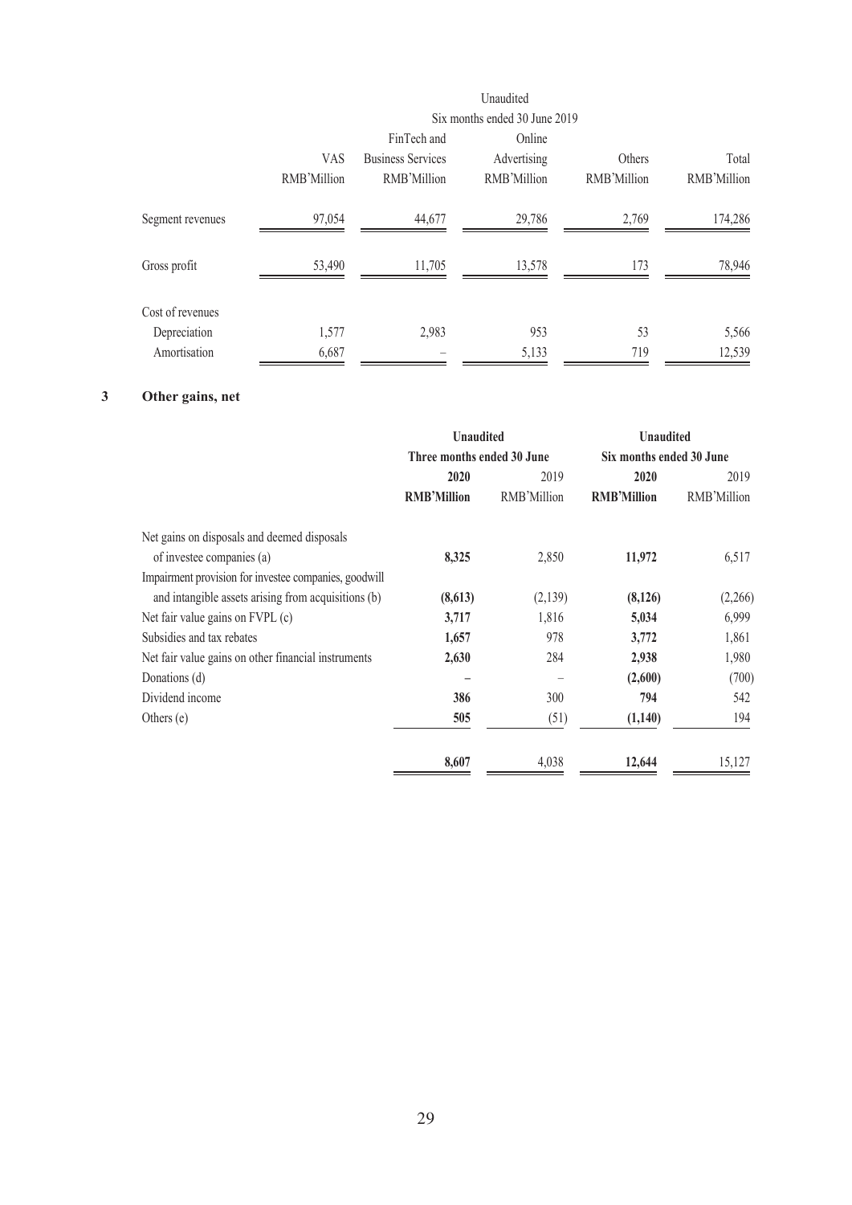| | Unaudited | | | | |
|---|---|---|---|---|---|
| | Six months ended 30 June 2019 | | | | |
| | VAS | FinTech and Business Services | Online Advertising | Others | Total |
| | RMB'Million | RMB'Million | RMB'Million | RMB'Million | RMB'Million |
| Segment revenues | 97,054 | 44,677 | 29,786 | 2,769 | 174,286 |
| Gross profit | 53,490 | 11,705 | 13,578 | 173 | 78,946 |
| Cost of revenues | | | | | |
| Depreciation | 1,577 | 2,983 | 953 | 53 | 5,566 |
| Amortisation | 6,687 | – | 5,133 | 719 | 12,539 |

## 3 Other gains, net

| | **Unaudited** | | **Unaudited** | |
|---|---|---|---|---|
| | **Three months ended 30 June** | | **Six months ended 30 June** | |
| | **2020** | 2019 | **2020** | 2019 |
| | **RMB'Million** | RMB'Million | **RMB'Million** | RMB'Million |
| Net gains on disposals and deemed disposals of investee companies (a) | **8,325** | 2,850 | **11,972** | 6,517 |
| Impairment provision for investee companies, goodwill and intangible assets arising from acquisitions (b) | **(8,613)** | (2,139) | **(8,126)** | (2,266) |
| Net fair value gains on FVPL (c) | **3,717** | 1,816 | **5,034** | 6,999 |
| Subsidies and tax rebates | **1,657** | 978 | **3,772** | 1,861 |
| Net fair value gains on other financial instruments | **2,630** | 284 | **2,938** | 1,980 |
| Donations (d) | **–** | – | **(2,600)** | (700) |
| Dividend income | **386** | 300 | **794** | 542 |
| Others (e) | **505** | (51) | **(1,140)** | 194 |
| | **8,607** | 4,038 | **12,644** | 15,127 |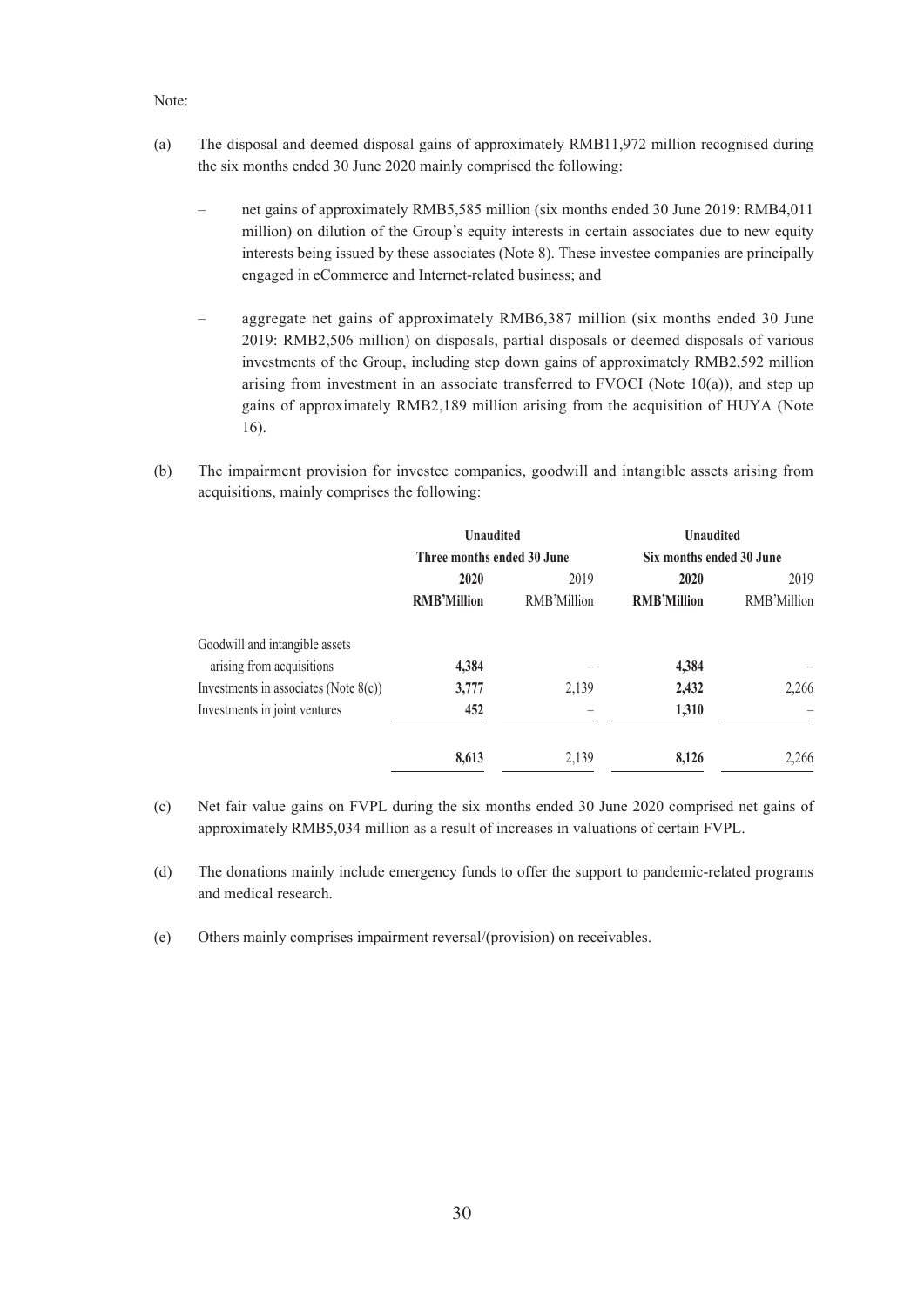Note:

(a) The disposal and deemed disposal gains of approximately RMB11,972 million recognised during the six months ended 30 June 2020 mainly comprised the following:

   – net gains of approximately RMB5,585 million (six months ended 30 June 2019: RMB4,011 million) on dilution of the Group's equity interests in certain associates due to new equity interests being issued by these associates (Note 8). These investee companies are principally engaged in eCommerce and Internet-related business; and

   – aggregate net gains of approximately RMB6,387 million (six months ended 30 June 2019: RMB2,506 million) on disposals, partial disposals or deemed disposals of various investments of the Group, including step down gains of approximately RMB2,592 million arising from investment in an associate transferred to FVOCI (Note 10(a)), and step up gains of approximately RMB2,189 million arising from the acquisition of HUYA (Note 16).

(b) The impairment provision for investee companies, goodwill and intangible assets arising from acquisitions, mainly comprises the following:

| | **Unaudited** | | **Unaudited** | |
|---|---|---|---|---|
| | **Three months ended 30 June** | | **Six months ended 30 June** | |
| | **2020** | 2019 | **2020** | 2019 |
| | **RMB'Million** | RMB'Million | **RMB'Million** | RMB'Million |
| Goodwill and intangible assets arising from acquisitions | **4,384** | – | **4,384** | – |
| Investments in associates (Note 8(c)) | **3,777** | 2,139 | **2,432** | 2,266 |
| Investments in joint ventures | **452** | – | **1,310** | – |
| | **8,613** | 2,139 | **8,126** | 2,266 |

(c) Net fair value gains on FVPL during the six months ended 30 June 2020 comprised net gains of approximately RMB5,034 million as a result of increases in valuations of certain FVPL.

(d) The donations mainly include emergency funds to offer the support to pandemic-related programs and medical research.

(e) Others mainly comprises impairment reversal/(provision) on receivables.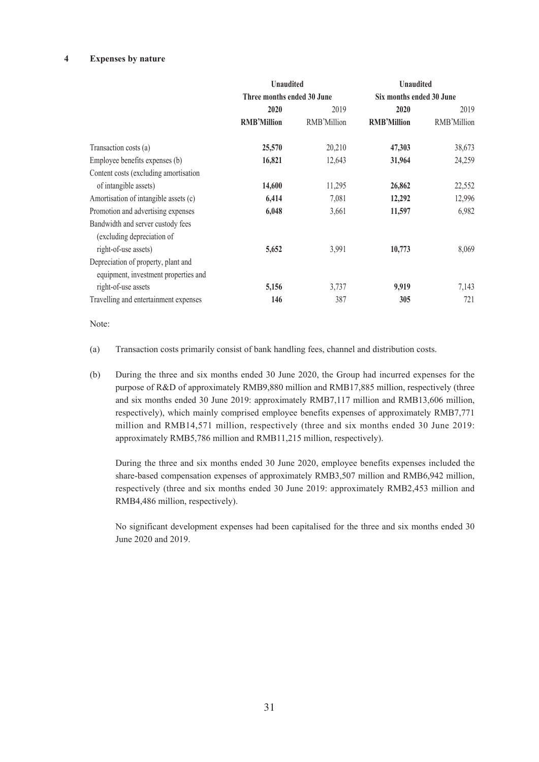## 4 Expenses by nature

| | Unaudited | | Unaudited | |
|---|---|---|---|---|
| | Three months ended 30 June | | Six months ended 30 June | |
| | **2020** | 2019 | **2020** | 2019 |
| | **RMB'Million** | RMB'Million | **RMB'Million** | RMB'Million |
| Transaction costs (a) | **25,570** | 20,210 | **47,303** | 38,673 |
| Employee benefits expenses (b) | **16,821** | 12,643 | **31,964** | 24,259 |
| Content costs (excluding amortisation of intangible assets) | **14,600** | 11,295 | **26,862** | 22,552 |
| Amortisation of intangible assets (c) | **6,414** | 7,081 | **12,292** | 12,996 |
| Promotion and advertising expenses | **6,048** | 3,661 | **11,597** | 6,982 |
| Bandwidth and server custody fees (excluding depreciation of right-of-use assets) | **5,652** | 3,991 | **10,773** | 8,069 |
| Depreciation of property, plant and equipment, investment properties and right-of-use assets | **5,156** | 3,737 | **9,919** | 7,143 |
| Travelling and entertainment expenses | **146** | 387 | **305** | 721 |

Note:

(a) Transaction costs primarily consist of bank handling fees, channel and distribution costs.

(b) During the three and six months ended 30 June 2020, the Group had incurred expenses for the purpose of R&D of approximately RMB9,880 million and RMB17,885 million, respectively (three and six months ended 30 June 2019: approximately RMB7,117 million and RMB13,606 million, respectively), which mainly comprised employee benefits expenses of approximately RMB7,771 million and RMB14,571 million, respectively (three and six months ended 30 June 2019: approximately RMB5,786 million and RMB11,215 million, respectively).

During the three and six months ended 30 June 2020, employee benefits expenses included the share-based compensation expenses of approximately RMB3,507 million and RMB6,942 million, respectively (three and six months ended 30 June 2019: approximately RMB2,453 million and RMB4,486 million, respectively).

No significant development expenses had been capitalised for the three and six months ended 30 June 2020 and 2019.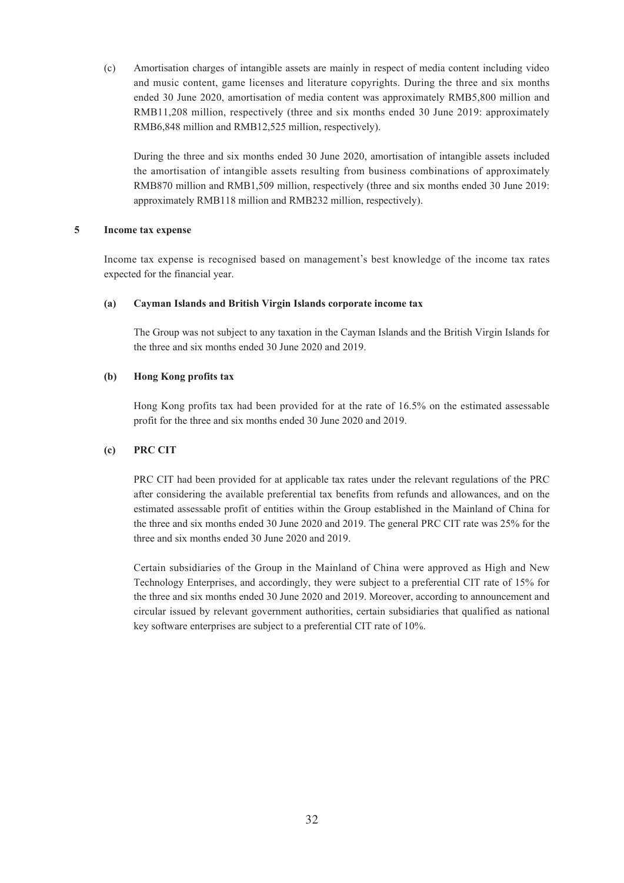(c) Amortisation charges of intangible assets are mainly in respect of media content including video and music content, game licenses and literature copyrights. During the three and six months ended 30 June 2020, amortisation of media content was approximately RMB5,800 million and RMB11,208 million, respectively (three and six months ended 30 June 2019: approximately RMB6,848 million and RMB12,525 million, respectively).

During the three and six months ended 30 June 2020, amortisation of intangible assets included the amortisation of intangible assets resulting from business combinations of approximately RMB870 million and RMB1,509 million, respectively (three and six months ended 30 June 2019: approximately RMB118 million and RMB232 million, respectively).

## 5 Income tax expense

Income tax expense is recognised based on management's best knowledge of the income tax rates expected for the financial year.

### (a) Cayman Islands and British Virgin Islands corporate income tax

The Group was not subject to any taxation in the Cayman Islands and the British Virgin Islands for the three and six months ended 30 June 2020 and 2019.

### (b) Hong Kong profits tax

Hong Kong profits tax had been provided for at the rate of 16.5% on the estimated assessable profit for the three and six months ended 30 June 2020 and 2019.

### (c) PRC CIT

PRC CIT had been provided for at applicable tax rates under the relevant regulations of the PRC after considering the available preferential tax benefits from refunds and allowances, and on the estimated assessable profit of entities within the Group established in the Mainland of China for the three and six months ended 30 June 2020 and 2019. The general PRC CIT rate was 25% for the three and six months ended 30 June 2020 and 2019.

Certain subsidiaries of the Group in the Mainland of China were approved as High and New Technology Enterprises, and accordingly, they were subject to a preferential CIT rate of 15% for the three and six months ended 30 June 2020 and 2019. Moreover, according to announcement and circular issued by relevant government authorities, certain subsidiaries that qualified as national key software enterprises are subject to a preferential CIT rate of 10%.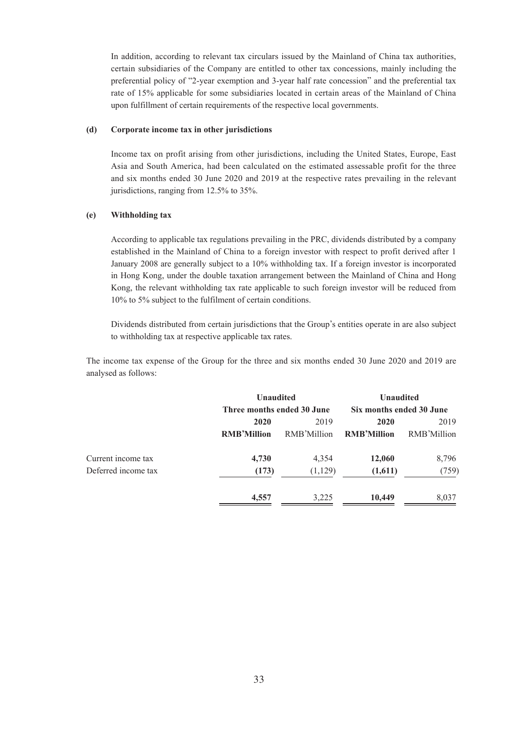In addition, according to relevant tax circulars issued by the Mainland of China tax authorities, certain subsidiaries of the Company are entitled to other tax concessions, mainly including the preferential policy of "2-year exemption and 3-year half rate concession" and the preferential tax rate of 15% applicable for some subsidiaries located in certain areas of the Mainland of China upon fulfillment of certain requirements of the respective local governments.

**(d) Corporate income tax in other jurisdictions**

Income tax on profit arising from other jurisdictions, including the United States, Europe, East Asia and South America, had been calculated on the estimated assessable profit for the three and six months ended 30 June 2020 and 2019 at the respective rates prevailing in the relevant jurisdictions, ranging from 12.5% to 35%.

**(e) Withholding tax**

According to applicable tax regulations prevailing in the PRC, dividends distributed by a company established in the Mainland of China to a foreign investor with respect to profit derived after 1 January 2008 are generally subject to a 10% withholding tax. If a foreign investor is incorporated in Hong Kong, under the double taxation arrangement between the Mainland of China and Hong Kong, the relevant withholding tax rate applicable to such foreign investor will be reduced from 10% to 5% subject to the fulfilment of certain conditions.

Dividends distributed from certain jurisdictions that the Group's entities operate in are also subject to withholding tax at respective applicable tax rates.

The income tax expense of the Group for the three and six months ended 30 June 2020 and 2019 are analysed as follows:

| | **Unaudited** | | **Unaudited** | |
|---|---|---|---|---|
| | **Three months ended 30 June** | | **Six months ended 30 June** | |
| | **2020** | 2019 | **2020** | 2019 |
| | **RMB'Million** | RMB'Million | **RMB'Million** | RMB'Million |
| Current income tax | **4,730** | 4,354 | **12,060** | 8,796 |
| Deferred income tax | **(173)** | (1,129) | **(1,611)** | (759) |
| | **4,557** | 3,225 | **10,449** | 8,037 |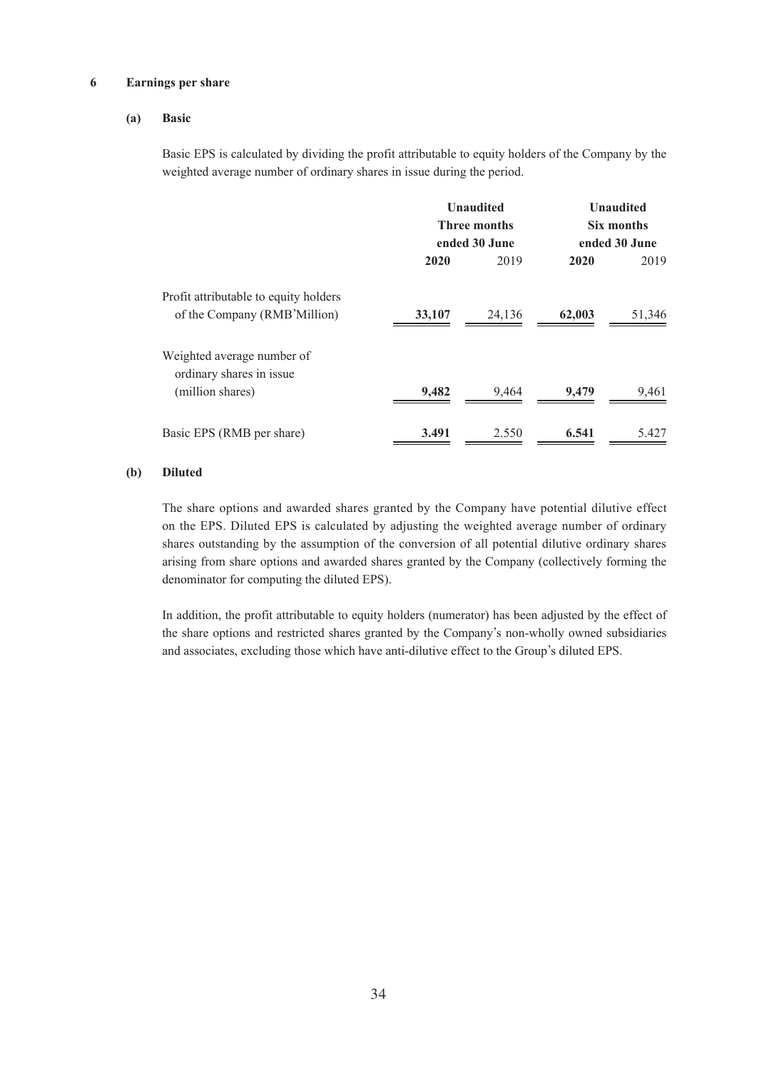## 6 Earnings per share

### (a) Basic

Basic EPS is calculated by dividing the profit attributable to equity holders of the Company by the weighted average number of ordinary shares in issue during the period.

| | Unaudited Three months ended 30 June | | Unaudited Six months ended 30 June | |
|---|---|---|---|---|
| | **2020** | 2019 | **2020** | 2019 |
| Profit attributable to equity holders of the Company (RMB'Million) | **33,107** | 24,136 | **62,003** | 51,346 |
| Weighted average number of ordinary shares in issue (million shares) | **9,482** | 9,464 | **9,479** | 9,461 |
| Basic EPS (RMB per share) | **3.491** | 2.550 | **6.541** | 5.427 |

### (b) Diluted

The share options and awarded shares granted by the Company have potential dilutive effect on the EPS. Diluted EPS is calculated by adjusting the weighted average number of ordinary shares outstanding by the assumption of the conversion of all potential dilutive ordinary shares arising from share options and awarded shares granted by the Company (collectively forming the denominator for computing the diluted EPS).

In addition, the profit attributable to equity holders (numerator) has been adjusted by the effect of the share options and restricted shares granted by the Company's non-wholly owned subsidiaries and associates, excluding those which have anti-dilutive effect to the Group's diluted EPS.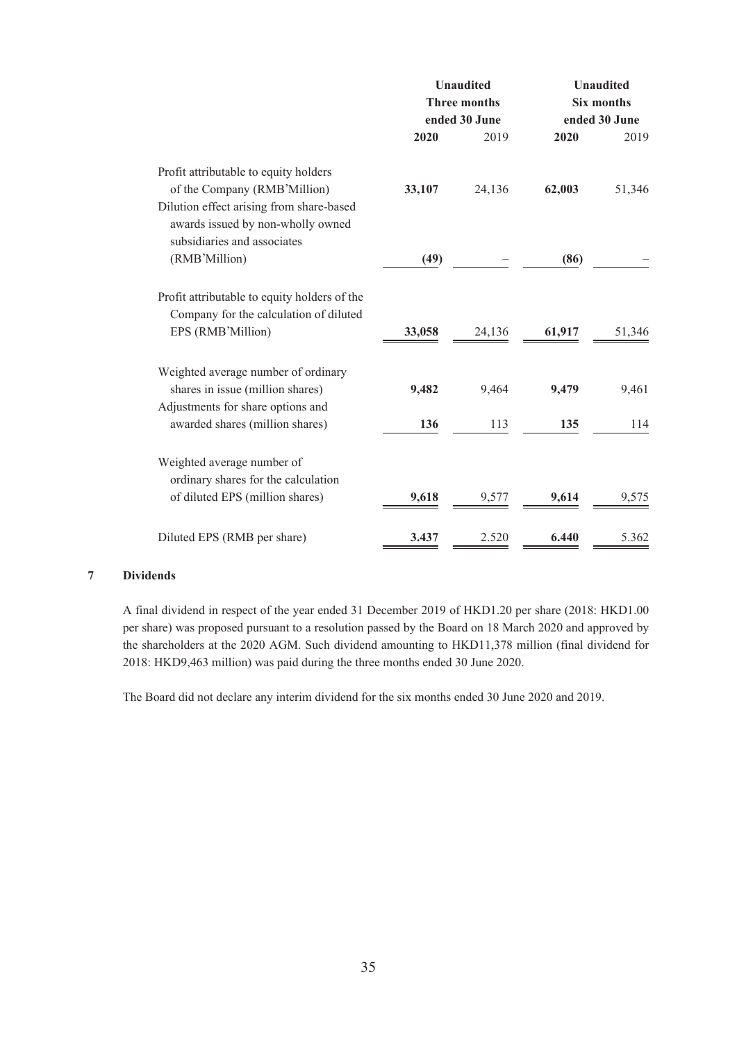| | Unaudited Three months ended 30 June | | Unaudited Six months ended 30 June | |
|---|---|---|---|---|
| | **2020** | 2019 | **2020** | 2019 |
| Profit attributable to equity holders of the Company (RMB'Million) | **33,107** | 24,136 | **62,003** | 51,346 |
| Dilution effect arising from share-based awards issued by non-wholly owned subsidiaries and associates (RMB'Million) | **(49)** | – | **(86)** | – |
| Profit attributable to equity holders of the Company for the calculation of diluted EPS (RMB'Million) | **33,058** | 24,136 | **61,917** | 51,346 |
| Weighted average number of ordinary shares in issue (million shares) | **9,482** | 9,464 | **9,479** | 9,461 |
| Adjustments for share options and awarded shares (million shares) | **136** | 113 | **135** | 114 |
| Weighted average number of ordinary shares for the calculation of diluted EPS (million shares) | **9,618** | 9,577 | **9,614** | 9,575 |
| Diluted EPS (RMB per share) | **3.437** | 2.520 | **6.440** | 5.362 |

## 7 Dividends

A final dividend in respect of the year ended 31 December 2019 of HKD1.20 per share (2018: HKD1.00 per share) was proposed pursuant to a resolution passed by the Board on 18 March 2020 and approved by the shareholders at the 2020 AGM. Such dividend amounting to HKD11,378 million (final dividend for 2018: HKD9,463 million) was paid during the three months ended 30 June 2020.

The Board did not declare any interim dividend for the six months ended 30 June 2020 and 2019.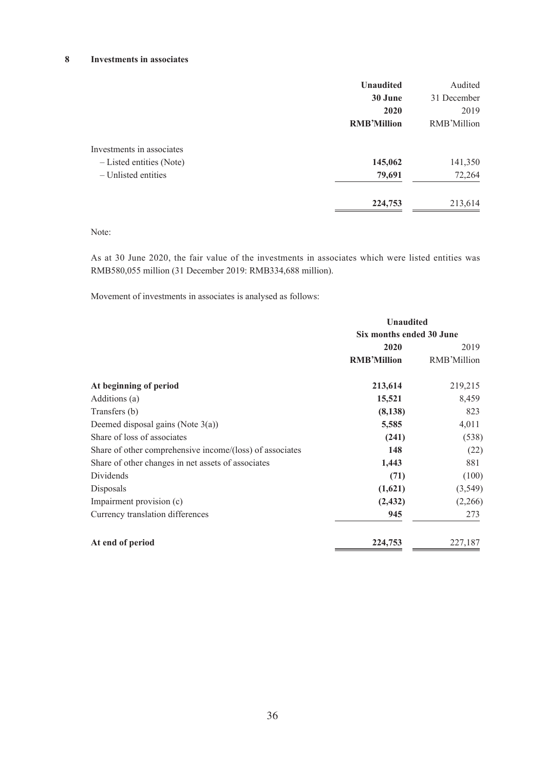## 8 Investments in associates

| | **Unaudited** | Audited |
|---|---|---|
| | **30 June** | 31 December |
| | **2020** | 2019 |
| | **RMB'Million** | RMB'Million |
| Investments in associates | | |
| – Listed entities (Note) | **145,062** | 141,350 |
| – Unlisted entities | **79,691** | 72,264 |
| | **224,753** | 213,614 |

Note:

As at 30 June 2020, the fair value of the investments in associates which were listed entities was RMB580,055 million (31 December 2019: RMB334,688 million).

Movement of investments in associates is analysed as follows:

| | **Unaudited** | |
|---|---|---|
| | **Six months ended 30 June** | |
| | **2020** | 2019 |
| | **RMB'Million** | RMB'Million |
| **At beginning of period** | **213,614** | 219,215 |
| Additions (a) | **15,521** | 8,459 |
| Transfers (b) | **(8,138)** | 823 |
| Deemed disposal gains (Note 3(a)) | **5,585** | 4,011 |
| Share of loss of associates | **(241)** | (538) |
| Share of other comprehensive income/(loss) of associates | **148** | (22) |
| Share of other changes in net assets of associates | **1,443** | 881 |
| Dividends | **(71)** | (100) |
| Disposals | **(1,621)** | (3,549) |
| Impairment provision (c) | **(2,432)** | (2,266) |
| Currency translation differences | **945** | 273 |
| **At end of period** | **224,753** | 227,187 |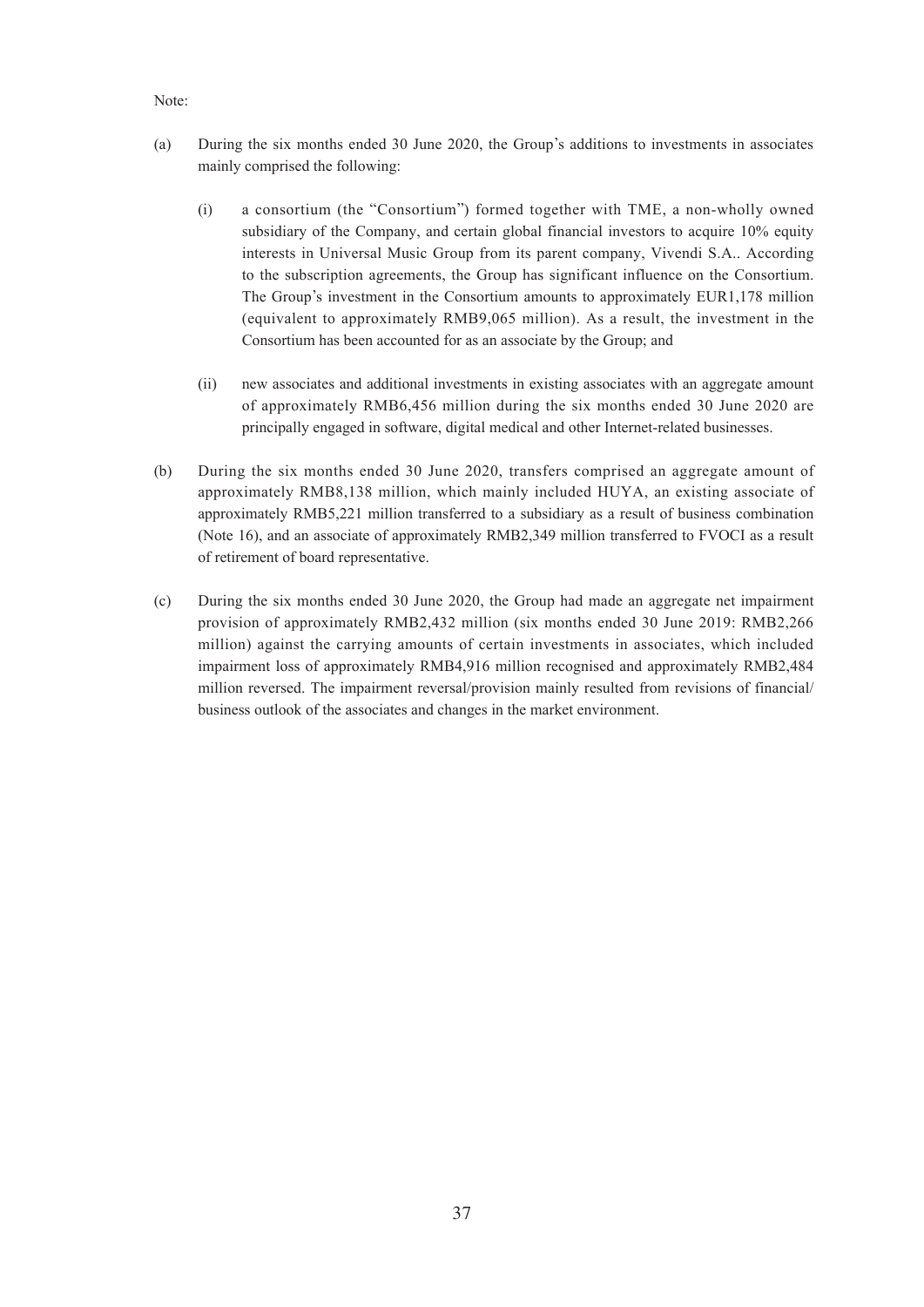Note:

(a) During the six months ended 30 June 2020, the Group's additions to investments in associates mainly comprised the following:

   (i) a consortium (the "Consortium") formed together with TME, a non-wholly owned subsidiary of the Company, and certain global financial investors to acquire 10% equity interests in Universal Music Group from its parent company, Vivendi S.A.. According to the subscription agreements, the Group has significant influence on the Consortium. The Group's investment in the Consortium amounts to approximately EUR1,178 million (equivalent to approximately RMB9,065 million). As a result, the investment in the Consortium has been accounted for as an associate by the Group; and

   (ii) new associates and additional investments in existing associates with an aggregate amount of approximately RMB6,456 million during the six months ended 30 June 2020 are principally engaged in software, digital medical and other Internet-related businesses.

(b) During the six months ended 30 June 2020, transfers comprised an aggregate amount of approximately RMB8,138 million, which mainly included HUYA, an existing associate of approximately RMB5,221 million transferred to a subsidiary as a result of business combination (Note 16), and an associate of approximately RMB2,349 million transferred to FVOCI as a result of retirement of board representative.

(c) During the six months ended 30 June 2020, the Group had made an aggregate net impairment provision of approximately RMB2,432 million (six months ended 30 June 2019: RMB2,266 million) against the carrying amounts of certain investments in associates, which included impairment loss of approximately RMB4,916 million recognised and approximately RMB2,484 million reversed. The impairment reversal/provision mainly resulted from revisions of financial/business outlook of the associates and changes in the market environment.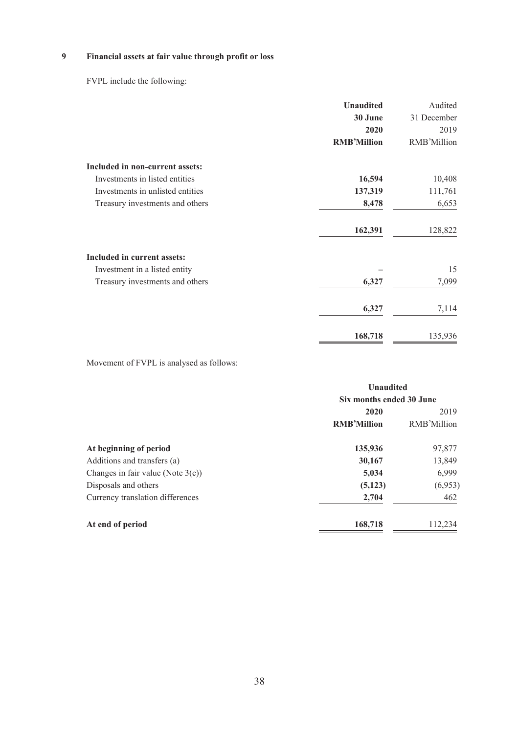## 9 Financial assets at fair value through profit or loss

FVPL include the following:

| | Unaudited<br>30 June<br>2020<br>RMB'Million | Audited<br>31 December<br>2019<br>RMB'Million |
|---|---|---|
| **Included in non-current assets:** | | |
| Investments in listed entities | **16,594** | 10,408 |
| Investments in unlisted entities | **137,319** | 111,761 |
| Treasury investments and others | **8,478** | 6,653 |
| | **162,391** | 128,822 |
| **Included in current assets:** | | |
| Investment in a listed entity | – | 15 |
| Treasury investments and others | **6,327** | 7,099 |
| | **6,327** | 7,114 |
| | **168,718** | 135,936 |

Movement of FVPL is analysed as follows:

| | Unaudited<br>Six months ended 30 June | |
|---|---|---|
| | **2020**<br>**RMB'Million** | 2019<br>RMB'Million |
| **At beginning of period** | **135,936** | 97,877 |
| Additions and transfers (a) | **30,167** | 13,849 |
| Changes in fair value (Note 3(c)) | **5,034** | 6,999 |
| Disposals and others | **(5,123)** | (6,953) |
| Currency translation differences | **2,704** | 462 |
| **At end of period** | **168,718** | 112,234 |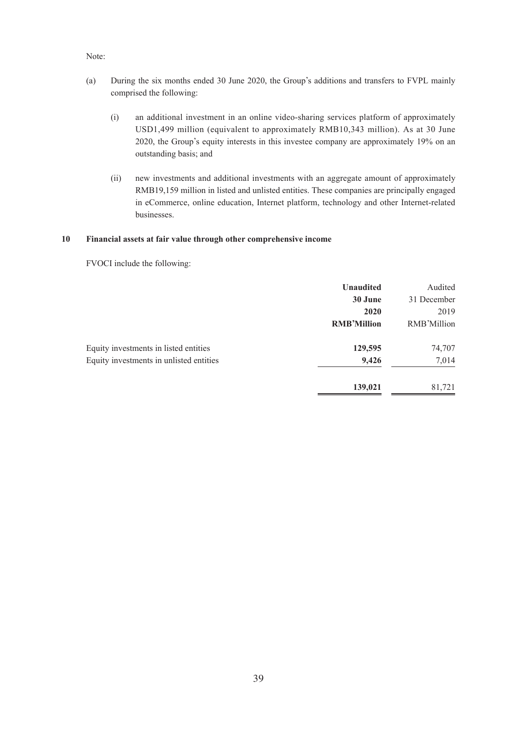Note:

(a) During the six months ended 30 June 2020, the Group's additions and transfers to FVPL mainly comprised the following:

   (i) an additional investment in an online video-sharing services platform of approximately USD1,499 million (equivalent to approximately RMB10,343 million). As at 30 June 2020, the Group's equity interests in this investee company are approximately 19% on an outstanding basis; and

   (ii) new investments and additional investments with an aggregate amount of approximately RMB19,159 million in listed and unlisted entities. These companies are principally engaged in eCommerce, online education, Internet platform, technology and other Internet-related businesses.

## 10 Financial assets at fair value through other comprehensive income

FVOCI include the following:

| | **Unaudited 30 June 2020 RMB'Million** | Audited 31 December 2019 RMB'Million |
|---|---|---|
| Equity investments in listed entities | **129,595** | 74,707 |
| Equity investments in unlisted entities | **9,426** | 7,014 |
| | **139,021** | 81,721 |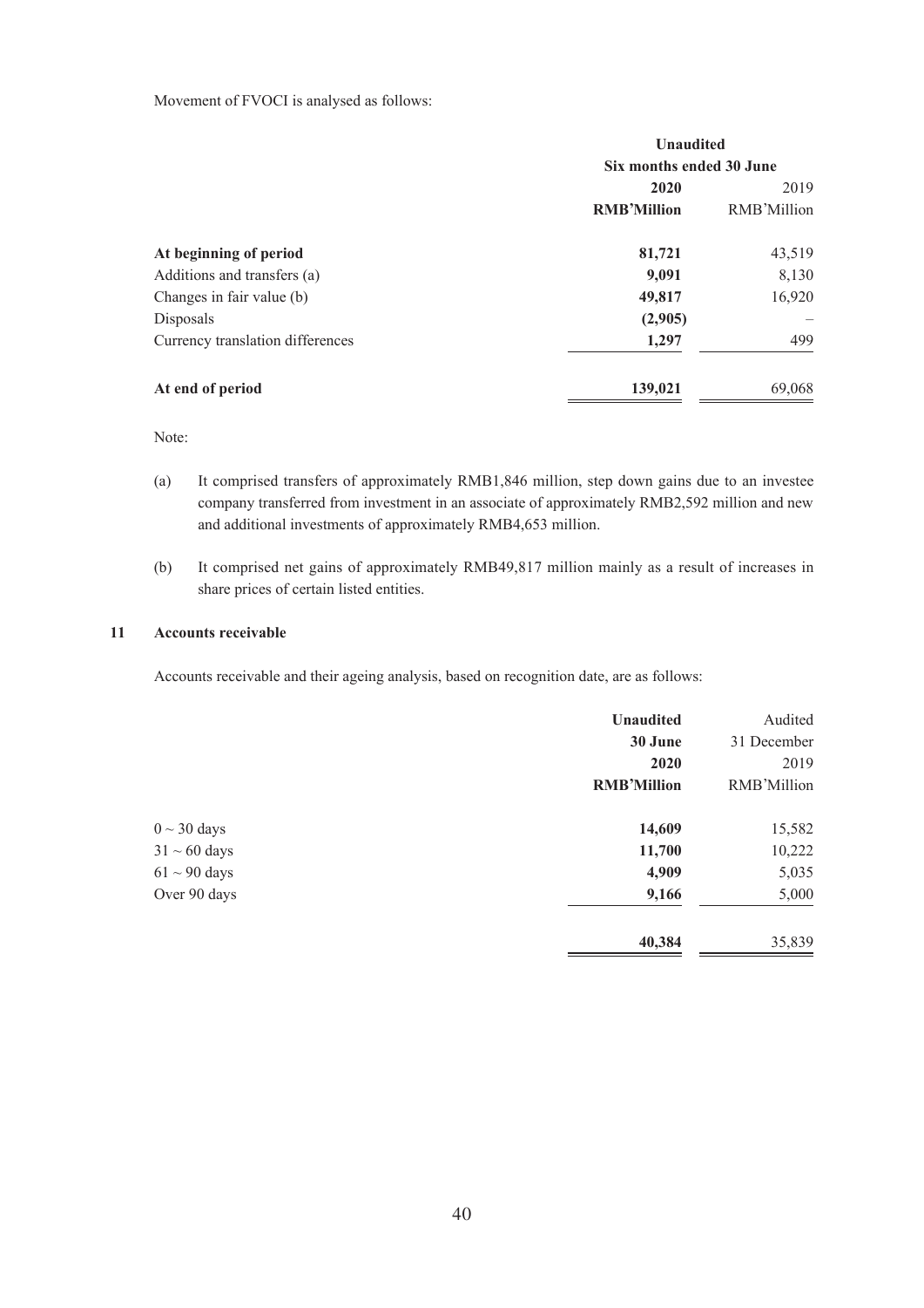Movement of FVOCI is analysed as follows:

| | Unaudited | |
|---|---|---|
| | Six months ended 30 June | |
| | **2020** | 2019 |
| | **RMB'Million** | RMB'Million |
| **At beginning of period** | **81,721** | 43,519 |
| Additions and transfers (a) | **9,091** | 8,130 |
| Changes in fair value (b) | **49,817** | 16,920 |
| Disposals | **(2,905)** | – |
| Currency translation differences | **1,297** | 499 |
| **At end of period** | **139,021** | 69,068 |

Note:

(a) It comprised transfers of approximately RMB1,846 million, step down gains due to an investee company transferred from investment in an associate of approximately RMB2,592 million and new and additional investments of approximately RMB4,653 million.

(b) It comprised net gains of approximately RMB49,817 million mainly as a result of increases in share prices of certain listed entities.

## 11 Accounts receivable

Accounts receivable and their ageing analysis, based on recognition date, are as follows:

| | Unaudited | Audited |
|---|---|---|
| | **30 June** | 31 December |
| | **2020** | 2019 |
| | **RMB'Million** | RMB'Million |
| 0 ~ 30 days | **14,609** | 15,582 |
| 31 ~ 60 days | **11,700** | 10,222 |
| 61 ~ 90 days | **4,909** | 5,035 |
| Over 90 days | **9,166** | 5,000 |
| | **40,384** | 35,839 |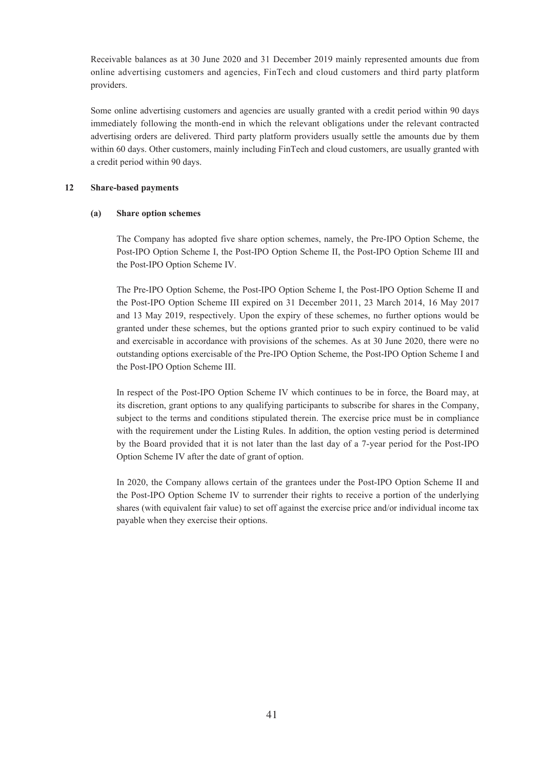Receivable balances as at 30 June 2020 and 31 December 2019 mainly represented amounts due from online advertising customers and agencies, FinTech and cloud customers and third party platform providers.

Some online advertising customers and agencies are usually granted with a credit period within 90 days immediately following the month-end in which the relevant obligations under the relevant contracted advertising orders are delivered. Third party platform providers usually settle the amounts due by them within 60 days. Other customers, mainly including FinTech and cloud customers, are usually granted with a credit period within 90 days.

## 12 Share-based payments

### (a) Share option schemes

The Company has adopted five share option schemes, namely, the Pre-IPO Option Scheme, the Post-IPO Option Scheme I, the Post-IPO Option Scheme II, the Post-IPO Option Scheme III and the Post-IPO Option Scheme IV.

The Pre-IPO Option Scheme, the Post-IPO Option Scheme I, the Post-IPO Option Scheme II and the Post-IPO Option Scheme III expired on 31 December 2011, 23 March 2014, 16 May 2017 and 13 May 2019, respectively. Upon the expiry of these schemes, no further options would be granted under these schemes, but the options granted prior to such expiry continued to be valid and exercisable in accordance with provisions of the schemes. As at 30 June 2020, there were no outstanding options exercisable of the Pre-IPO Option Scheme, the Post-IPO Option Scheme I and the Post-IPO Option Scheme III.

In respect of the Post-IPO Option Scheme IV which continues to be in force, the Board may, at its discretion, grant options to any qualifying participants to subscribe for shares in the Company, subject to the terms and conditions stipulated therein. The exercise price must be in compliance with the requirement under the Listing Rules. In addition, the option vesting period is determined by the Board provided that it is not later than the last day of a 7-year period for the Post-IPO Option Scheme IV after the date of grant of option.

In 2020, the Company allows certain of the grantees under the Post-IPO Option Scheme II and the Post-IPO Option Scheme IV to surrender their rights to receive a portion of the underlying shares (with equivalent fair value) to set off against the exercise price and/or individual income tax payable when they exercise their options.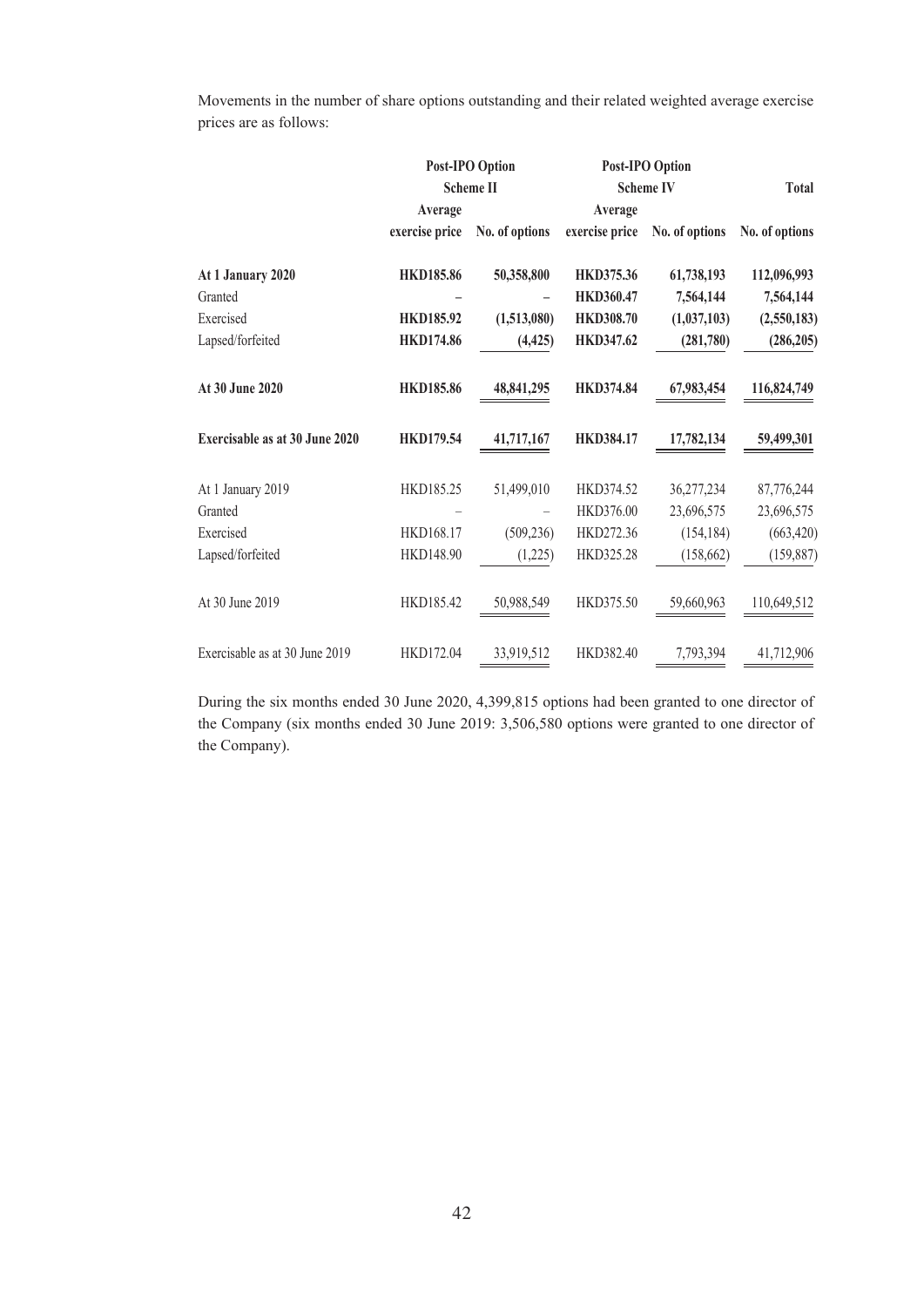Movements in the number of share options outstanding and their related weighted average exercise prices are as follows:

| | Post-IPO Option Scheme II | | Post-IPO Option Scheme IV | | Total |
|---|---|---|---|---|---|
| | Average exercise price | No. of options | Average exercise price | No. of options | No. of options |
| **At 1 January 2020** | **HKD185.86** | **50,358,800** | **HKD375.36** | **61,738,193** | **112,096,993** |
| Granted | **–** | **–** | **HKD360.47** | **7,564,144** | **7,564,144** |
| Exercised | **HKD185.92** | **(1,513,080)** | **HKD308.70** | **(1,037,103)** | **(2,550,183)** |
| Lapsed/forfeited | **HKD174.86** | **(4,425)** | **HKD347.62** | **(281,780)** | **(286,205)** |
| **At 30 June 2020** | **HKD185.86** | **48,841,295** | **HKD374.84** | **67,983,454** | **116,824,749** |
| **Exercisable as at 30 June 2020** | **HKD179.54** | **41,717,167** | **HKD384.17** | **17,782,134** | **59,499,301** |
| At 1 January 2019 | HKD185.25 | 51,499,010 | HKD374.52 | 36,277,234 | 87,776,244 |
| Granted | – | – | HKD376.00 | 23,696,575 | 23,696,575 |
| Exercised | HKD168.17 | (509,236) | HKD272.36 | (154,184) | (663,420) |
| Lapsed/forfeited | HKD148.90 | (1,225) | HKD325.28 | (158,662) | (159,887) |
| At 30 June 2019 | HKD185.42 | 50,988,549 | HKD375.50 | 59,660,963 | 110,649,512 |
| Exercisable as at 30 June 2019 | HKD172.04 | 33,919,512 | HKD382.40 | 7,793,394 | 41,712,906 |

During the six months ended 30 June 2020, 4,399,815 options had been granted to one director of the Company (six months ended 30 June 2019: 3,506,580 options were granted to one director of the Company).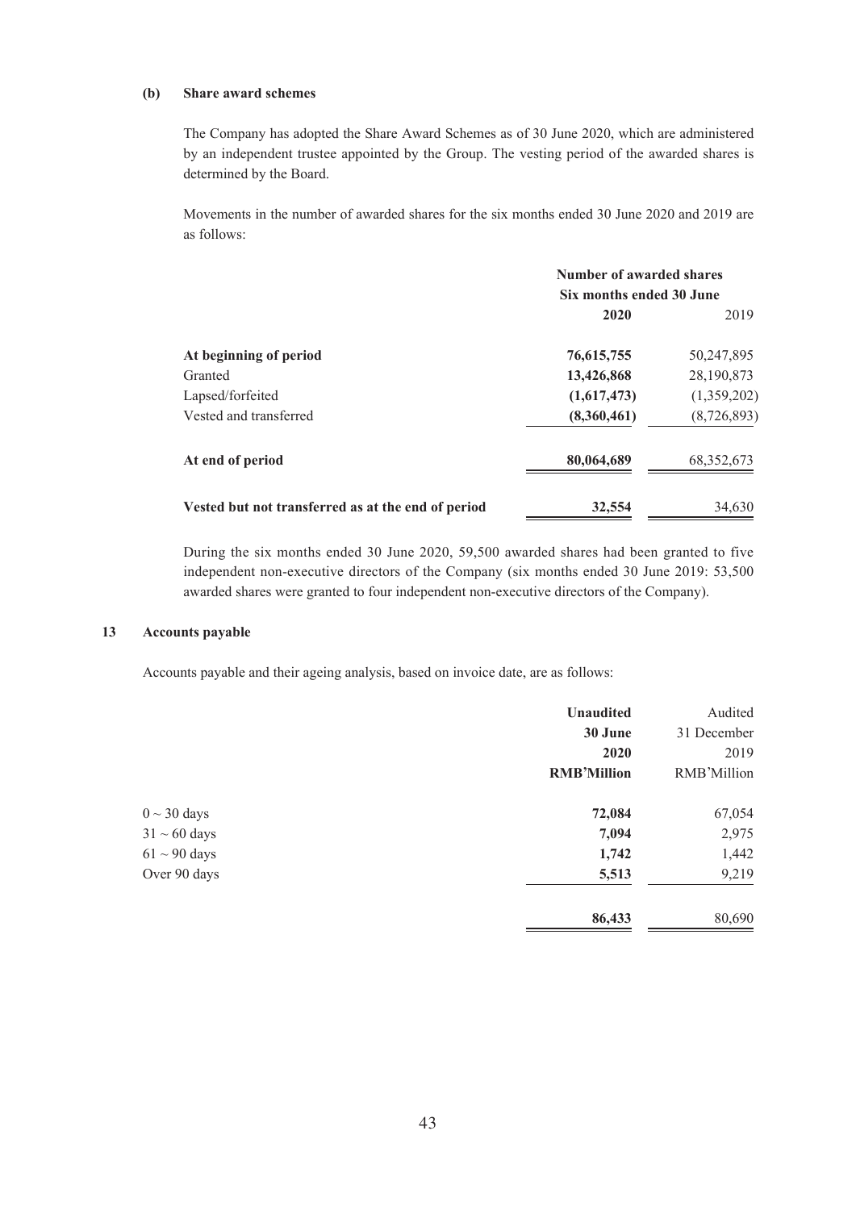### (b) Share award schemes

The Company has adopted the Share Award Schemes as of 30 June 2020, which are administered by an independent trustee appointed by the Group. The vesting period of the awarded shares is determined by the Board.

Movements in the number of awarded shares for the six months ended 30 June 2020 and 2019 are as follows:

| | Number of awarded shares | |
|---|---|---|
| | Six months ended 30 June | |
| | **2020** | 2019 |
| **At beginning of period** | **76,615,755** | 50,247,895 |
| Granted | **13,426,868** | 28,190,873 |
| Lapsed/forfeited | **(1,617,473)** | (1,359,202) |
| Vested and transferred | **(8,360,461)** | (8,726,893) |
| **At end of period** | **80,064,689** | 68,352,673 |
| **Vested but not transferred as at the end of period** | **32,554** | 34,630 |

During the six months ended 30 June 2020, 59,500 awarded shares had been granted to five independent non-executive directors of the Company (six months ended 30 June 2019: 53,500 awarded shares were granted to four independent non-executive directors of the Company).

## 13 Accounts payable

Accounts payable and their ageing analysis, based on invoice date, are as follows:

| | **Unaudited** | Audited |
|---|---|---|
| | **30 June** | 31 December |
| | **2020** | 2019 |
| | **RMB'Million** | RMB'Million |
| 0 ~ 30 days | **72,084** | 67,054 |
| 31 ~ 60 days | **7,094** | 2,975 |
| 61 ~ 90 days | **1,742** | 1,442 |
| Over 90 days | **5,513** | 9,219 |
| | **86,433** | 80,690 |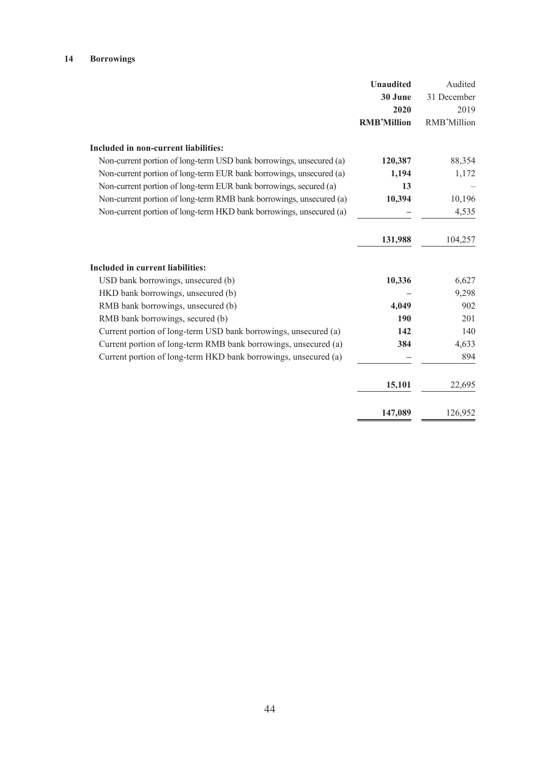## 14 Borrowings

| | **Unaudited 30 June 2020 RMB'Million** | Audited 31 December 2019 RMB'Million |
|---|---|---|
| **Included in non-current liabilities:** | | |
| Non-current portion of long-term USD bank borrowings, unsecured (a) | **120,387** | 88,354 |
| Non-current portion of long-term EUR bank borrowings, unsecured (a) | **1,194** | 1,172 |
| Non-current portion of long-term EUR bank borrowings, secured (a) | **13** | – |
| Non-current portion of long-term RMB bank borrowings, unsecured (a) | **10,394** | 10,196 |
| Non-current portion of long-term HKD bank borrowings, unsecured (a) | **–** | 4,535 |
| | **131,988** | 104,257 |
| **Included in current liabilities:** | | |
| USD bank borrowings, unsecured (b) | **10,336** | 6,627 |
| HKD bank borrowings, unsecured (b) | **–** | 9,298 |
| RMB bank borrowings, unsecured (b) | **4,049** | 902 |
| RMB bank borrowings, secured (b) | **190** | 201 |
| Current portion of long-term USD bank borrowings, unsecured (a) | **142** | 140 |
| Current portion of long-term RMB bank borrowings, unsecured (a) | **384** | 4,633 |
| Current portion of long-term HKD bank borrowings, unsecured (a) | **–** | 894 |
| | **15,101** | 22,695 |
| | **147,089** | 126,952 |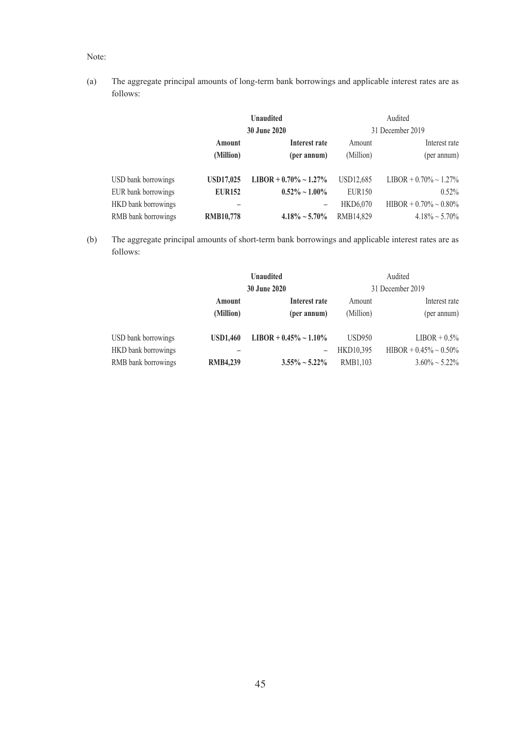Note:

(a) The aggregate principal amounts of long-term bank borrowings and applicable interest rates are as follows:

| | **Unaudited** | | Audited | |
|---|---|---|---|---|
| | **30 June 2020** | | 31 December 2019 | |
| | **Amount (Million)** | **Interest rate (per annum)** | Amount (Million) | Interest rate (per annum) |
| USD bank borrowings | **USD17,025** | **LIBOR + 0.70% ~ 1.27%** | USD12,685 | LIBOR + 0.70% ~ 1.27% |
| EUR bank borrowings | **EUR152** | **0.52% ~ 1.00%** | EUR150 | 0.52% |
| HKD bank borrowings | – | – | HKD6,070 | HIBOR + 0.70% ~ 0.80% |
| RMB bank borrowings | **RMB10,778** | **4.18% ~ 5.70%** | RMB14,829 | 4.18% ~ 5.70% |

(b) The aggregate principal amounts of short-term bank borrowings and applicable interest rates are as follows:

| | **Unaudited** | | Audited | |
|---|---|---|---|---|
| | **30 June 2020** | | 31 December 2019 | |
| | **Amount (Million)** | **Interest rate (per annum)** | Amount (Million) | Interest rate (per annum) |
| USD bank borrowings | **USD1,460** | **LIBOR + 0.45% ~ 1.10%** | USD950 | LIBOR + 0.5% |
| HKD bank borrowings | – | – | HKD10,395 | HIBOR + 0.45% ~ 0.50% |
| RMB bank borrowings | **RMB4,239** | **3.55% ~ 5.22%** | RMB1,103 | 3.60% ~ 5.22% |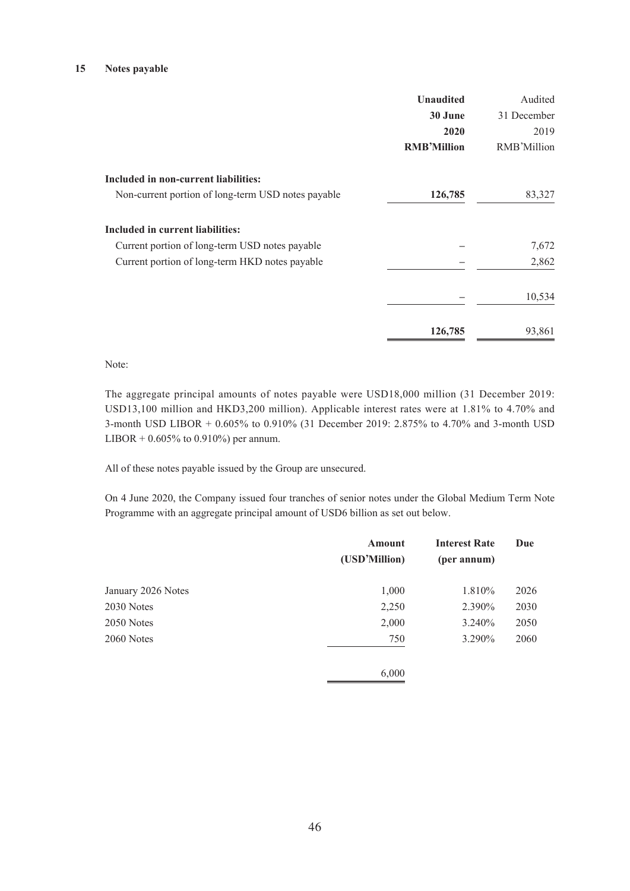## 15 Notes payable

| | Unaudited 30 June 2020 RMB'Million | Audited 31 December 2019 RMB'Million |
|---|---|---|
| **Included in non-current liabilities:** | | |
| Non-current portion of long-term USD notes payable | **126,785** | 83,327 |
| **Included in current liabilities:** | | |
| Current portion of long-term USD notes payable | – | 7,672 |
| Current portion of long-term HKD notes payable | – | 2,862 |
| | – | 10,534 |
| | **126,785** | 93,861 |

Note:

The aggregate principal amounts of notes payable were USD18,000 million (31 December 2019: USD13,100 million and HKD3,200 million). Applicable interest rates were at 1.81% to 4.70% and 3-month USD LIBOR + 0.605% to 0.910% (31 December 2019: 2.875% to 4.70% and 3-month USD LIBOR + 0.605% to 0.910%) per annum.

All of these notes payable issued by the Group are unsecured.

On 4 June 2020, the Company issued four tranches of senior notes under the Global Medium Term Note Programme with an aggregate principal amount of USD6 billion as set out below.

| | Amount (USD'Million) | Interest Rate (per annum) | Due |
|---|---|---|---|
| January 2026 Notes | 1,000 | 1.810% | 2026 |
| 2030 Notes | 2,250 | 2.390% | 2030 |
| 2050 Notes | 2,000 | 3.240% | 2050 |
| 2060 Notes | 750 | 3.290% | 2060 |
| | 6,000 | | |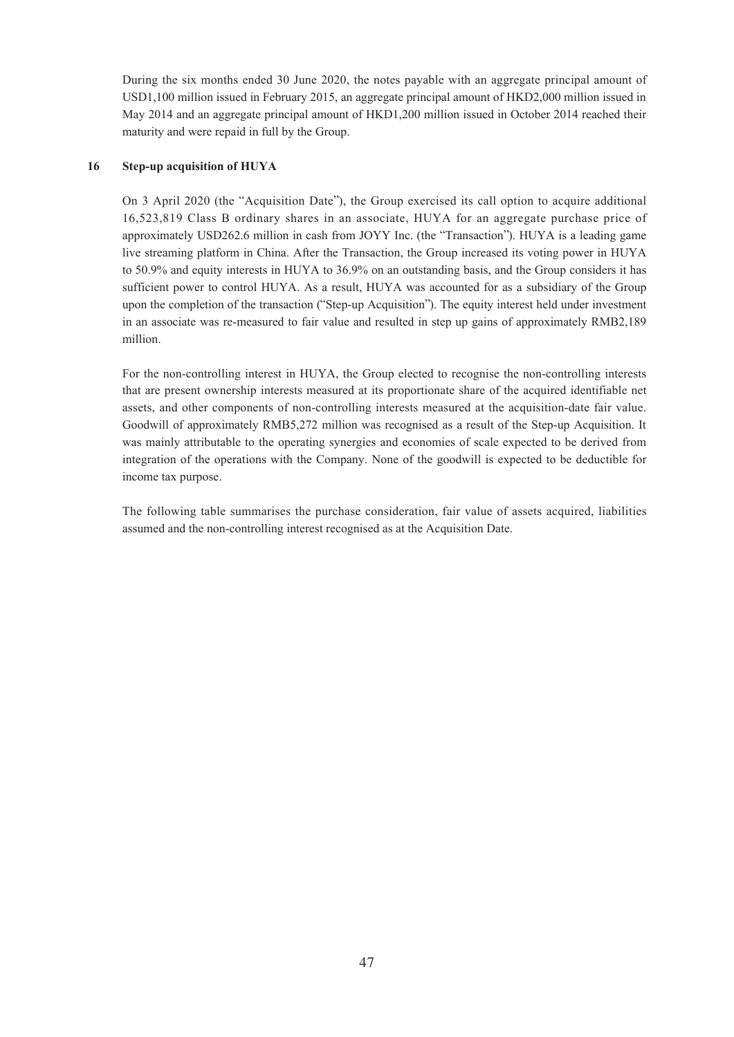During the six months ended 30 June 2020, the notes payable with an aggregate principal amount of USD1,100 million issued in February 2015, an aggregate principal amount of HKD2,000 million issued in May 2014 and an aggregate principal amount of HKD1,200 million issued in October 2014 reached their maturity and were repaid in full by the Group.

## 16 Step-up acquisition of HUYA

On 3 April 2020 (the "Acquisition Date"), the Group exercised its call option to acquire additional 16,523,819 Class B ordinary shares in an associate, HUYA for an aggregate purchase price of approximately USD262.6 million in cash from JOYY Inc. (the "Transaction"). HUYA is a leading game live streaming platform in China. After the Transaction, the Group increased its voting power in HUYA to 50.9% and equity interests in HUYA to 36.9% on an outstanding basis, and the Group considers it has sufficient power to control HUYA. As a result, HUYA was accounted for as a subsidiary of the Group upon the completion of the transaction ("Step-up Acquisition"). The equity interest held under investment in an associate was re-measured to fair value and resulted in step up gains of approximately RMB2,189 million.

For the non-controlling interest in HUYA, the Group elected to recognise the non-controlling interests that are present ownership interests measured at its proportionate share of the acquired identifiable net assets, and other components of non-controlling interests measured at the acquisition-date fair value. Goodwill of approximately RMB5,272 million was recognised as a result of the Step-up Acquisition. It was mainly attributable to the operating synergies and economies of scale expected to be derived from integration of the operations with the Company. None of the goodwill is expected to be deductible for income tax purpose.

The following table summarises the purchase consideration, fair value of assets acquired, liabilities assumed and the non-controlling interest recognised as at the Acquisition Date.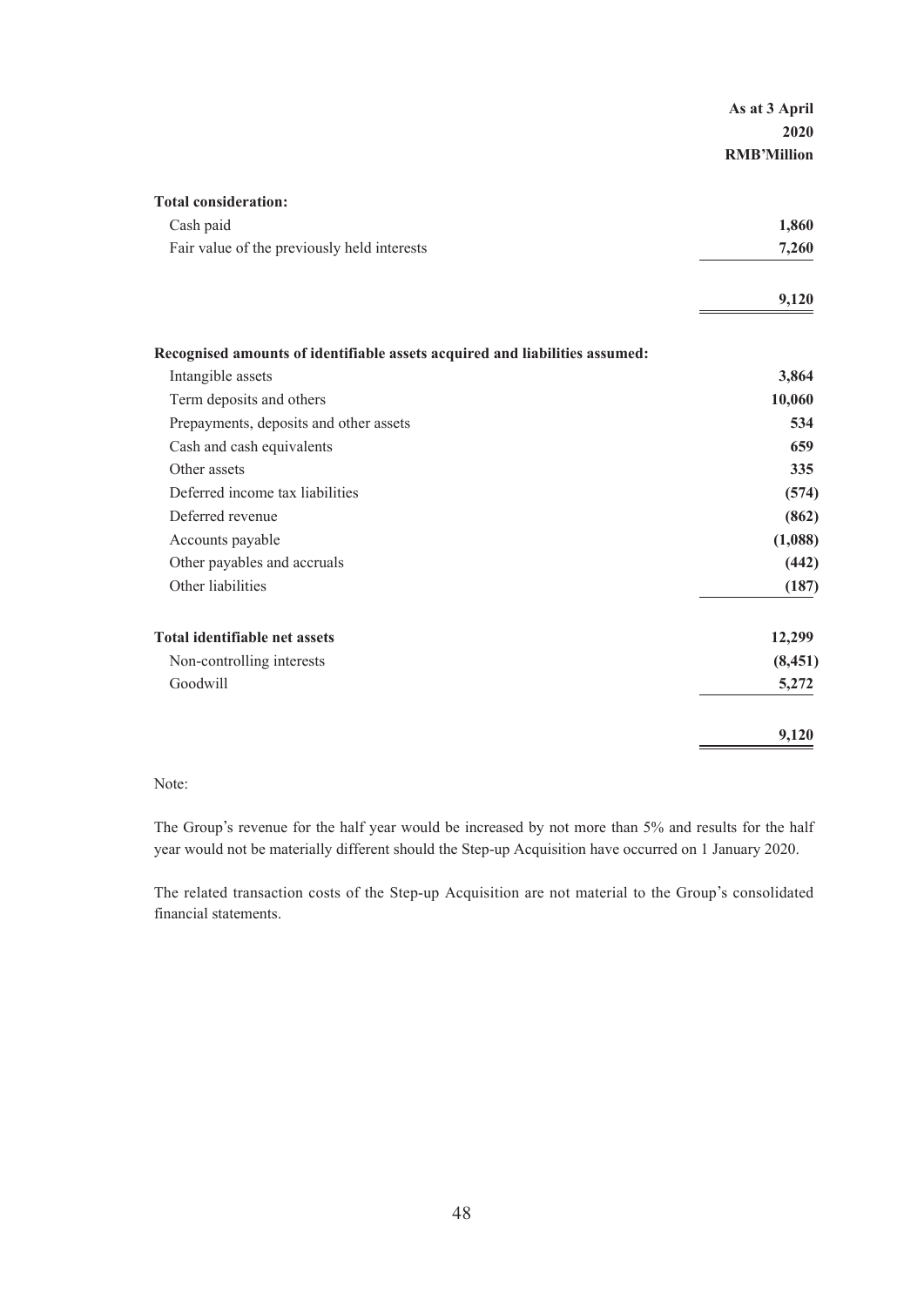| | As at 3 April 2020 RMB'Million |
|---|---|
| **Total consideration:** | |
| Cash paid | **1,860** |
| Fair value of the previously held interests | **7,260** |
| | **9,120** |
| **Recognised amounts of identifiable assets acquired and liabilities assumed:** | |
| Intangible assets | **3,864** |
| Term deposits and others | **10,060** |
| Prepayments, deposits and other assets | **534** |
| Cash and cash equivalents | **659** |
| Other assets | **335** |
| Deferred income tax liabilities | **(574)** |
| Deferred revenue | **(862)** |
| Accounts payable | **(1,088)** |
| Other payables and accruals | **(442)** |
| Other liabilities | **(187)** |
| **Total identifiable net assets** | **12,299** |
| Non-controlling interests | **(8,451)** |
| Goodwill | **5,272** |
| | **9,120** |

Note:

The Group's revenue for the half year would be increased by not more than 5% and results for the half year would not be materially different should the Step-up Acquisition have occurred on 1 January 2020.

The related transaction costs of the Step-up Acquisition are not material to the Group's consolidated financial statements.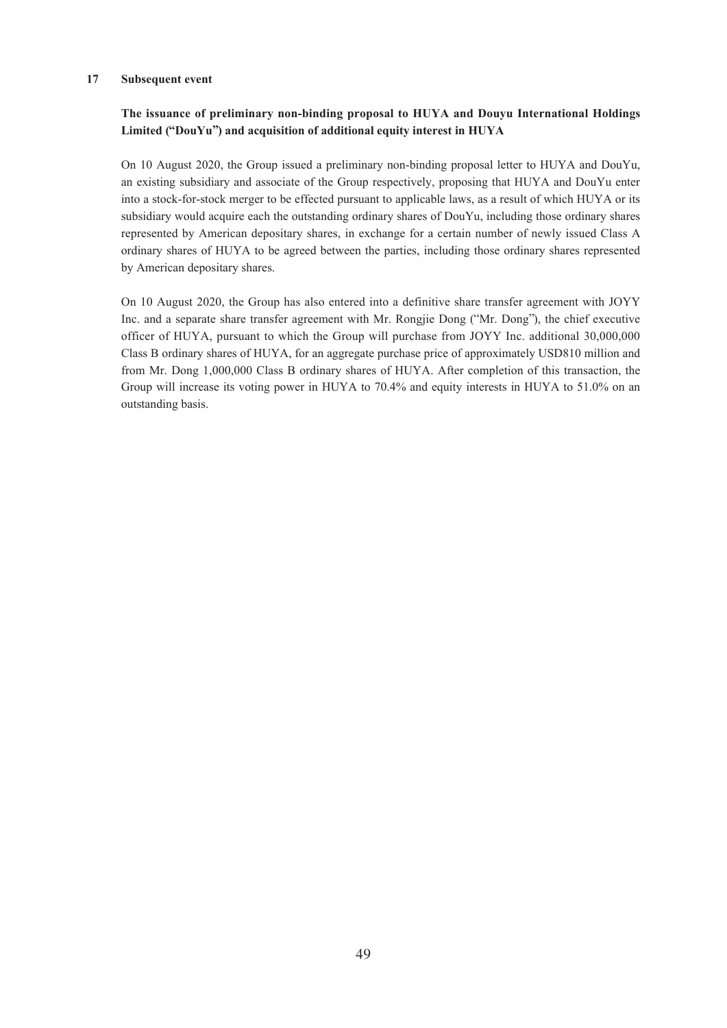## 17 Subsequent event

**The issuance of preliminary non-binding proposal to HUYA and Douyu International Holdings Limited ("DouYu") and acquisition of additional equity interest in HUYA**

On 10 August 2020, the Group issued a preliminary non-binding proposal letter to HUYA and DouYu, an existing subsidiary and associate of the Group respectively, proposing that HUYA and DouYu enter into a stock-for-stock merger to be effected pursuant to applicable laws, as a result of which HUYA or its subsidiary would acquire each the outstanding ordinary shares of DouYu, including those ordinary shares represented by American depositary shares, in exchange for a certain number of newly issued Class A ordinary shares of HUYA to be agreed between the parties, including those ordinary shares represented by American depositary shares.

On 10 August 2020, the Group has also entered into a definitive share transfer agreement with JOYY Inc. and a separate share transfer agreement with Mr. Rongjie Dong ("Mr. Dong"), the chief executive officer of HUYA, pursuant to which the Group will purchase from JOYY Inc. additional 30,000,000 Class B ordinary shares of HUYA, for an aggregate purchase price of approximately USD810 million and from Mr. Dong 1,000,000 Class B ordinary shares of HUYA. After completion of this transaction, the Group will increase its voting power in HUYA to 70.4% and equity interests in HUYA to 51.0% on an outstanding basis.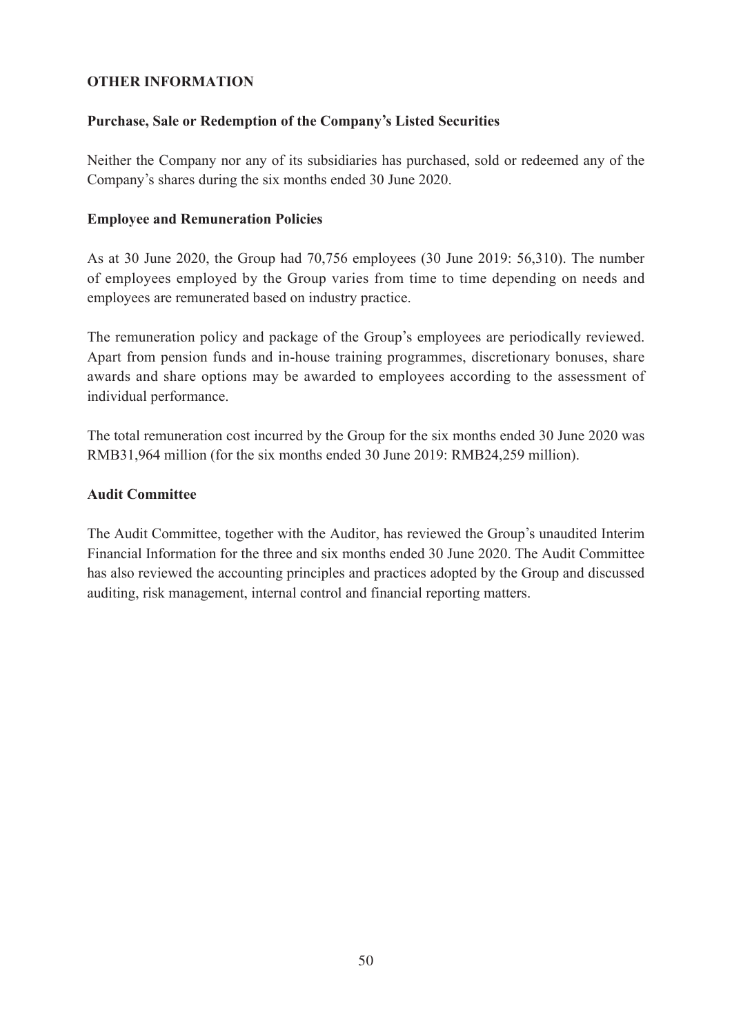## OTHER INFORMATION

### Purchase, Sale or Redemption of the Company's Listed Securities

Neither the Company nor any of its subsidiaries has purchased, sold or redeemed any of the Company's shares during the six months ended 30 June 2020.

### Employee and Remuneration Policies

As at 30 June 2020, the Group had 70,756 employees (30 June 2019: 56,310). The number of employees employed by the Group varies from time to time depending on needs and employees are remunerated based on industry practice.

The remuneration policy and package of the Group's employees are periodically reviewed. Apart from pension funds and in-house training programmes, discretionary bonuses, share awards and share options may be awarded to employees according to the assessment of individual performance.

The total remuneration cost incurred by the Group for the six months ended 30 June 2020 was RMB31,964 million (for the six months ended 30 June 2019: RMB24,259 million).

### Audit Committee

The Audit Committee, together with the Auditor, has reviewed the Group's unaudited Interim Financial Information for the three and six months ended 30 June 2020. The Audit Committee has also reviewed the accounting principles and practices adopted by the Group and discussed auditing, risk management, internal control and financial reporting matters.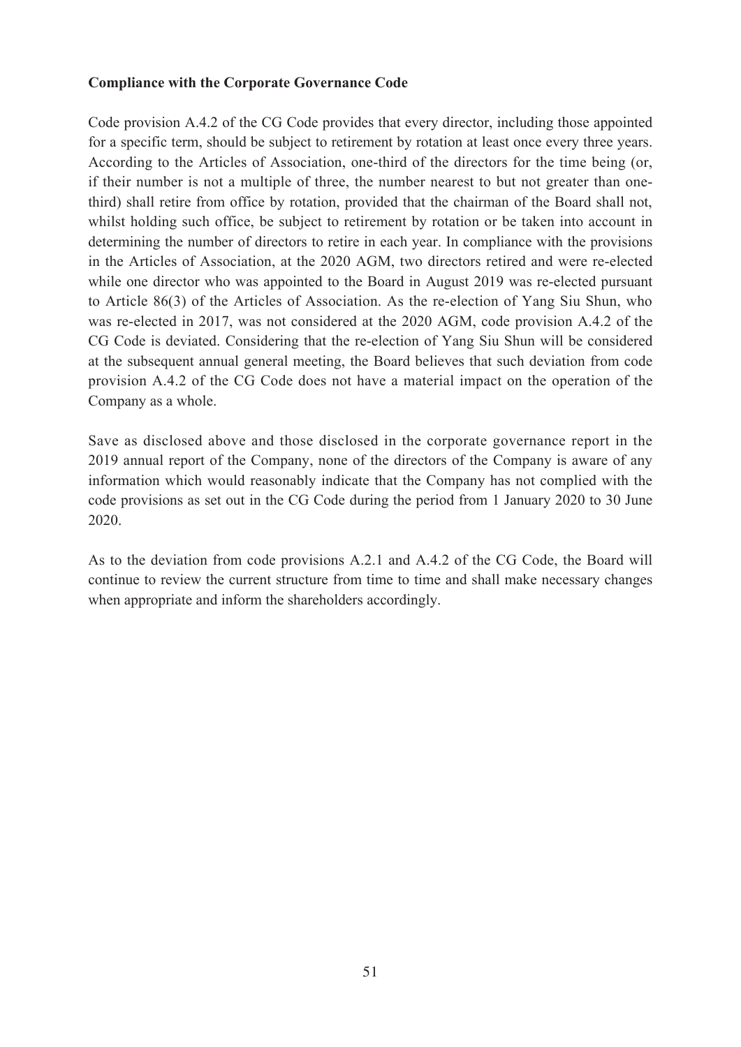**Compliance with the Corporate Governance Code**

Code provision A.4.2 of the CG Code provides that every director, including those appointed for a specific term, should be subject to retirement by rotation at least once every three years. According to the Articles of Association, one-third of the directors for the time being (or, if their number is not a multiple of three, the number nearest to but not greater than one-third) shall retire from office by rotation, provided that the chairman of the Board shall not, whilst holding such office, be subject to retirement by rotation or be taken into account in determining the number of directors to retire in each year. In compliance with the provisions in the Articles of Association, at the 2020 AGM, two directors retired and were re-elected while one director who was appointed to the Board in August 2019 was re-elected pursuant to Article 86(3) of the Articles of Association. As the re-election of Yang Siu Shun, who was re-elected in 2017, was not considered at the 2020 AGM, code provision A.4.2 of the CG Code is deviated. Considering that the re-election of Yang Siu Shun will be considered at the subsequent annual general meeting, the Board believes that such deviation from code provision A.4.2 of the CG Code does not have a material impact on the operation of the Company as a whole.

Save as disclosed above and those disclosed in the corporate governance report in the 2019 annual report of the Company, none of the directors of the Company is aware of any information which would reasonably indicate that the Company has not complied with the code provisions as set out in the CG Code during the period from 1 January 2020 to 30 June 2020.

As to the deviation from code provisions A.2.1 and A.4.2 of the CG Code, the Board will continue to review the current structure from time to time and shall make necessary changes when appropriate and inform the shareholders accordingly.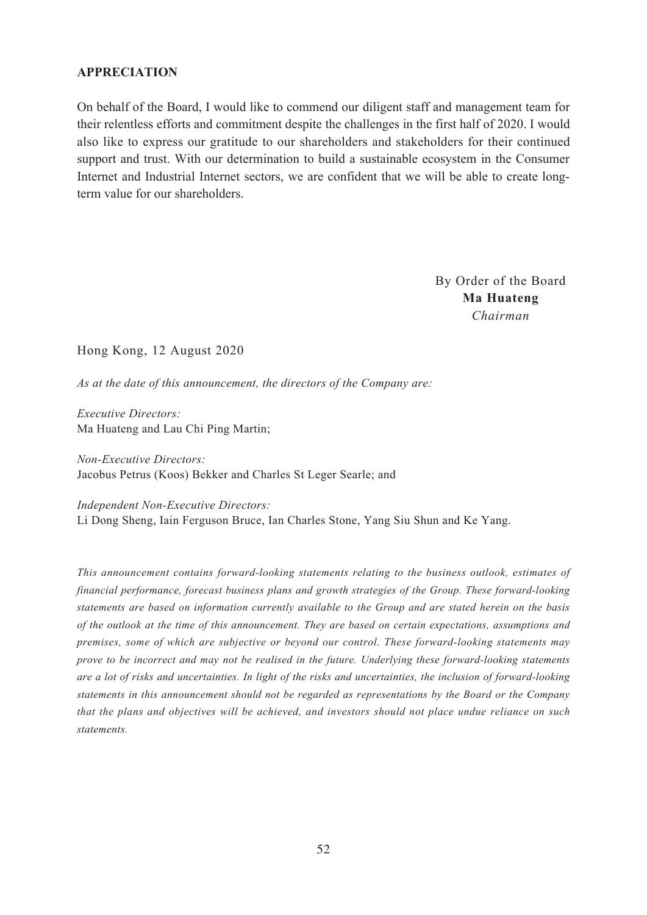## APPRECIATION

On behalf of the Board, I would like to commend our diligent staff and management team for their relentless efforts and commitment despite the challenges in the first half of 2020. I would also like to express our gratitude to our shareholders and stakeholders for their continued support and trust. With our determination to build a sustainable ecosystem in the Consumer Internet and Industrial Internet sectors, we are confident that we will be able to create long-term value for our shareholders.

By Order of the Board
**Ma Huateng**
*Chairman*

Hong Kong, 12 August 2020

*As at the date of this announcement, the directors of the Company are:*

*Executive Directors:*
Ma Huateng and Lau Chi Ping Martin;

*Non-Executive Directors:*
Jacobus Petrus (Koos) Bekker and Charles St Leger Searle; and

*Independent Non-Executive Directors:*
Li Dong Sheng, Iain Ferguson Bruce, Ian Charles Stone, Yang Siu Shun and Ke Yang.

*This announcement contains forward-looking statements relating to the business outlook, estimates of financial performance, forecast business plans and growth strategies of the Group. These forward-looking statements are based on information currently available to the Group and are stated herein on the basis of the outlook at the time of this announcement. They are based on certain expectations, assumptions and premises, some of which are subjective or beyond our control. These forward-looking statements may prove to be incorrect and may not be realised in the future. Underlying these forward-looking statements are a lot of risks and uncertainties. In light of the risks and uncertainties, the inclusion of forward-looking statements in this announcement should not be regarded as representations by the Board or the Company that the plans and objectives will be achieved, and investors should not place undue reliance on such statements.*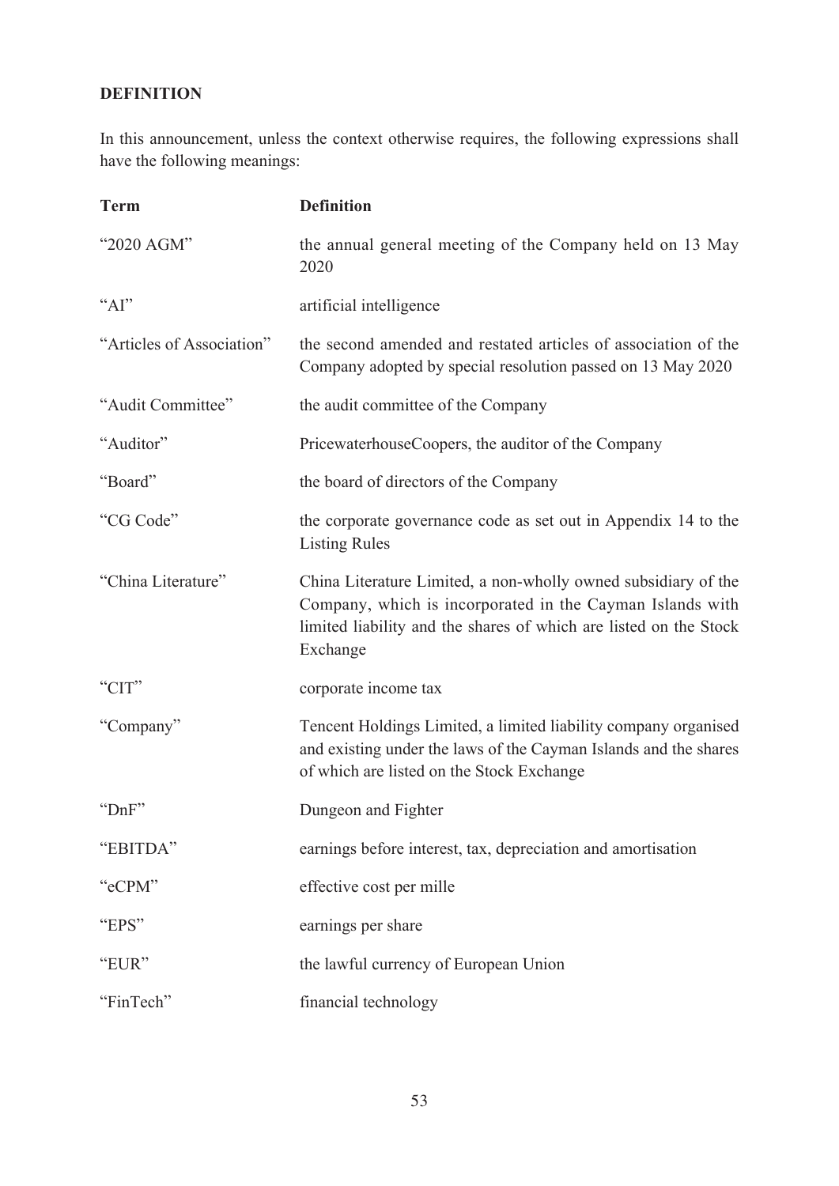**DEFINITION**

In this announcement, unless the context otherwise requires, the following expressions shall have the following meanings:

| Term | Definition |
| --- | --- |
| "2020 AGM" | the annual general meeting of the Company held on 13 May 2020 |
| "AI" | artificial intelligence |
| "Articles of Association" | the second amended and restated articles of association of the Company adopted by special resolution passed on 13 May 2020 |
| "Audit Committee" | the audit committee of the Company |
| "Auditor" | PricewaterhouseCoopers, the auditor of the Company |
| "Board" | the board of directors of the Company |
| "CG Code" | the corporate governance code as set out in Appendix 14 to the Listing Rules |
| "China Literature" | China Literature Limited, a non-wholly owned subsidiary of the Company, which is incorporated in the Cayman Islands with limited liability and the shares of which are listed on the Stock Exchange |
| "CIT" | corporate income tax |
| "Company" | Tencent Holdings Limited, a limited liability company organised and existing under the laws of the Cayman Islands and the shares of which are listed on the Stock Exchange |
| "DnF" | Dungeon and Fighter |
| "EBITDA" | earnings before interest, tax, depreciation and amortisation |
| "eCPM" | effective cost per mille |
| "EPS" | earnings per share |
| "EUR" | the lawful currency of European Union |
| "FinTech" | financial technology |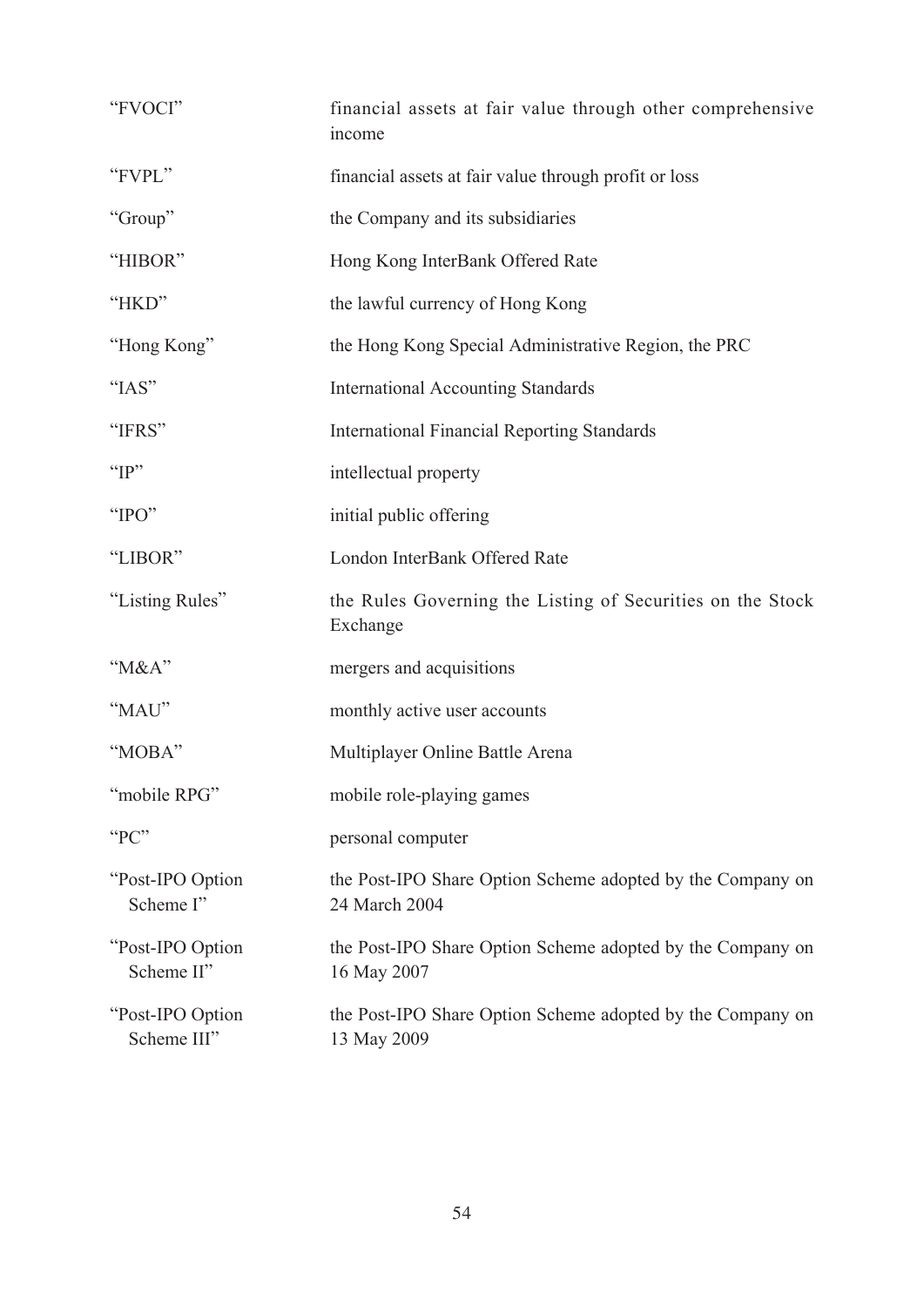| | |
|---|---|
| "FVOCI" | financial assets at fair value through other comprehensive income |
| "FVPL" | financial assets at fair value through profit or loss |
| "Group" | the Company and its subsidiaries |
| "HIBOR" | Hong Kong InterBank Offered Rate |
| "HKD" | the lawful currency of Hong Kong |
| "Hong Kong" | the Hong Kong Special Administrative Region, the PRC |
| "IAS" | International Accounting Standards |
| "IFRS" | International Financial Reporting Standards |
| "IP" | intellectual property |
| "IPO" | initial public offering |
| "LIBOR" | London InterBank Offered Rate |
| "Listing Rules" | the Rules Governing the Listing of Securities on the Stock Exchange |
| "M&A" | mergers and acquisitions |
| "MAU" | monthly active user accounts |
| "MOBA" | Multiplayer Online Battle Arena |
| "mobile RPG" | mobile role-playing games |
| "PC" | personal computer |
| "Post-IPO Option Scheme I" | the Post-IPO Share Option Scheme adopted by the Company on 24 March 2004 |
| "Post-IPO Option Scheme II" | the Post-IPO Share Option Scheme adopted by the Company on 16 May 2007 |
| "Post-IPO Option Scheme III" | the Post-IPO Share Option Scheme adopted by the Company on 13 May 2009 |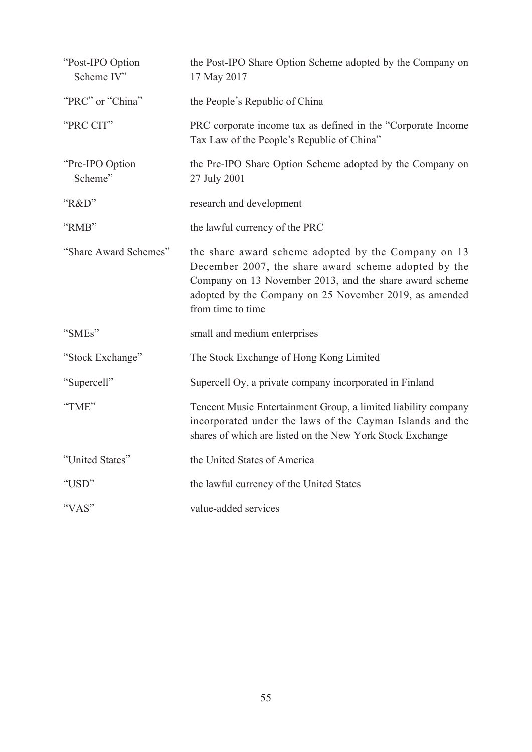| | |
|---|---|
| "Post-IPO Option Scheme IV" | the Post-IPO Share Option Scheme adopted by the Company on 17 May 2017 |
| "PRC" or "China" | the People's Republic of China |
| "PRC CIT" | PRC corporate income tax as defined in the "Corporate Income Tax Law of the People's Republic of China" |
| "Pre-IPO Option Scheme" | the Pre-IPO Share Option Scheme adopted by the Company on 27 July 2001 |
| "R&D" | research and development |
| "RMB" | the lawful currency of the PRC |
| "Share Award Schemes" | the share award scheme adopted by the Company on 13 December 2007, the share award scheme adopted by the Company on 13 November 2013, and the share award scheme adopted by the Company on 25 November 2019, as amended from time to time |
| "SMEs" | small and medium enterprises |
| "Stock Exchange" | The Stock Exchange of Hong Kong Limited |
| "Supercell" | Supercell Oy, a private company incorporated in Finland |
| "TME" | Tencent Music Entertainment Group, a limited liability company incorporated under the laws of the Cayman Islands and the shares of which are listed on the New York Stock Exchange |
| "United States" | the United States of America |
| "USD" | the lawful currency of the United States |
| "VAS" | value-added services |